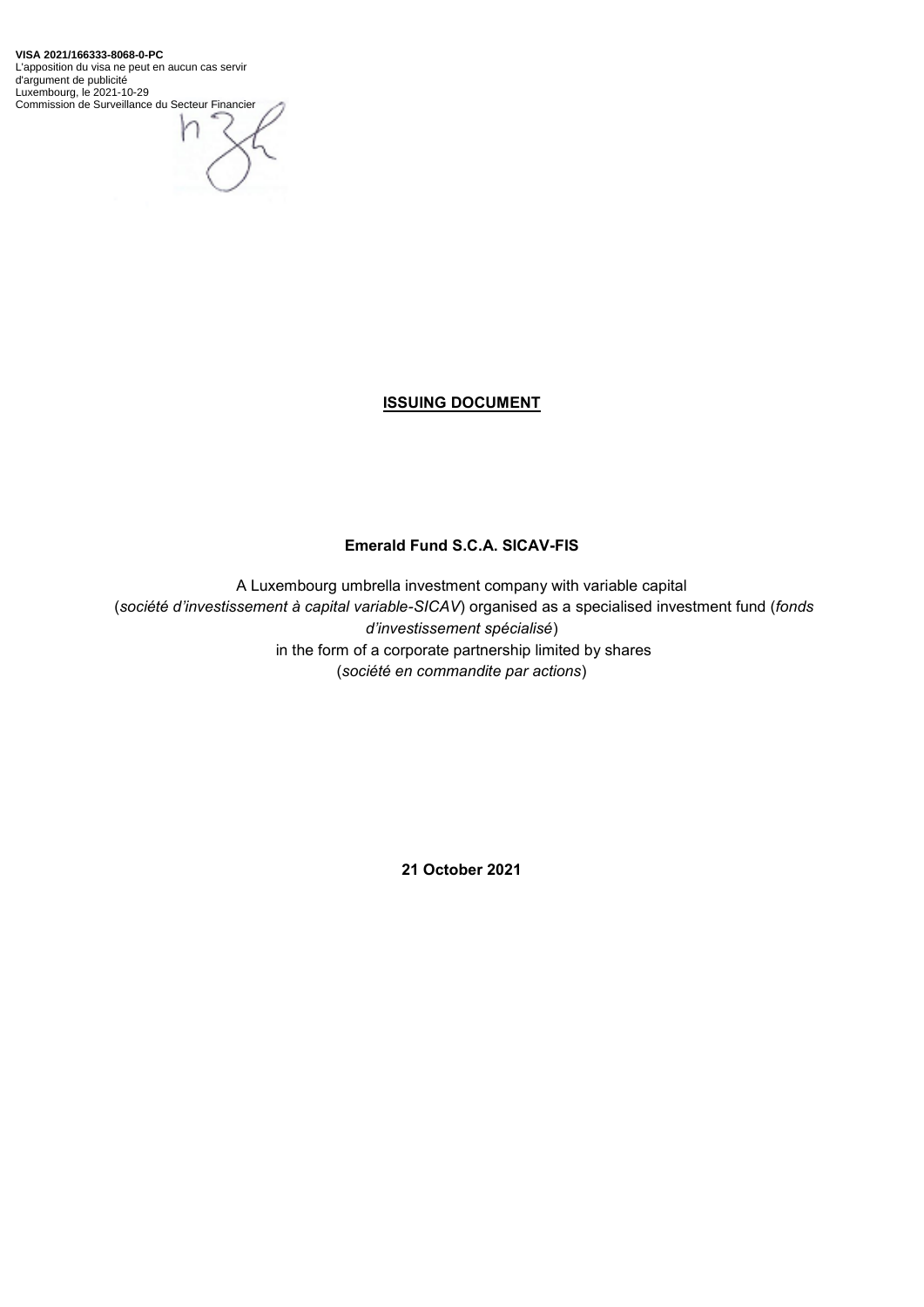**VISA 2021/166333-8068-0-PC**
L'apposition du visa ne peut en aucun cas servir d'argument de publicité
Luxembourg, le 2021-10-29
Commission de Surveillance du Secteur Financier

# ISSUING DOCUMENT

**Emerald Fund S.C.A. SICAV-FIS**

A Luxembourg umbrella investment company with variable capital (*société d'investissement à capital variable-SICAV*) organised as a specialised investment fund (*fonds d'investissement spécialisé*) in the form of a corporate partnership limited by shares (*société en commandite par actions*)

**21 October 2021**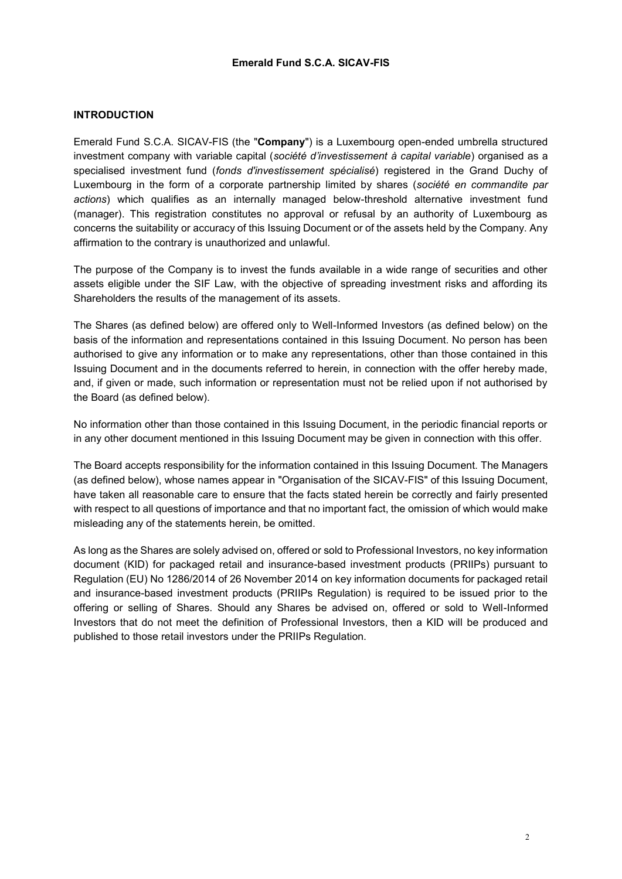**Emerald Fund S.C.A. SICAV-FIS**

## INTRODUCTION

Emerald Fund S.C.A. SICAV-FIS (the "**Company**") is a Luxembourg open-ended umbrella structured investment company with variable capital (*société d'investissement à capital variable*) organised as a specialised investment fund (*fonds d'investissement spécialisé*) registered in the Grand Duchy of Luxembourg in the form of a corporate partnership limited by shares (*société en commandite par actions*) which qualifies as an internally managed below-threshold alternative investment fund (manager). This registration constitutes no approval or refusal by an authority of Luxembourg as concerns the suitability or accuracy of this Issuing Document or of the assets held by the Company. Any affirmation to the contrary is unauthorized and unlawful.

The purpose of the Company is to invest the funds available in a wide range of securities and other assets eligible under the SIF Law, with the objective of spreading investment risks and affording its Shareholders the results of the management of its assets.

The Shares (as defined below) are offered only to Well-Informed Investors (as defined below) on the basis of the information and representations contained in this Issuing Document. No person has been authorised to give any information or to make any representations, other than those contained in this Issuing Document and in the documents referred to herein, in connection with the offer hereby made, and, if given or made, such information or representation must not be relied upon if not authorised by the Board (as defined below).

No information other than those contained in this Issuing Document, in the periodic financial reports or in any other document mentioned in this Issuing Document may be given in connection with this offer.

The Board accepts responsibility for the information contained in this Issuing Document. The Managers (as defined below), whose names appear in "Organisation of the SICAV-FIS" of this Issuing Document, have taken all reasonable care to ensure that the facts stated herein be correctly and fairly presented with respect to all questions of importance and that no important fact, the omission of which would make misleading any of the statements herein, be omitted.

As long as the Shares are solely advised on, offered or sold to Professional Investors, no key information document (KID) for packaged retail and insurance-based investment products (PRIIPs) pursuant to Regulation (EU) No 1286/2014 of 26 November 2014 on key information documents for packaged retail and insurance-based investment products (PRIIPs Regulation) is required to be issued prior to the offering or selling of Shares. Should any Shares be advised on, offered or sold to Well-Informed Investors that do not meet the definition of Professional Investors, then a KID will be produced and published to those retail investors under the PRIIPs Regulation.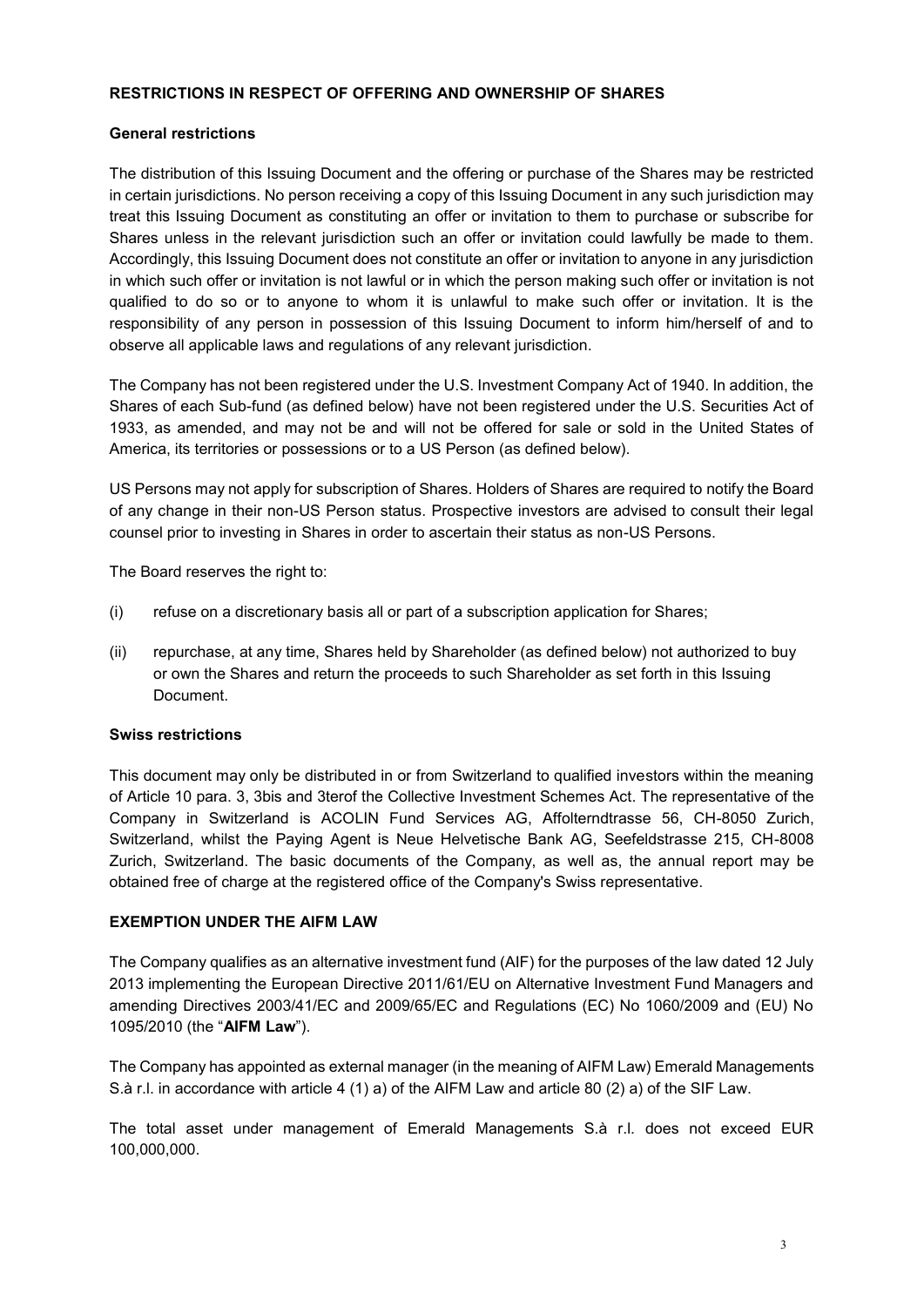## RESTRICTIONS IN RESPECT OF OFFERING AND OWNERSHIP OF SHARES

### General restrictions

The distribution of this Issuing Document and the offering or purchase of the Shares may be restricted in certain jurisdictions. No person receiving a copy of this Issuing Document in any such jurisdiction may treat this Issuing Document as constituting an offer or invitation to them to purchase or subscribe for Shares unless in the relevant jurisdiction such an offer or invitation could lawfully be made to them. Accordingly, this Issuing Document does not constitute an offer or invitation to anyone in any jurisdiction in which such offer or invitation is not lawful or in which the person making such offer or invitation is not qualified to do so or to anyone to whom it is unlawful to make such offer or invitation. It is the responsibility of any person in possession of this Issuing Document to inform him/herself of and to observe all applicable laws and regulations of any relevant jurisdiction.

The Company has not been registered under the U.S. Investment Company Act of 1940. In addition, the Shares of each Sub-fund (as defined below) have not been registered under the U.S. Securities Act of 1933, as amended, and may not be and will not be offered for sale or sold in the United States of America, its territories or possessions or to a US Person (as defined below).

US Persons may not apply for subscription of Shares. Holders of Shares are required to notify the Board of any change in their non-US Person status. Prospective investors are advised to consult their legal counsel prior to investing in Shares in order to ascertain their status as non-US Persons.

The Board reserves the right to:

(i) refuse on a discretionary basis all or part of a subscription application for Shares;

(ii) repurchase, at any time, Shares held by Shareholder (as defined below) not authorized to buy or own the Shares and return the proceeds to such Shareholder as set forth in this Issuing Document.

### Swiss restrictions

This document may only be distributed in or from Switzerland to qualified investors within the meaning of Article 10 para. 3, 3bis and 3terof the Collective Investment Schemes Act. The representative of the Company in Switzerland is ACOLIN Fund Services AG, Affolterndtrasse 56, CH-8050 Zurich, Switzerland, whilst the Paying Agent is Neue Helvetische Bank AG, Seefeldstrasse 215, CH-8008 Zurich, Switzerland. The basic documents of the Company, as well as, the annual report may be obtained free of charge at the registered office of the Company's Swiss representative.

## EXEMPTION UNDER THE AIFM LAW

The Company qualifies as an alternative investment fund (AIF) for the purposes of the law dated 12 July 2013 implementing the European Directive 2011/61/EU on Alternative Investment Fund Managers and amending Directives 2003/41/EC and 2009/65/EC and Regulations (EC) No 1060/2009 and (EU) No 1095/2010 (the "**AIFM Law**").

The Company has appointed as external manager (in the meaning of AIFM Law) Emerald Managements S.à r.l. in accordance with article 4 (1) a) of the AIFM Law and article 80 (2) a) of the SIF Law.

The total asset under management of Emerald Managements S.à r.l. does not exceed EUR 100,000,000.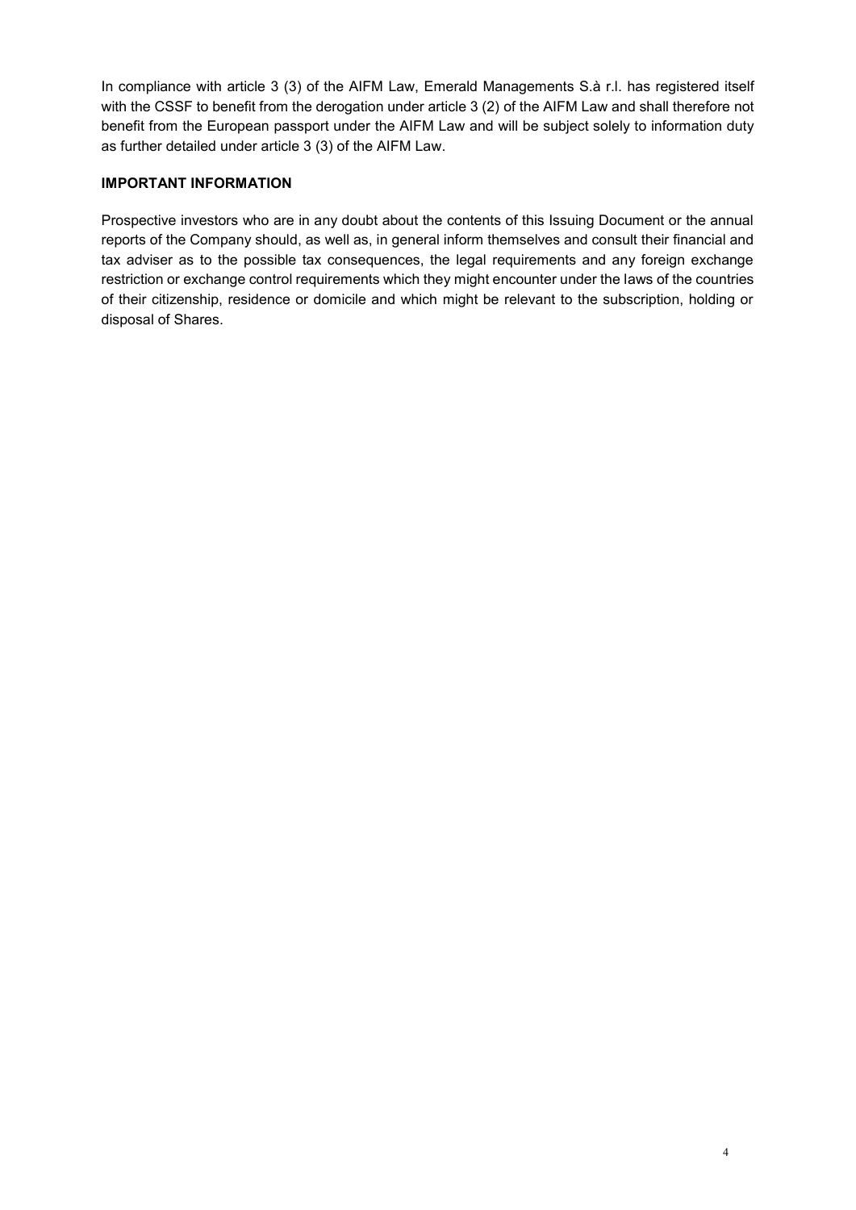In compliance with article 3 (3) of the AIFM Law, Emerald Managements S.à r.l. has registered itself with the CSSF to benefit from the derogation under article 3 (2) of the AIFM Law and shall therefore not benefit from the European passport under the AIFM Law and will be subject solely to information duty as further detailed under article 3 (3) of the AIFM Law.

## IMPORTANT INFORMATION

Prospective investors who are in any doubt about the contents of this Issuing Document or the annual reports of the Company should, as well as, in general inform themselves and consult their financial and tax adviser as to the possible tax consequences, the legal requirements and any foreign exchange restriction or exchange control requirements which they might encounter under the laws of the countries of their citizenship, residence or domicile and which might be relevant to the subscription, holding or disposal of Shares.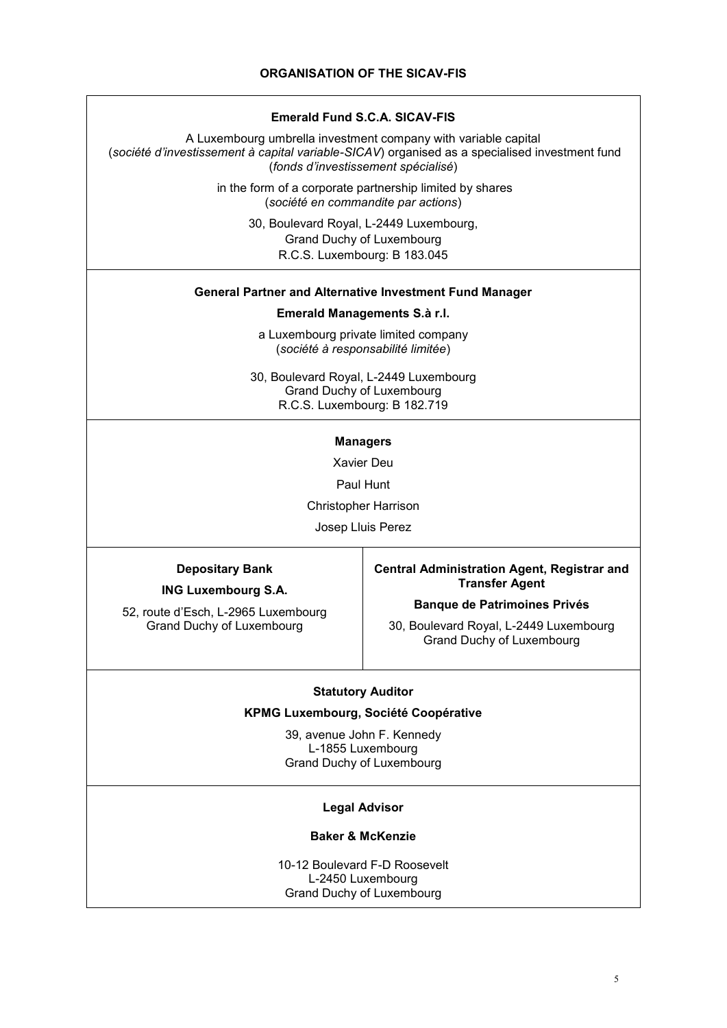## ORGANISATION OF THE SICAV-FIS

**Emerald Fund S.C.A. SICAV-FIS**

A Luxembourg umbrella investment company with variable capital (*société d'investissement à capital variable-SICAV*) organised as a specialised investment fund (*fonds d'investissement spécialisé*)

in the form of a corporate partnership limited by shares (*société en commandite par actions*)

30, Boulevard Royal, L-2449 Luxembourg,
Grand Duchy of Luxembourg
R.C.S. Luxembourg: B 183.045

**General Partner and Alternative Investment Fund Manager**

**Emerald Managements S.à r.l.**

a Luxembourg private limited company (*société à responsabilité limitée*)

30, Boulevard Royal, L-2449 Luxembourg
Grand Duchy of Luxembourg
R.C.S. Luxembourg: B 182.719

**Managers**

Xavier Deu

Paul Hunt

Christopher Harrison

Josep Lluis Perez

**Depositary Bank**

**ING Luxembourg S.A.**

52, route d'Esch, L-2965 Luxembourg
Grand Duchy of Luxembourg

**Central Administration Agent, Registrar and Transfer Agent**

**Banque de Patrimoines Privés**

30, Boulevard Royal, L-2449 Luxembourg
Grand Duchy of Luxembourg

**Statutory Auditor**

**KPMG Luxembourg, Société Coopérative**

39, avenue John F. Kennedy
L-1855 Luxembourg
Grand Duchy of Luxembourg

**Legal Advisor**

**Baker & McKenzie**

10-12 Boulevard F-D Roosevelt
L-2450 Luxembourg
Grand Duchy of Luxembourg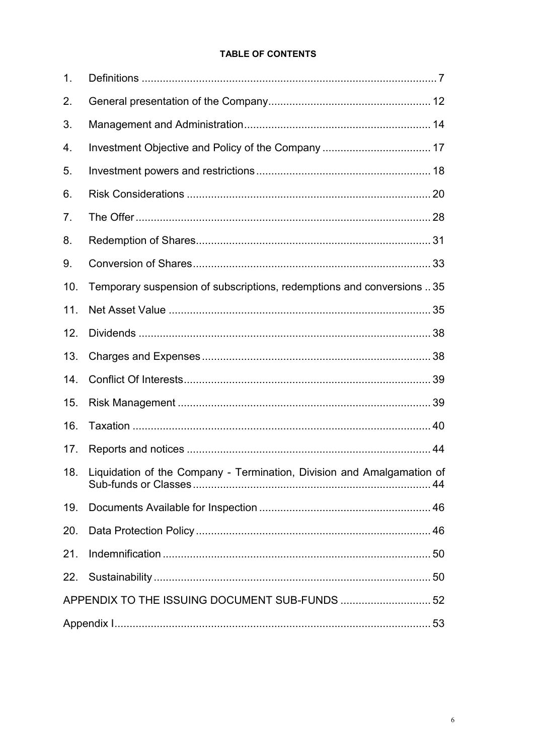**TABLE OF CONTENTS**

| | | |
|---|---|---|
| 1. | Definitions | 7 |
| 2. | General presentation of the Company | 12 |
| 3. | Management and Administration | 14 |
| 4. | Investment Objective and Policy of the Company | 17 |
| 5. | Investment powers and restrictions | 18 |
| 6. | Risk Considerations | 20 |
| 7. | The Offer | 28 |
| 8. | Redemption of Shares | 31 |
| 9. | Conversion of Shares | 33 |
| 10. | Temporary suspension of subscriptions, redemptions and conversions | 35 |
| 11. | Net Asset Value | 35 |
| 12. | Dividends | 38 |
| 13. | Charges and Expenses | 38 |
| 14. | Conflict Of Interests | 39 |
| 15. | Risk Management | 39 |
| 16. | Taxation | 40 |
| 17. | Reports and notices | 44 |
| 18. | Liquidation of the Company - Termination, Division and Amalgamation of Sub-funds or Classes | 44 |
| 19. | Documents Available for Inspection | 46 |
| 20. | Data Protection Policy | 46 |
| 21. | Indemnification | 50 |
| 22. | Sustainability | 50 |
| | APPENDIX TO THE ISSUING DOCUMENT SUB-FUNDS | 52 |
| | Appendix I | 53 |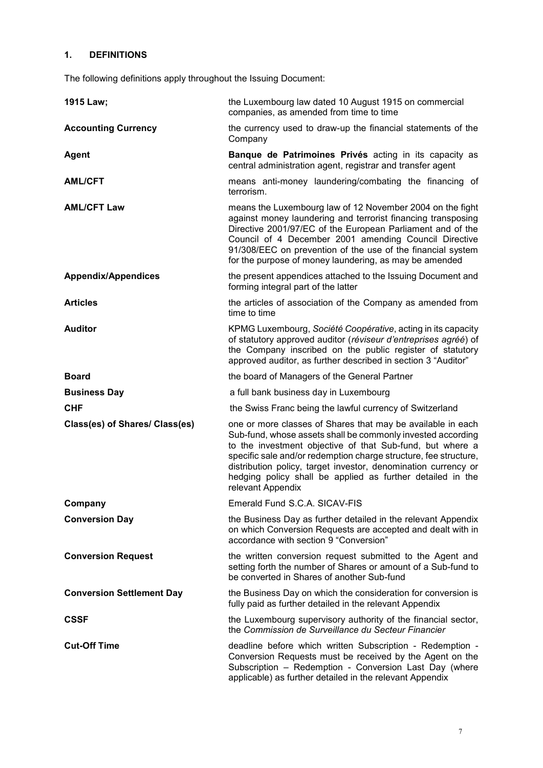## 1. DEFINITIONS

The following definitions apply throughout the Issuing Document:

| | |
|---|---|
| **1915 Law;** | the Luxembourg law dated 10 August 1915 on commercial companies, as amended from time to time |
| **Accounting Currency** | the currency used to draw-up the financial statements of the Company |
| **Agent** | **Banque de Patrimoines Privés** acting in its capacity as central administration agent, registrar and transfer agent |
| **AML/CFT** | means anti-money laundering/combating the financing of terrorism. |
| **AML/CFT Law** | means the Luxembourg law of 12 November 2004 on the fight against money laundering and terrorist financing transposing Directive 2001/97/EC of the European Parliament and of the Council of 4 December 2001 amending Council Directive 91/308/EEC on prevention of the use of the financial system for the purpose of money laundering, as may be amended |
| **Appendix/Appendices** | the present appendices attached to the Issuing Document and forming integral part of the latter |
| **Articles** | the articles of association of the Company as amended from time to time |
| **Auditor** | KPMG Luxembourg, *Société Coopérative*, acting in its capacity of statutory approved auditor (*réviseur d'entreprises agréé*) of the Company inscribed on the public register of statutory approved auditor, as further described in section 3 "Auditor" |
| **Board** | the board of Managers of the General Partner |
| **Business Day** | a full bank business day in Luxembourg |
| **CHF** | the Swiss Franc being the lawful currency of Switzerland |
| **Class(es) of Shares/ Class(es)** | one or more classes of Shares that may be available in each Sub-fund, whose assets shall be commonly invested according to the investment objective of that Sub-fund, but where a specific sale and/or redemption charge structure, fee structure, distribution policy, target investor, denomination currency or hedging policy shall be applied as further detailed in the relevant Appendix |
| **Company** | Emerald Fund S.C.A. SICAV-FIS |
| **Conversion Day** | the Business Day as further detailed in the relevant Appendix on which Conversion Requests are accepted and dealt with in accordance with section 9 "Conversion" |
| **Conversion Request** | the written conversion request submitted to the Agent and setting forth the number of Shares or amount of a Sub-fund to be converted in Shares of another Sub-fund |
| **Conversion Settlement Day** | the Business Day on which the consideration for conversion is fully paid as further detailed in the relevant Appendix |
| **CSSF** | the Luxembourg supervisory authority of the financial sector, the *Commission de Surveillance du Secteur Financier* |
| **Cut-Off Time** | deadline before which written Subscription - Redemption - Conversion Requests must be received by the Agent on the Subscription – Redemption - Conversion Last Day (where applicable) as further detailed in the relevant Appendix |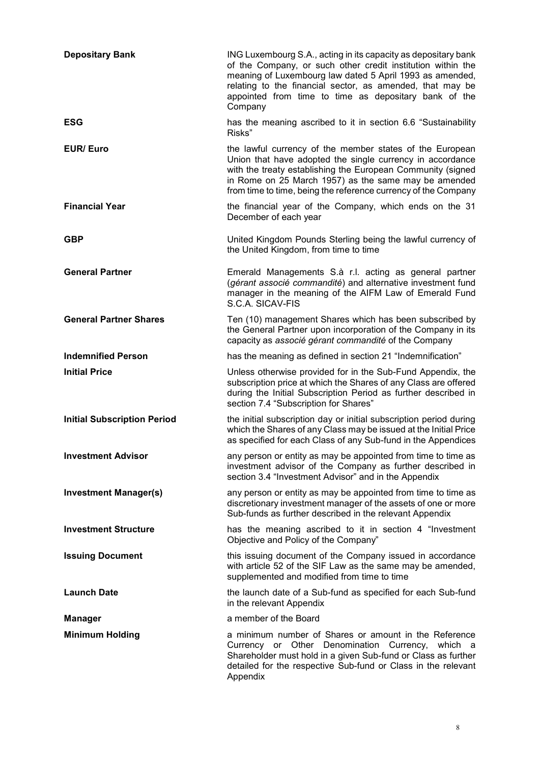| | |
|---|---|
| **Depositary Bank** | ING Luxembourg S.A., acting in its capacity as depositary bank of the Company, or such other credit institution within the meaning of Luxembourg law dated 5 April 1993 as amended, relating to the financial sector, as amended, that may be appointed from time to time as depositary bank of the Company |
| **ESG** | has the meaning ascribed to it in section 6.6 "Sustainability Risks" |
| **EUR/ Euro** | the lawful currency of the member states of the European Union that have adopted the single currency in accordance with the treaty establishing the European Community (signed in Rome on 25 March 1957) as the same may be amended from time to time, being the reference currency of the Company |
| **Financial Year** | the financial year of the Company, which ends on the 31 December of each year |
| **GBP** | United Kingdom Pounds Sterling being the lawful currency of the United Kingdom, from time to time |
| **General Partner** | Emerald Managements S.à r.l. acting as general partner (*gérant associé commandité*) and alternative investment fund manager in the meaning of the AIFM Law of Emerald Fund S.C.A. SICAV-FIS |
| **General Partner Shares** | Ten (10) management Shares which has been subscribed by the General Partner upon incorporation of the Company in its capacity as *associé gérant commandité* of the Company |
| **Indemnified Person** | has the meaning as defined in section 21 "Indemnification" |
| **Initial Price** | Unless otherwise provided for in the Sub-Fund Appendix, the subscription price at which the Shares of any Class are offered during the Initial Subscription Period as further described in section 7.4 "Subscription for Shares" |
| **Initial Subscription Period** | the initial subscription day or initial subscription period during which the Shares of any Class may be issued at the Initial Price as specified for each Class of any Sub-fund in the Appendices |
| **Investment Advisor** | any person or entity as may be appointed from time to time as investment advisor of the Company as further described in section 3.4 "Investment Advisor" and in the Appendix |
| **Investment Manager(s)** | any person or entity as may be appointed from time to time as discretionary investment manager of the assets of one or more Sub-funds as further described in the relevant Appendix |
| **Investment Structure** | has the meaning ascribed to it in section 4 "Investment Objective and Policy of the Company" |
| **Issuing Document** | this issuing document of the Company issued in accordance with article 52 of the SIF Law as the same may be amended, supplemented and modified from time to time |
| **Launch Date** | the launch date of a Sub-fund as specified for each Sub-fund in the relevant Appendix |
| **Manager** | a member of the Board |
| **Minimum Holding** | a minimum number of Shares or amount in the Reference Currency or Other Denomination Currency, which a Shareholder must hold in a given Sub-fund or Class as further detailed for the respective Sub-fund or Class in the relevant Appendix |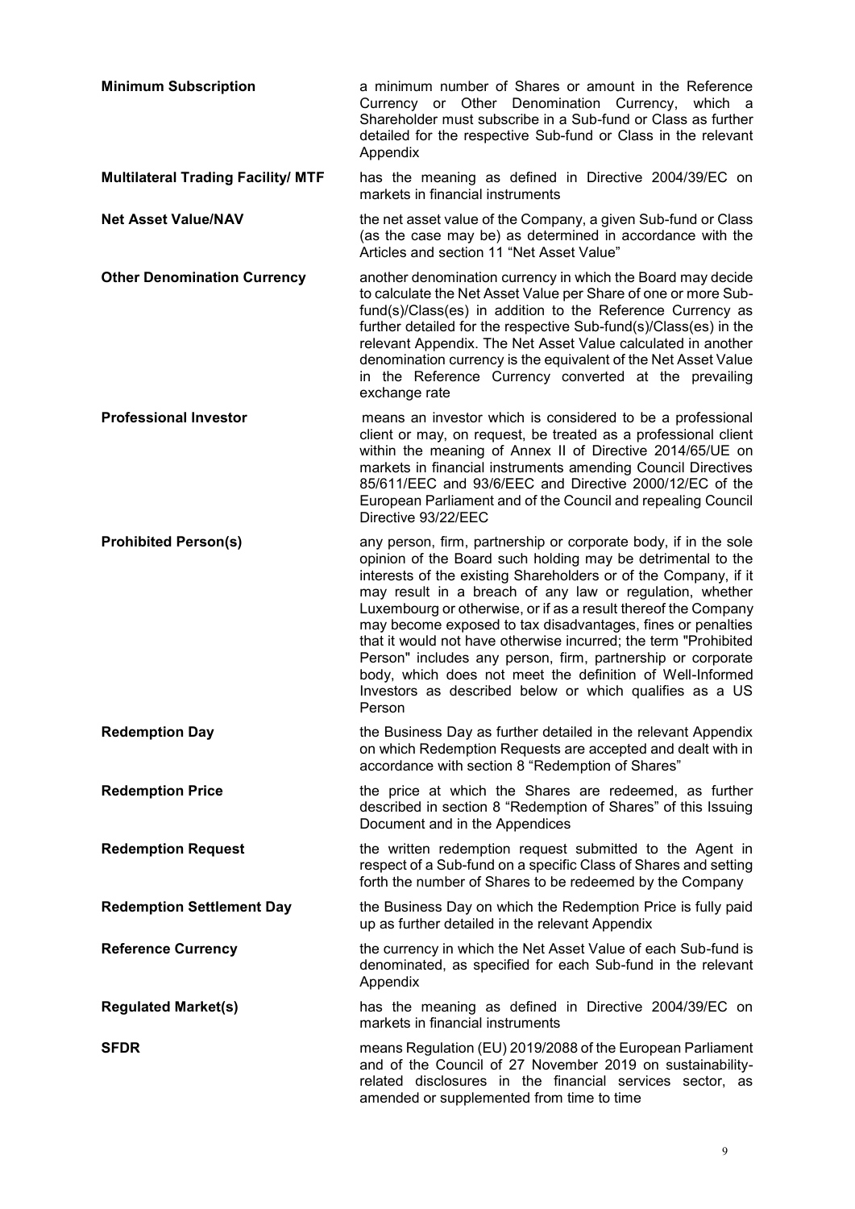| | |
|---|---|
| **Minimum Subscription** | a minimum number of Shares or amount in the Reference Currency or Other Denomination Currency, which a Shareholder must subscribe in a Sub-fund or Class as further detailed for the respective Sub-fund or Class in the relevant Appendix |
| **Multilateral Trading Facility/ MTF** | has the meaning as defined in Directive 2004/39/EC on markets in financial instruments |
| **Net Asset Value/NAV** | the net asset value of the Company, a given Sub-fund or Class (as the case may be) as determined in accordance with the Articles and section 11 "Net Asset Value" |
| **Other Denomination Currency** | another denomination currency in which the Board may decide to calculate the Net Asset Value per Share of one or more Sub-fund(s)/Class(es) in addition to the Reference Currency as further detailed for the respective Sub-fund(s)/Class(es) in the relevant Appendix. The Net Asset Value calculated in another denomination currency is the equivalent of the Net Asset Value in the Reference Currency converted at the prevailing exchange rate |
| **Professional Investor** | means an investor which is considered to be a professional client or may, on request, be treated as a professional client within the meaning of Annex II of Directive 2014/65/UE on markets in financial instruments amending Council Directives 85/611/EEC and 93/6/EEC and Directive 2000/12/EC of the European Parliament and of the Council and repealing Council Directive 93/22/EEC |
| **Prohibited Person(s)** | any person, firm, partnership or corporate body, if in the sole opinion of the Board such holding may be detrimental to the interests of the existing Shareholders or of the Company, if it may result in a breach of any law or regulation, whether Luxembourg or otherwise, or if as a result thereof the Company may become exposed to tax disadvantages, fines or penalties that it would not have otherwise incurred; the term "Prohibited Person" includes any person, firm, partnership or corporate body, which does not meet the definition of Well-Informed Investors as described below or which qualifies as a US Person |
| **Redemption Day** | the Business Day as further detailed in the relevant Appendix on which Redemption Requests are accepted and dealt with in accordance with section 8 "Redemption of Shares" |
| **Redemption Price** | the price at which the Shares are redeemed, as further described in section 8 "Redemption of Shares" of this Issuing Document and in the Appendices |
| **Redemption Request** | the written redemption request submitted to the Agent in respect of a Sub-fund on a specific Class of Shares and setting forth the number of Shares to be redeemed by the Company |
| **Redemption Settlement Day** | the Business Day on which the Redemption Price is fully paid up as further detailed in the relevant Appendix |
| **Reference Currency** | the currency in which the Net Asset Value of each Sub-fund is denominated, as specified for each Sub-fund in the relevant Appendix |
| **Regulated Market(s)** | has the meaning as defined in Directive 2004/39/EC on markets in financial instruments |
| **SFDR** | means Regulation (EU) 2019/2088 of the European Parliament and of the Council of 27 November 2019 on sustainability-related disclosures in the financial services sector, as amended or supplemented from time to time |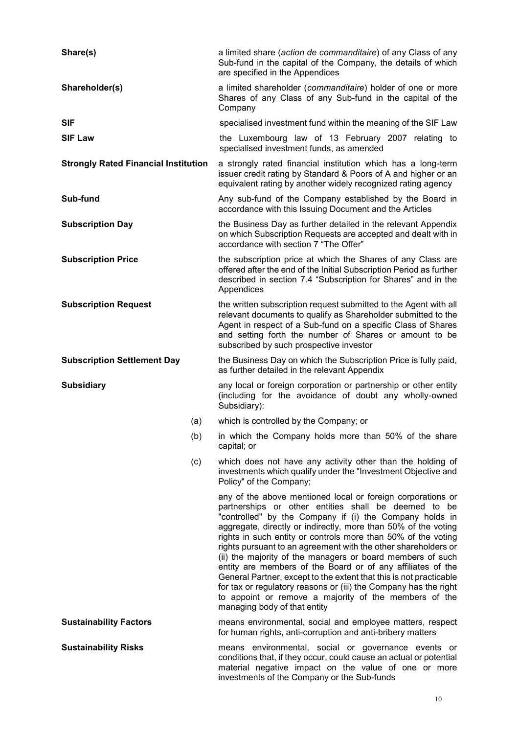**Share(s)** a limited share (*action de commanditaire*) of any Class of any Sub-fund in the capital of the Company, the details of which are specified in the Appendices

**Shareholder(s)** a limited shareholder (*commanditaire*) holder of one or more Shares of any Class of any Sub-fund in the capital of the Company

**SIF** specialised investment fund within the meaning of the SIF Law

**SIF Law** the Luxembourg law of 13 February 2007 relating to specialised investment funds, as amended

**Strongly Rated Financial Institution** a strongly rated financial institution which has a long-term issuer credit rating by Standard & Poors of A and higher or an equivalent rating by another widely recognized rating agency

**Sub-fund** Any sub-fund of the Company established by the Board in accordance with this Issuing Document and the Articles

**Subscription Day** the Business Day as further detailed in the relevant Appendix on which Subscription Requests are accepted and dealt with in accordance with section 7 "The Offer"

**Subscription Price** the subscription price at which the Shares of any Class are offered after the end of the Initial Subscription Period as further described in section 7.4 "Subscription for Shares" and in the Appendices

**Subscription Request** the written subscription request submitted to the Agent with all relevant documents to qualify as Shareholder submitted to the Agent in respect of a Sub-fund on a specific Class of Shares and setting forth the number of Shares or amount to be subscribed by such prospective investor

**Subscription Settlement Day** the Business Day on which the Subscription Price is fully paid, as further detailed in the relevant Appendix

**Subsidiary** any local or foreign corporation or partnership or other entity (including for the avoidance of doubt any wholly-owned Subsidiary):

(a) which is controlled by the Company; or

(b) in which the Company holds more than 50% of the share capital; or

(c) which does not have any activity other than the holding of investments which qualify under the "Investment Objective and Policy" of the Company;

any of the above mentioned local or foreign corporations or partnerships or other entities shall be deemed to be "controlled" by the Company if (i) the Company holds in aggregate, directly or indirectly, more than 50% of the voting rights in such entity or controls more than 50% of the voting rights pursuant to an agreement with the other shareholders or (ii) the majority of the managers or board members of such entity are members of the Board or of any affiliates of the General Partner, except to the extent that this is not practicable for tax or regulatory reasons or (iii) the Company has the right to appoint or remove a majority of the members of the managing body of that entity

**Sustainability Factors** means environmental, social and employee matters, respect for human rights, anti-corruption and anti-bribery matters

**Sustainability Risks** means environmental, social or governance events or conditions that, if they occur, could cause an actual or potential material negative impact on the value of one or more investments of the Company or the Sub-funds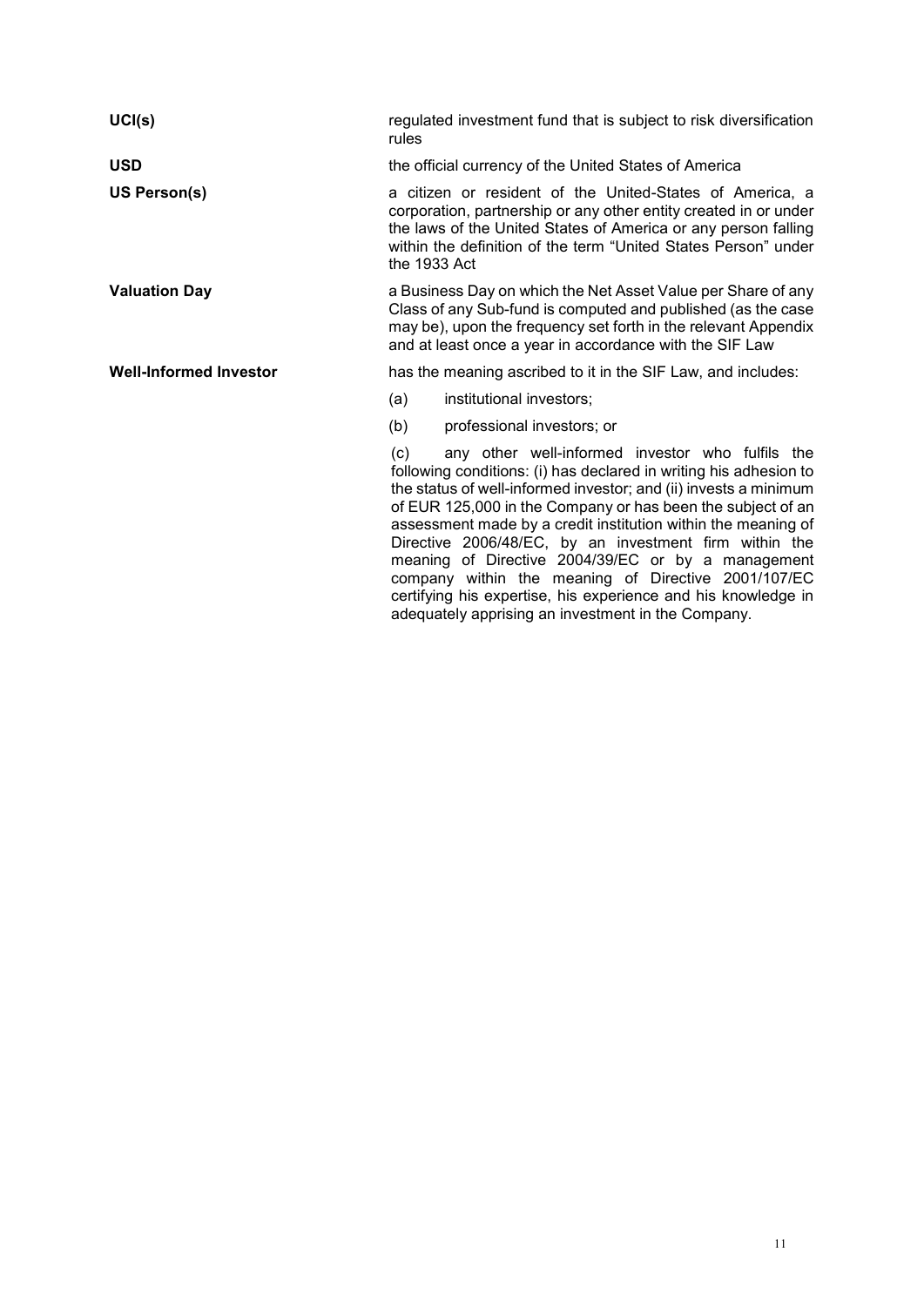| | |
|---|---|
| **UCI(s)** | regulated investment fund that is subject to risk diversification rules |
| **USD** | the official currency of the United States of America |
| **US Person(s)** | a citizen or resident of the United-States of America, a corporation, partnership or any other entity created in or under the laws of the United States of America or any person falling within the definition of the term "United States Person" under the 1933 Act |
| **Valuation Day** | a Business Day on which the Net Asset Value per Share of any Class of any Sub-fund is computed and published (as the case may be), upon the frequency set forth in the relevant Appendix and at least once a year in accordance with the SIF Law |
| **Well-Informed Investor** | has the meaning ascribed to it in the SIF Law, and includes:<br>(a) institutional investors;<br>(b) professional investors; or<br>(c) any other well-informed investor who fulfils the following conditions: (i) has declared in writing his adhesion to the status of well-informed investor; and (ii) invests a minimum of EUR 125,000 in the Company or has been the subject of an assessment made by a credit institution within the meaning of Directive 2006/48/EC, by an investment firm within the meaning of Directive 2004/39/EC or by a management company within the meaning of Directive 2001/107/EC certifying his expertise, his experience and his knowledge in adequately apprising an investment in the Company. |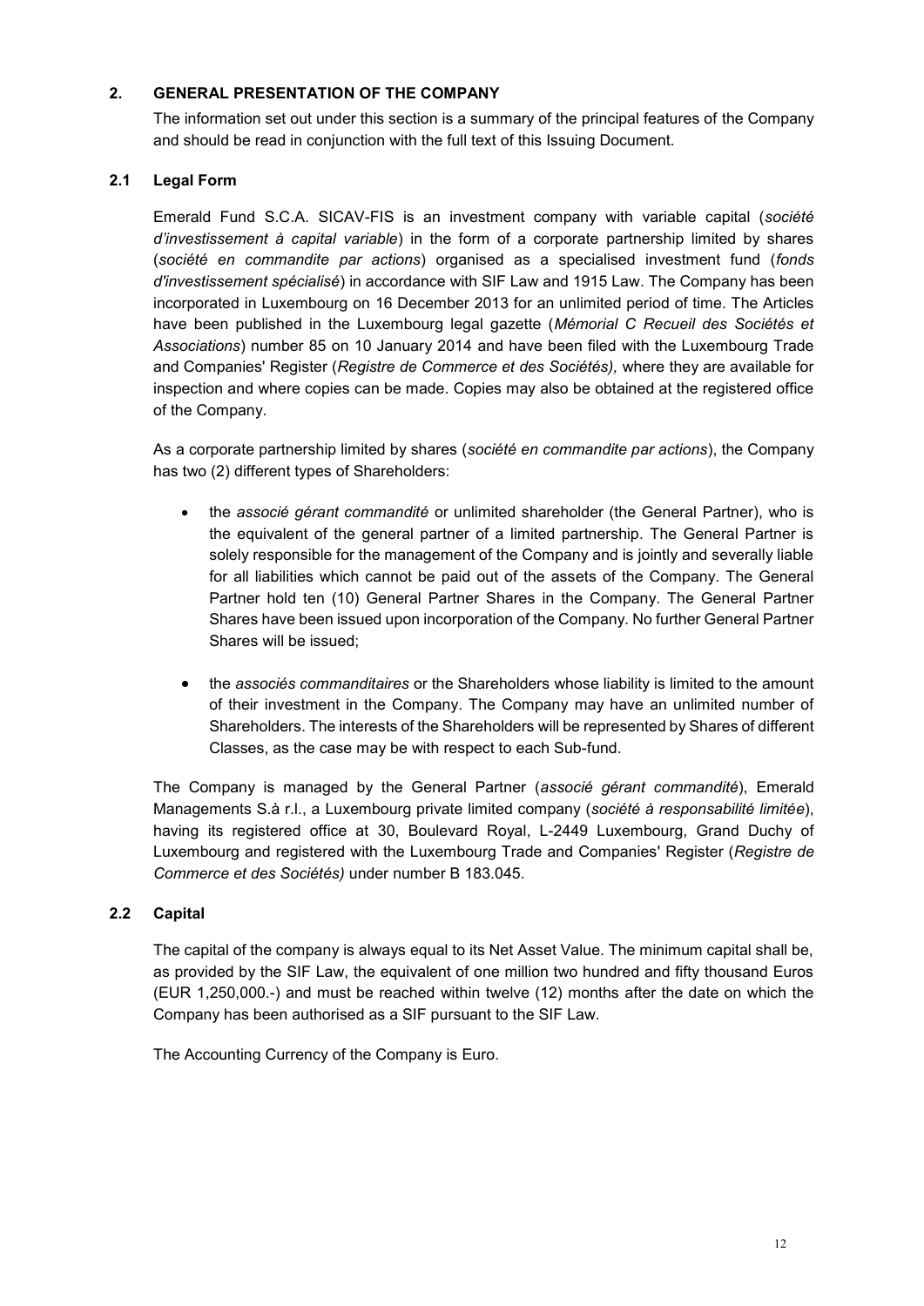## 2. GENERAL PRESENTATION OF THE COMPANY

The information set out under this section is a summary of the principal features of the Company and should be read in conjunction with the full text of this Issuing Document.

### 2.1 Legal Form

Emerald Fund S.C.A. SICAV-FIS is an investment company with variable capital (*société d'investissement à capital variable*) in the form of a corporate partnership limited by shares (*société en commandite par actions*) organised as a specialised investment fund (*fonds d'investissement spécialisé*) in accordance with SIF Law and 1915 Law. The Company has been incorporated in Luxembourg on 16 December 2013 for an unlimited period of time. The Articles have been published in the Luxembourg legal gazette (*Mémorial C Recueil des Sociétés et Associations*) number 85 on 10 January 2014 and have been filed with the Luxembourg Trade and Companies' Register (*Registre de Commerce et des Sociétés),* where they are available for inspection and where copies can be made. Copies may also be obtained at the registered office of the Company.

As a corporate partnership limited by shares (*société en commandite par actions*), the Company has two (2) different types of Shareholders:

- the *associé gérant commandité* or unlimited shareholder (the General Partner), who is the equivalent of the general partner of a limited partnership. The General Partner is solely responsible for the management of the Company and is jointly and severally liable for all liabilities which cannot be paid out of the assets of the Company. The General Partner hold ten (10) General Partner Shares in the Company. The General Partner Shares have been issued upon incorporation of the Company. No further General Partner Shares will be issued;

- the *associés commanditaires* or the Shareholders whose liability is limited to the amount of their investment in the Company. The Company may have an unlimited number of Shareholders. The interests of the Shareholders will be represented by Shares of different Classes, as the case may be with respect to each Sub-fund.

The Company is managed by the General Partner (*associé gérant commandité*), Emerald Managements S.à r.l., a Luxembourg private limited company (*société à responsabilité limitée*), having its registered office at 30, Boulevard Royal, L-2449 Luxembourg, Grand Duchy of Luxembourg and registered with the Luxembourg Trade and Companies' Register (*Registre de Commerce et des Sociétés)* under number B 183.045.

### 2.2 Capital

The capital of the company is always equal to its Net Asset Value. The minimum capital shall be, as provided by the SIF Law, the equivalent of one million two hundred and fifty thousand Euros (EUR 1,250,000.-) and must be reached within twelve (12) months after the date on which the Company has been authorised as a SIF pursuant to the SIF Law.

The Accounting Currency of the Company is Euro.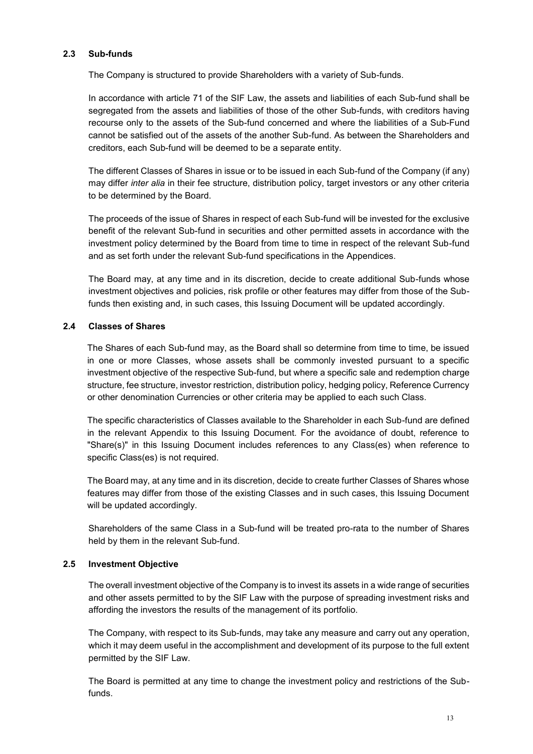### 2.3 Sub-funds

The Company is structured to provide Shareholders with a variety of Sub-funds.

In accordance with article 71 of the SIF Law, the assets and liabilities of each Sub-fund shall be segregated from the assets and liabilities of those of the other Sub-funds, with creditors having recourse only to the assets of the Sub-fund concerned and where the liabilities of a Sub-Fund cannot be satisfied out of the assets of the another Sub-fund. As between the Shareholders and creditors, each Sub-fund will be deemed to be a separate entity.

The different Classes of Shares in issue or to be issued in each Sub-fund of the Company (if any) may differ *inter alia* in their fee structure, distribution policy, target investors or any other criteria to be determined by the Board.

The proceeds of the issue of Shares in respect of each Sub-fund will be invested for the exclusive benefit of the relevant Sub-fund in securities and other permitted assets in accordance with the investment policy determined by the Board from time to time in respect of the relevant Sub-fund and as set forth under the relevant Sub-fund specifications in the Appendices.

The Board may, at any time and in its discretion, decide to create additional Sub-funds whose investment objectives and policies, risk profile or other features may differ from those of the Sub-funds then existing and, in such cases, this Issuing Document will be updated accordingly.

### 2.4 Classes of Shares

The Shares of each Sub-fund may, as the Board shall so determine from time to time, be issued in one or more Classes, whose assets shall be commonly invested pursuant to a specific investment objective of the respective Sub-fund, but where a specific sale and redemption charge structure, fee structure, investor restriction, distribution policy, hedging policy, Reference Currency or other denomination Currencies or other criteria may be applied to each such Class.

The specific characteristics of Classes available to the Shareholder in each Sub-fund are defined in the relevant Appendix to this Issuing Document. For the avoidance of doubt, reference to "Share(s)" in this Issuing Document includes references to any Class(es) when reference to specific Class(es) is not required.

The Board may, at any time and in its discretion, decide to create further Classes of Shares whose features may differ from those of the existing Classes and in such cases, this Issuing Document will be updated accordingly.

Shareholders of the same Class in a Sub-fund will be treated pro-rata to the number of Shares held by them in the relevant Sub-fund.

### 2.5 Investment Objective

The overall investment objective of the Company is to invest its assets in a wide range of securities and other assets permitted to by the SIF Law with the purpose of spreading investment risks and affording the investors the results of the management of its portfolio.

The Company, with respect to its Sub-funds, may take any measure and carry out any operation, which it may deem useful in the accomplishment and development of its purpose to the full extent permitted by the SIF Law.

The Board is permitted at any time to change the investment policy and restrictions of the Sub-funds.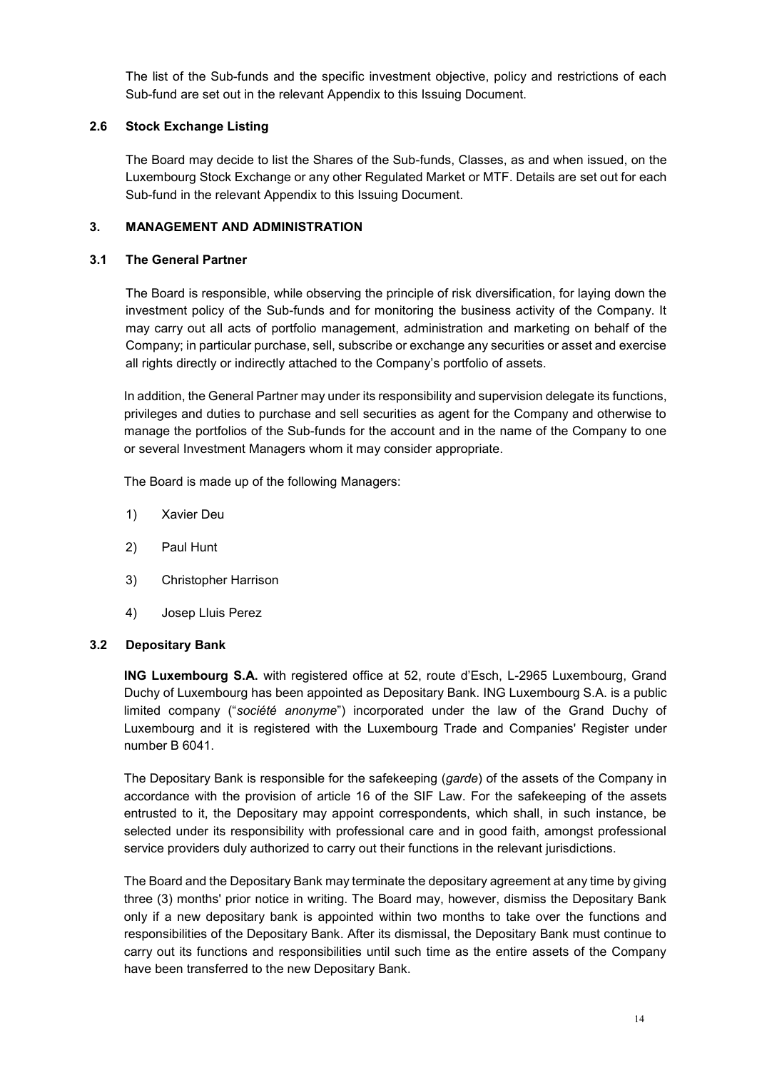The list of the Sub-funds and the specific investment objective, policy and restrictions of each Sub-fund are set out in the relevant Appendix to this Issuing Document.

### 2.6 Stock Exchange Listing

The Board may decide to list the Shares of the Sub-funds, Classes, as and when issued, on the Luxembourg Stock Exchange or any other Regulated Market or MTF. Details are set out for each Sub-fund in the relevant Appendix to this Issuing Document.

## 3. MANAGEMENT AND ADMINISTRATION

### 3.1 The General Partner

The Board is responsible, while observing the principle of risk diversification, for laying down the investment policy of the Sub-funds and for monitoring the business activity of the Company. It may carry out all acts of portfolio management, administration and marketing on behalf of the Company; in particular purchase, sell, subscribe or exchange any securities or asset and exercise all rights directly or indirectly attached to the Company's portfolio of assets.

In addition, the General Partner may under its responsibility and supervision delegate its functions, privileges and duties to purchase and sell securities as agent for the Company and otherwise to manage the portfolios of the Sub-funds for the account and in the name of the Company to one or several Investment Managers whom it may consider appropriate.

The Board is made up of the following Managers:

1) Xavier Deu
2) Paul Hunt
3) Christopher Harrison
4) Josep Lluis Perez

### 3.2 Depositary Bank

**ING Luxembourg S.A.** with registered office at 52, route d'Esch, L-2965 Luxembourg, Grand Duchy of Luxembourg has been appointed as Depositary Bank. ING Luxembourg S.A. is a public limited company ("*société anonyme*") incorporated under the law of the Grand Duchy of Luxembourg and it is registered with the Luxembourg Trade and Companies' Register under number B 6041.

The Depositary Bank is responsible for the safekeeping (*garde*) of the assets of the Company in accordance with the provision of article 16 of the SIF Law. For the safekeeping of the assets entrusted to it, the Depositary may appoint correspondents, which shall, in such instance, be selected under its responsibility with professional care and in good faith, amongst professional service providers duly authorized to carry out their functions in the relevant jurisdictions.

The Board and the Depositary Bank may terminate the depositary agreement at any time by giving three (3) months' prior notice in writing. The Board may, however, dismiss the Depositary Bank only if a new depositary bank is appointed within two months to take over the functions and responsibilities of the Depositary Bank. After its dismissal, the Depositary Bank must continue to carry out its functions and responsibilities until such time as the entire assets of the Company have been transferred to the new Depositary Bank.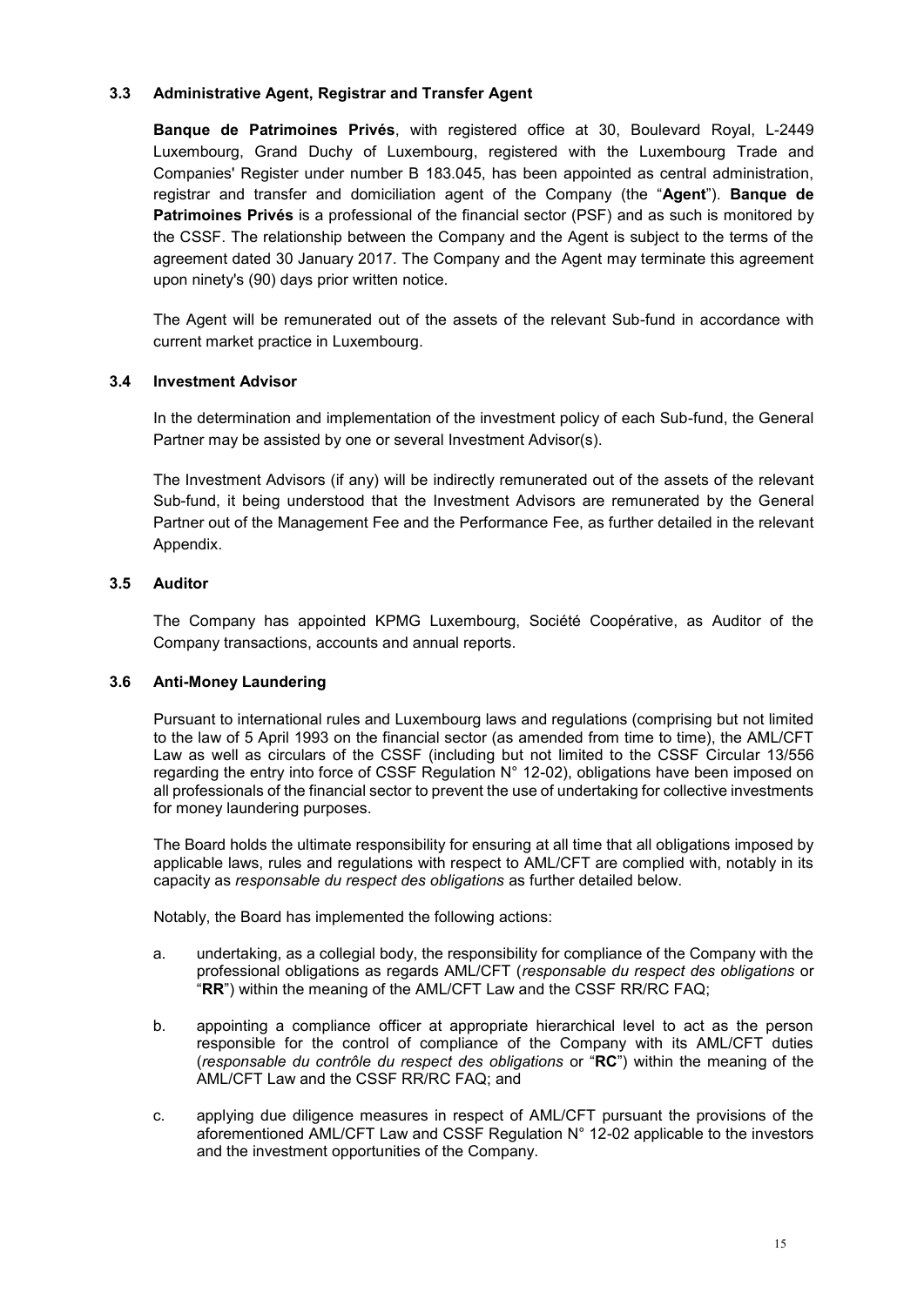### 3.3 Administrative Agent, Registrar and Transfer Agent

**Banque de Patrimoines Privés**, with registered office at 30, Boulevard Royal, L-2449 Luxembourg, Grand Duchy of Luxembourg, registered with the Luxembourg Trade and Companies' Register under number B 183.045, has been appointed as central administration, registrar and transfer and domiciliation agent of the Company (the "**Agent**"). **Banque de Patrimoines Privés** is a professional of the financial sector (PSF) and as such is monitored by the CSSF. The relationship between the Company and the Agent is subject to the terms of the agreement dated 30 January 2017. The Company and the Agent may terminate this agreement upon ninety's (90) days prior written notice.

The Agent will be remunerated out of the assets of the relevant Sub-fund in accordance with current market practice in Luxembourg.

### 3.4 Investment Advisor

In the determination and implementation of the investment policy of each Sub-fund, the General Partner may be assisted by one or several Investment Advisor(s).

The Investment Advisors (if any) will be indirectly remunerated out of the assets of the relevant Sub-fund, it being understood that the Investment Advisors are remunerated by the General Partner out of the Management Fee and the Performance Fee, as further detailed in the relevant Appendix.

### 3.5 Auditor

The Company has appointed KPMG Luxembourg, Société Coopérative, as Auditor of the Company transactions, accounts and annual reports.

### 3.6 Anti-Money Laundering

Pursuant to international rules and Luxembourg laws and regulations (comprising but not limited to the law of 5 April 1993 on the financial sector (as amended from time to time), the AML/CFT Law as well as circulars of the CSSF (including but not limited to the CSSF Circular 13/556 regarding the entry into force of CSSF Regulation N° 12-02), obligations have been imposed on all professionals of the financial sector to prevent the use of undertaking for collective investments for money laundering purposes.

The Board holds the ultimate responsibility for ensuring at all time that all obligations imposed by applicable laws, rules and regulations with respect to AML/CFT are complied with, notably in its capacity as *responsable du respect des obligations* as further detailed below.

Notably, the Board has implemented the following actions:

a. undertaking, as a collegial body, the responsibility for compliance of the Company with the professional obligations as regards AML/CFT (*responsable du respect des obligations* or "**RR**") within the meaning of the AML/CFT Law and the CSSF RR/RC FAQ;

b. appointing a compliance officer at appropriate hierarchical level to act as the person responsible for the control of compliance of the Company with its AML/CFT duties (*responsable du contrôle du respect des obligations* or "**RC**") within the meaning of the AML/CFT Law and the CSSF RR/RC FAQ; and

c. applying due diligence measures in respect of AML/CFT pursuant the provisions of the aforementioned AML/CFT Law and CSSF Regulation N° 12-02 applicable to the investors and the investment opportunities of the Company.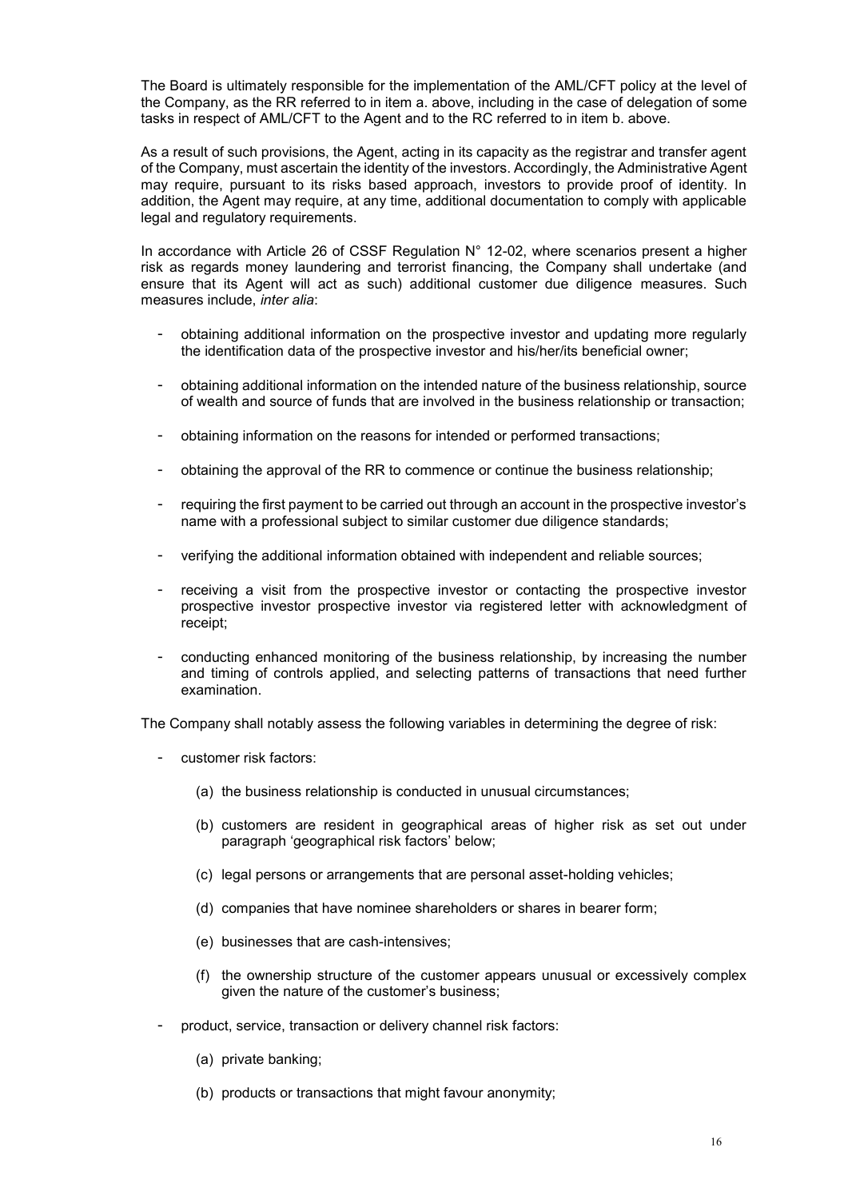The Board is ultimately responsible for the implementation of the AML/CFT policy at the level of the Company, as the RR referred to in item a. above, including in the case of delegation of some tasks in respect of AML/CFT to the Agent and to the RC referred to in item b. above.

As a result of such provisions, the Agent, acting in its capacity as the registrar and transfer agent of the Company, must ascertain the identity of the investors. Accordingly, the Administrative Agent may require, pursuant to its risks based approach, investors to provide proof of identity. In addition, the Agent may require, at any time, additional documentation to comply with applicable legal and regulatory requirements.

In accordance with Article 26 of CSSF Regulation N° 12-02, where scenarios present a higher risk as regards money laundering and terrorist financing, the Company shall undertake (and ensure that its Agent will act as such) additional customer due diligence measures. Such measures include, *inter alia*:

- obtaining additional information on the prospective investor and updating more regularly the identification data of the prospective investor and his/her/its beneficial owner;
- obtaining additional information on the intended nature of the business relationship, source of wealth and source of funds that are involved in the business relationship or transaction;
- obtaining information on the reasons for intended or performed transactions;
- obtaining the approval of the RR to commence or continue the business relationship;
- requiring the first payment to be carried out through an account in the prospective investor's name with a professional subject to similar customer due diligence standards;
- verifying the additional information obtained with independent and reliable sources;
- receiving a visit from the prospective investor or contacting the prospective investor prospective investor prospective investor via registered letter with acknowledgment of receipt;
- conducting enhanced monitoring of the business relationship, by increasing the number and timing of controls applied, and selecting patterns of transactions that need further examination.

The Company shall notably assess the following variables in determining the degree of risk:

- customer risk factors:
  - (a) the business relationship is conducted in unusual circumstances;
  - (b) customers are resident in geographical areas of higher risk as set out under paragraph 'geographical risk factors' below;
  - (c) legal persons or arrangements that are personal asset-holding vehicles;
  - (d) companies that have nominee shareholders or shares in bearer form;
  - (e) businesses that are cash-intensives;
  - (f) the ownership structure of the customer appears unusual or excessively complex given the nature of the customer's business;
- product, service, transaction or delivery channel risk factors:
  - (a) private banking;
  - (b) products or transactions that might favour anonymity;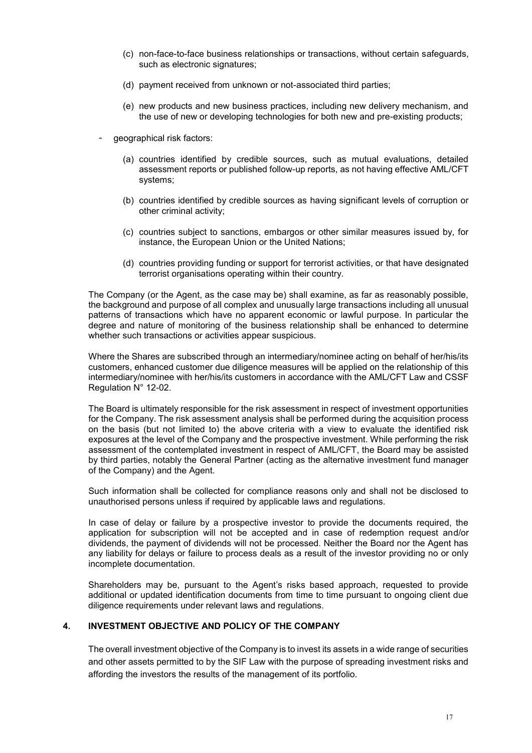(c) non-face-to-face business relationships or transactions, without certain safeguards, such as electronic signatures;

(d) payment received from unknown or not-associated third parties;

(e) new products and new business practices, including new delivery mechanism, and the use of new or developing technologies for both new and pre-existing products;

- geographical risk factors:

  (a) countries identified by credible sources, such as mutual evaluations, detailed assessment reports or published follow-up reports, as not having effective AML/CFT systems;

  (b) countries identified by credible sources as having significant levels of corruption or other criminal activity;

  (c) countries subject to sanctions, embargos or other similar measures issued by, for instance, the European Union or the United Nations;

  (d) countries providing funding or support for terrorist activities, or that have designated terrorist organisations operating within their country.

The Company (or the Agent, as the case may be) shall examine, as far as reasonably possible, the background and purpose of all complex and unusually large transactions including all unusual patterns of transactions which have no apparent economic or lawful purpose. In particular the degree and nature of monitoring of the business relationship shall be enhanced to determine whether such transactions or activities appear suspicious.

Where the Shares are subscribed through an intermediary/nominee acting on behalf of her/his/its customers, enhanced customer due diligence measures will be applied on the relationship of this intermediary/nominee with her/his/its customers in accordance with the AML/CFT Law and CSSF Regulation N° 12-02.

The Board is ultimately responsible for the risk assessment in respect of investment opportunities for the Company. The risk assessment analysis shall be performed during the acquisition process on the basis (but not limited to) the above criteria with a view to evaluate the identified risk exposures at the level of the Company and the prospective investment. While performing the risk assessment of the contemplated investment in respect of AML/CFT, the Board may be assisted by third parties, notably the General Partner (acting as the alternative investment fund manager of the Company) and the Agent.

Such information shall be collected for compliance reasons only and shall not be disclosed to unauthorised persons unless if required by applicable laws and regulations.

In case of delay or failure by a prospective investor to provide the documents required, the application for subscription will not be accepted and in case of redemption request and/or dividends, the payment of dividends will not be processed. Neither the Board nor the Agent has any liability for delays or failure to process deals as a result of the investor providing no or only incomplete documentation.

Shareholders may be, pursuant to the Agent's risks based approach, requested to provide additional or updated identification documents from time to time pursuant to ongoing client due diligence requirements under relevant laws and regulations.

## 4. INVESTMENT OBJECTIVE AND POLICY OF THE COMPANY

The overall investment objective of the Company is to invest its assets in a wide range of securities and other assets permitted to by the SIF Law with the purpose of spreading investment risks and affording the investors the results of the management of its portfolio.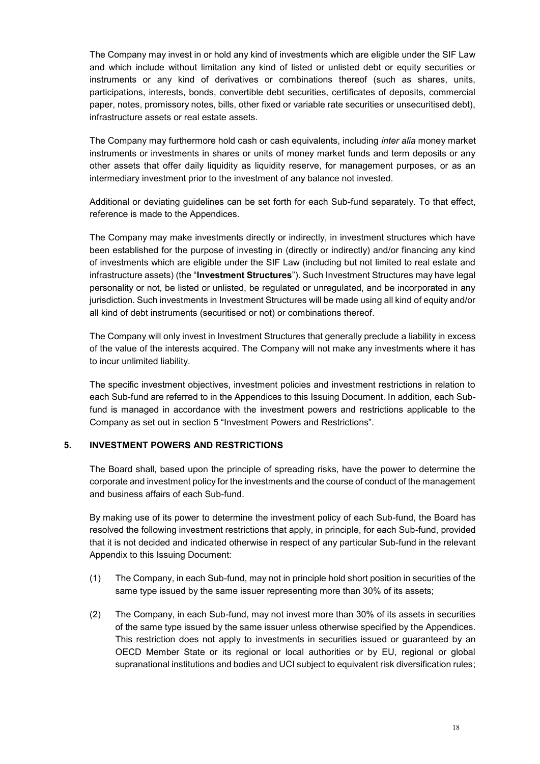The Company may invest in or hold any kind of investments which are eligible under the SIF Law and which include without limitation any kind of listed or unlisted debt or equity securities or instruments or any kind of derivatives or combinations thereof (such as shares, units, participations, interests, bonds, convertible debt securities, certificates of deposits, commercial paper, notes, promissory notes, bills, other fixed or variable rate securities or unsecuritised debt), infrastructure assets or real estate assets.

The Company may furthermore hold cash or cash equivalents, including *inter alia* money market instruments or investments in shares or units of money market funds and term deposits or any other assets that offer daily liquidity as liquidity reserve, for management purposes, or as an intermediary investment prior to the investment of any balance not invested.

Additional or deviating guidelines can be set forth for each Sub-fund separately. To that effect, reference is made to the Appendices.

The Company may make investments directly or indirectly, in investment structures which have been established for the purpose of investing in (directly or indirectly) and/or financing any kind of investments which are eligible under the SIF Law (including but not limited to real estate and infrastructure assets) (the "**Investment Structures**"). Such Investment Structures may have legal personality or not, be listed or unlisted, be regulated or unregulated, and be incorporated in any jurisdiction. Such investments in Investment Structures will be made using all kind of equity and/or all kind of debt instruments (securitised or not) or combinations thereof.

The Company will only invest in Investment Structures that generally preclude a liability in excess of the value of the interests acquired. The Company will not make any investments where it has to incur unlimited liability.

The specific investment objectives, investment policies and investment restrictions in relation to each Sub-fund are referred to in the Appendices to this Issuing Document. In addition, each Sub-fund is managed in accordance with the investment powers and restrictions applicable to the Company as set out in section 5 "Investment Powers and Restrictions".

## 5. INVESTMENT POWERS AND RESTRICTIONS

The Board shall, based upon the principle of spreading risks, have the power to determine the corporate and investment policy for the investments and the course of conduct of the management and business affairs of each Sub-fund.

By making use of its power to determine the investment policy of each Sub-fund, the Board has resolved the following investment restrictions that apply, in principle, for each Sub-fund, provided that it is not decided and indicated otherwise in respect of any particular Sub-fund in the relevant Appendix to this Issuing Document:

(1) The Company, in each Sub-fund, may not in principle hold short position in securities of the same type issued by the same issuer representing more than 30% of its assets;

(2) The Company, in each Sub-fund, may not invest more than 30% of its assets in securities of the same type issued by the same issuer unless otherwise specified by the Appendices. This restriction does not apply to investments in securities issued or guaranteed by an OECD Member State or its regional or local authorities or by EU, regional or global supranational institutions and bodies and UCI subject to equivalent risk diversification rules;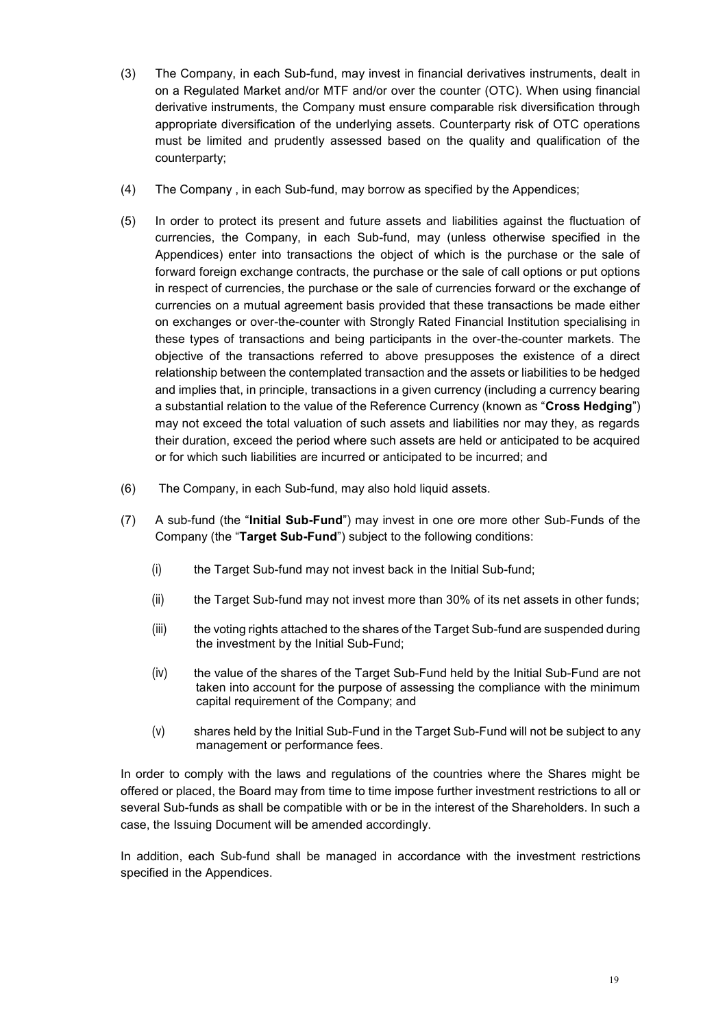(3) The Company, in each Sub-fund, may invest in financial derivatives instruments, dealt in on a Regulated Market and/or MTF and/or over the counter (OTC). When using financial derivative instruments, the Company must ensure comparable risk diversification through appropriate diversification of the underlying assets. Counterparty risk of OTC operations must be limited and prudently assessed based on the quality and qualification of the counterparty;

(4) The Company , in each Sub-fund, may borrow as specified by the Appendices;

(5) In order to protect its present and future assets and liabilities against the fluctuation of currencies, the Company, in each Sub-fund, may (unless otherwise specified in the Appendices) enter into transactions the object of which is the purchase or the sale of forward foreign exchange contracts, the purchase or the sale of call options or put options in respect of currencies, the purchase or the sale of currencies forward or the exchange of currencies on a mutual agreement basis provided that these transactions be made either on exchanges or over-the-counter with Strongly Rated Financial Institution specialising in these types of transactions and being participants in the over-the-counter markets. The objective of the transactions referred to above presupposes the existence of a direct relationship between the contemplated transaction and the assets or liabilities to be hedged and implies that, in principle, transactions in a given currency (including a currency bearing a substantial relation to the value of the Reference Currency (known as "**Cross Hedging**") may not exceed the total valuation of such assets and liabilities nor may they, as regards their duration, exceed the period where such assets are held or anticipated to be acquired or for which such liabilities are incurred or anticipated to be incurred; and

(6) The Company, in each Sub-fund, may also hold liquid assets.

(7) A sub-fund (the "**Initial Sub-Fund**") may invest in one ore more other Sub-Funds of the Company (the "**Target Sub-Fund**") subject to the following conditions:

  (i) the Target Sub-fund may not invest back in the Initial Sub-fund;

  (ii) the Target Sub-fund may not invest more than 30% of its net assets in other funds;

  (iii) the voting rights attached to the shares of the Target Sub-fund are suspended during the investment by the Initial Sub-Fund;

  (iv) the value of the shares of the Target Sub-Fund held by the Initial Sub-Fund are not taken into account for the purpose of assessing the compliance with the minimum capital requirement of the Company; and

  (v) shares held by the Initial Sub-Fund in the Target Sub-Fund will not be subject to any management or performance fees.

In order to comply with the laws and regulations of the countries where the Shares might be offered or placed, the Board may from time to time impose further investment restrictions to all or several Sub-funds as shall be compatible with or be in the interest of the Shareholders. In such a case, the Issuing Document will be amended accordingly.

In addition, each Sub-fund shall be managed in accordance with the investment restrictions specified in the Appendices.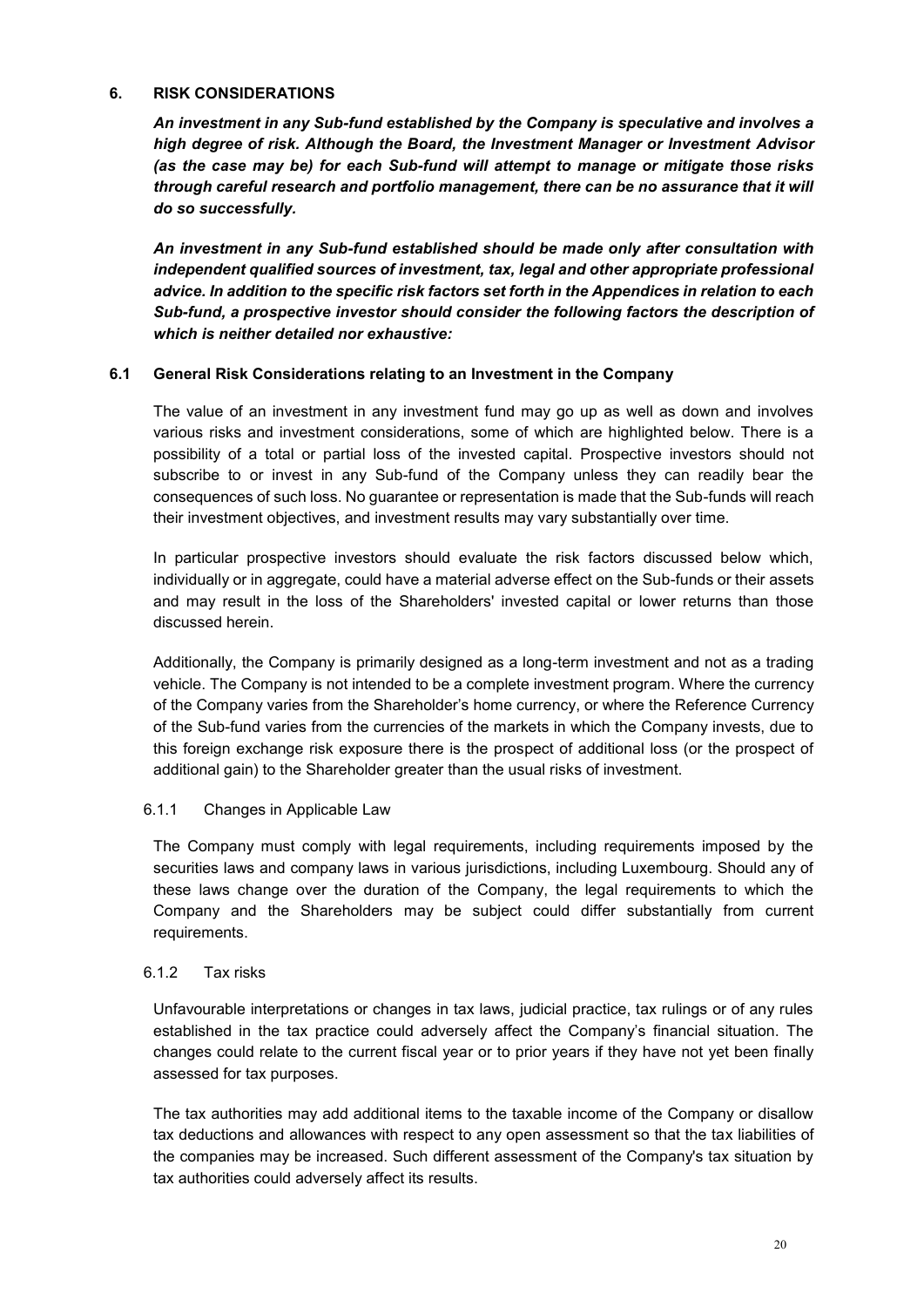## 6. RISK CONSIDERATIONS

***An investment in any Sub-fund established by the Company is speculative and involves a high degree of risk. Although the Board, the Investment Manager or Investment Advisor (as the case may be) for each Sub-fund will attempt to manage or mitigate those risks through careful research and portfolio management, there can be no assurance that it will do so successfully.***

***An investment in any Sub-fund established should be made only after consultation with independent qualified sources of investment, tax, legal and other appropriate professional advice. In addition to the specific risk factors set forth in the Appendices in relation to each Sub-fund, a prospective investor should consider the following factors the description of which is neither detailed nor exhaustive:***

### 6.1 General Risk Considerations relating to an Investment in the Company

The value of an investment in any investment fund may go up as well as down and involves various risks and investment considerations, some of which are highlighted below. There is a possibility of a total or partial loss of the invested capital. Prospective investors should not subscribe to or invest in any Sub-fund of the Company unless they can readily bear the consequences of such loss. No guarantee or representation is made that the Sub-funds will reach their investment objectives, and investment results may vary substantially over time.

In particular prospective investors should evaluate the risk factors discussed below which, individually or in aggregate, could have a material adverse effect on the Sub-funds or their assets and may result in the loss of the Shareholders' invested capital or lower returns than those discussed herein.

Additionally, the Company is primarily designed as a long-term investment and not as a trading vehicle. The Company is not intended to be a complete investment program. Where the currency of the Company varies from the Shareholder's home currency, or where the Reference Currency of the Sub-fund varies from the currencies of the markets in which the Company invests, due to this foreign exchange risk exposure there is the prospect of additional loss (or the prospect of additional gain) to the Shareholder greater than the usual risks of investment.

#### 6.1.1 Changes in Applicable Law

The Company must comply with legal requirements, including requirements imposed by the securities laws and company laws in various jurisdictions, including Luxembourg. Should any of these laws change over the duration of the Company, the legal requirements to which the Company and the Shareholders may be subject could differ substantially from current requirements.

#### 6.1.2 Tax risks

Unfavourable interpretations or changes in tax laws, judicial practice, tax rulings or of any rules established in the tax practice could adversely affect the Company's financial situation. The changes could relate to the current fiscal year or to prior years if they have not yet been finally assessed for tax purposes.

The tax authorities may add additional items to the taxable income of the Company or disallow tax deductions and allowances with respect to any open assessment so that the tax liabilities of the companies may be increased. Such different assessment of the Company's tax situation by tax authorities could adversely affect its results.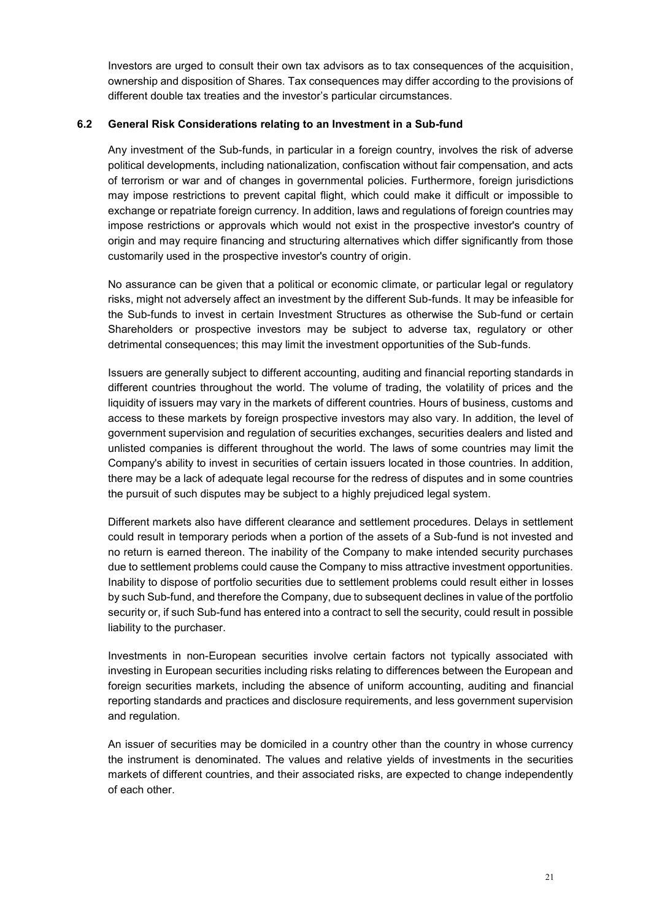Investors are urged to consult their own tax advisors as to tax consequences of the acquisition, ownership and disposition of Shares. Tax consequences may differ according to the provisions of different double tax treaties and the investor's particular circumstances.

### 6.2 General Risk Considerations relating to an Investment in a Sub-fund

Any investment of the Sub-funds, in particular in a foreign country, involves the risk of adverse political developments, including nationalization, confiscation without fair compensation, and acts of terrorism or war and of changes in governmental policies. Furthermore, foreign jurisdictions may impose restrictions to prevent capital flight, which could make it difficult or impossible to exchange or repatriate foreign currency. In addition, laws and regulations of foreign countries may impose restrictions or approvals which would not exist in the prospective investor's country of origin and may require financing and structuring alternatives which differ significantly from those customarily used in the prospective investor's country of origin.

No assurance can be given that a political or economic climate, or particular legal or regulatory risks, might not adversely affect an investment by the different Sub-funds. It may be infeasible for the Sub-funds to invest in certain Investment Structures as otherwise the Sub-fund or certain Shareholders or prospective investors may be subject to adverse tax, regulatory or other detrimental consequences; this may limit the investment opportunities of the Sub-funds.

Issuers are generally subject to different accounting, auditing and financial reporting standards in different countries throughout the world. The volume of trading, the volatility of prices and the liquidity of issuers may vary in the markets of different countries. Hours of business, customs and access to these markets by foreign prospective investors may also vary. In addition, the level of government supervision and regulation of securities exchanges, securities dealers and listed and unlisted companies is different throughout the world. The laws of some countries may limit the Company's ability to invest in securities of certain issuers located in those countries. In addition, there may be a lack of adequate legal recourse for the redress of disputes and in some countries the pursuit of such disputes may be subject to a highly prejudiced legal system.

Different markets also have different clearance and settlement procedures. Delays in settlement could result in temporary periods when a portion of the assets of a Sub-fund is not invested and no return is earned thereon. The inability of the Company to make intended security purchases due to settlement problems could cause the Company to miss attractive investment opportunities. Inability to dispose of portfolio securities due to settlement problems could result either in losses by such Sub-fund, and therefore the Company, due to subsequent declines in value of the portfolio security or, if such Sub-fund has entered into a contract to sell the security, could result in possible liability to the purchaser.

Investments in non-European securities involve certain factors not typically associated with investing in European securities including risks relating to differences between the European and foreign securities markets, including the absence of uniform accounting, auditing and financial reporting standards and practices and disclosure requirements, and less government supervision and regulation.

An issuer of securities may be domiciled in a country other than the country in whose currency the instrument is denominated. The values and relative yields of investments in the securities markets of different countries, and their associated risks, are expected to change independently of each other.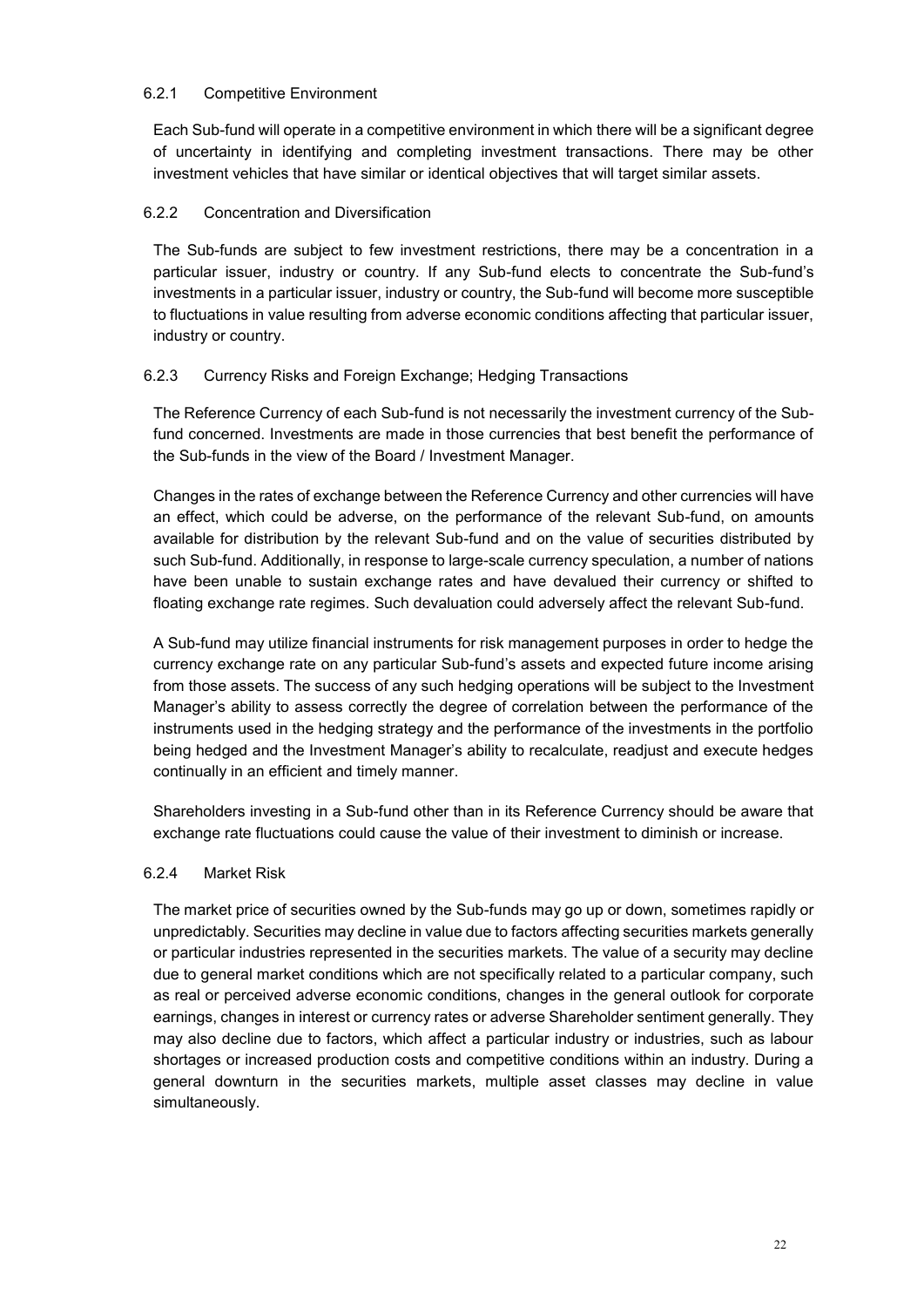#### 6.2.1 Competitive Environment

Each Sub-fund will operate in a competitive environment in which there will be a significant degree of uncertainty in identifying and completing investment transactions. There may be other investment vehicles that have similar or identical objectives that will target similar assets.

#### 6.2.2 Concentration and Diversification

The Sub-funds are subject to few investment restrictions, there may be a concentration in a particular issuer, industry or country. If any Sub-fund elects to concentrate the Sub-fund's investments in a particular issuer, industry or country, the Sub-fund will become more susceptible to fluctuations in value resulting from adverse economic conditions affecting that particular issuer, industry or country.

#### 6.2.3 Currency Risks and Foreign Exchange; Hedging Transactions

The Reference Currency of each Sub-fund is not necessarily the investment currency of the Sub-fund concerned. Investments are made in those currencies that best benefit the performance of the Sub-funds in the view of the Board / Investment Manager.

Changes in the rates of exchange between the Reference Currency and other currencies will have an effect, which could be adverse, on the performance of the relevant Sub-fund, on amounts available for distribution by the relevant Sub-fund and on the value of securities distributed by such Sub-fund. Additionally, in response to large-scale currency speculation, a number of nations have been unable to sustain exchange rates and have devalued their currency or shifted to floating exchange rate regimes. Such devaluation could adversely affect the relevant Sub-fund.

A Sub-fund may utilize financial instruments for risk management purposes in order to hedge the currency exchange rate on any particular Sub-fund's assets and expected future income arising from those assets. The success of any such hedging operations will be subject to the Investment Manager's ability to assess correctly the degree of correlation between the performance of the instruments used in the hedging strategy and the performance of the investments in the portfolio being hedged and the Investment Manager's ability to recalculate, readjust and execute hedges continually in an efficient and timely manner.

Shareholders investing in a Sub-fund other than in its Reference Currency should be aware that exchange rate fluctuations could cause the value of their investment to diminish or increase.

#### 6.2.4 Market Risk

The market price of securities owned by the Sub-funds may go up or down, sometimes rapidly or unpredictably. Securities may decline in value due to factors affecting securities markets generally or particular industries represented in the securities markets. The value of a security may decline due to general market conditions which are not specifically related to a particular company, such as real or perceived adverse economic conditions, changes in the general outlook for corporate earnings, changes in interest or currency rates or adverse Shareholder sentiment generally. They may also decline due to factors, which affect a particular industry or industries, such as labour shortages or increased production costs and competitive conditions within an industry. During a general downturn in the securities markets, multiple asset classes may decline in value simultaneously.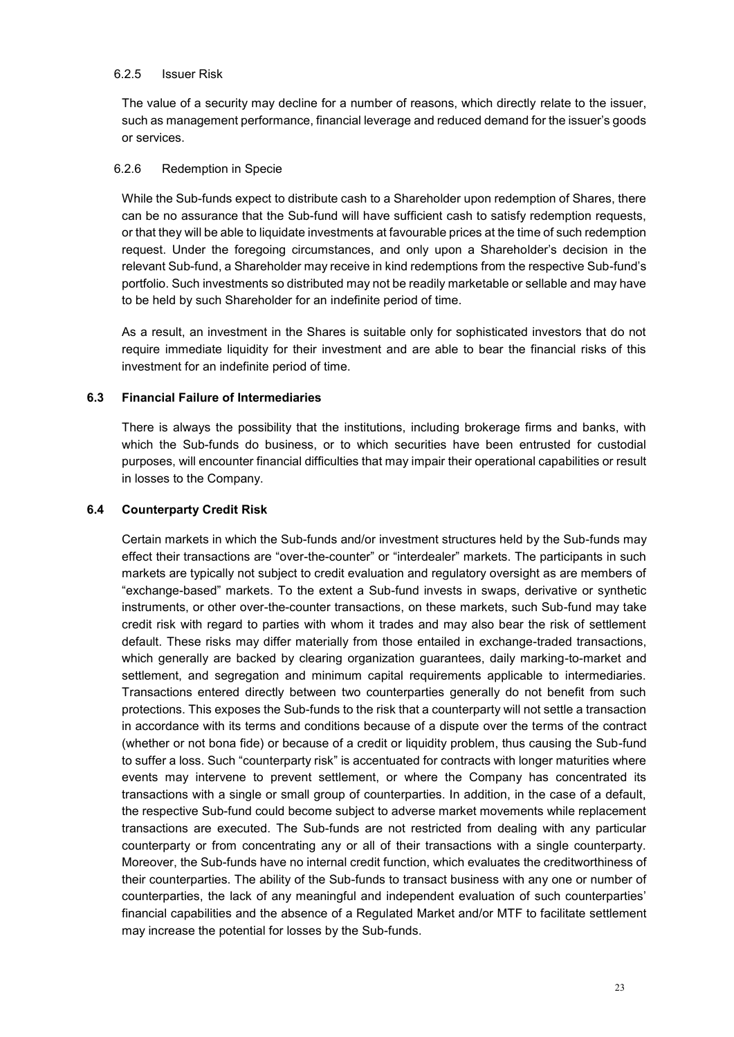#### 6.2.5 Issuer Risk

The value of a security may decline for a number of reasons, which directly relate to the issuer, such as management performance, financial leverage and reduced demand for the issuer's goods or services.

#### 6.2.6 Redemption in Specie

While the Sub-funds expect to distribute cash to a Shareholder upon redemption of Shares, there can be no assurance that the Sub-fund will have sufficient cash to satisfy redemption requests, or that they will be able to liquidate investments at favourable prices at the time of such redemption request. Under the foregoing circumstances, and only upon a Shareholder's decision in the relevant Sub-fund, a Shareholder may receive in kind redemptions from the respective Sub-fund's portfolio. Such investments so distributed may not be readily marketable or sellable and may have to be held by such Shareholder for an indefinite period of time.

As a result, an investment in the Shares is suitable only for sophisticated investors that do not require immediate liquidity for their investment and are able to bear the financial risks of this investment for an indefinite period of time.

### 6.3 Financial Failure of Intermediaries

There is always the possibility that the institutions, including brokerage firms and banks, with which the Sub-funds do business, or to which securities have been entrusted for custodial purposes, will encounter financial difficulties that may impair their operational capabilities or result in losses to the Company.

### 6.4 Counterparty Credit Risk

Certain markets in which the Sub-funds and/or investment structures held by the Sub-funds may effect their transactions are "over-the-counter" or "interdealer" markets. The participants in such markets are typically not subject to credit evaluation and regulatory oversight as are members of "exchange-based" markets. To the extent a Sub-fund invests in swaps, derivative or synthetic instruments, or other over-the-counter transactions, on these markets, such Sub-fund may take credit risk with regard to parties with whom it trades and may also bear the risk of settlement default. These risks may differ materially from those entailed in exchange-traded transactions, which generally are backed by clearing organization guarantees, daily marking-to-market and settlement, and segregation and minimum capital requirements applicable to intermediaries. Transactions entered directly between two counterparties generally do not benefit from such protections. This exposes the Sub-funds to the risk that a counterparty will not settle a transaction in accordance with its terms and conditions because of a dispute over the terms of the contract (whether or not bona fide) or because of a credit or liquidity problem, thus causing the Sub-fund to suffer a loss. Such "counterparty risk" is accentuated for contracts with longer maturities where events may intervene to prevent settlement, or where the Company has concentrated its transactions with a single or small group of counterparties. In addition, in the case of a default, the respective Sub-fund could become subject to adverse market movements while replacement transactions are executed. The Sub-funds are not restricted from dealing with any particular counterparty or from concentrating any or all of their transactions with a single counterparty. Moreover, the Sub-funds have no internal credit function, which evaluates the creditworthiness of their counterparties. The ability of the Sub-funds to transact business with any one or number of counterparties, the lack of any meaningful and independent evaluation of such counterparties' financial capabilities and the absence of a Regulated Market and/or MTF to facilitate settlement may increase the potential for losses by the Sub-funds.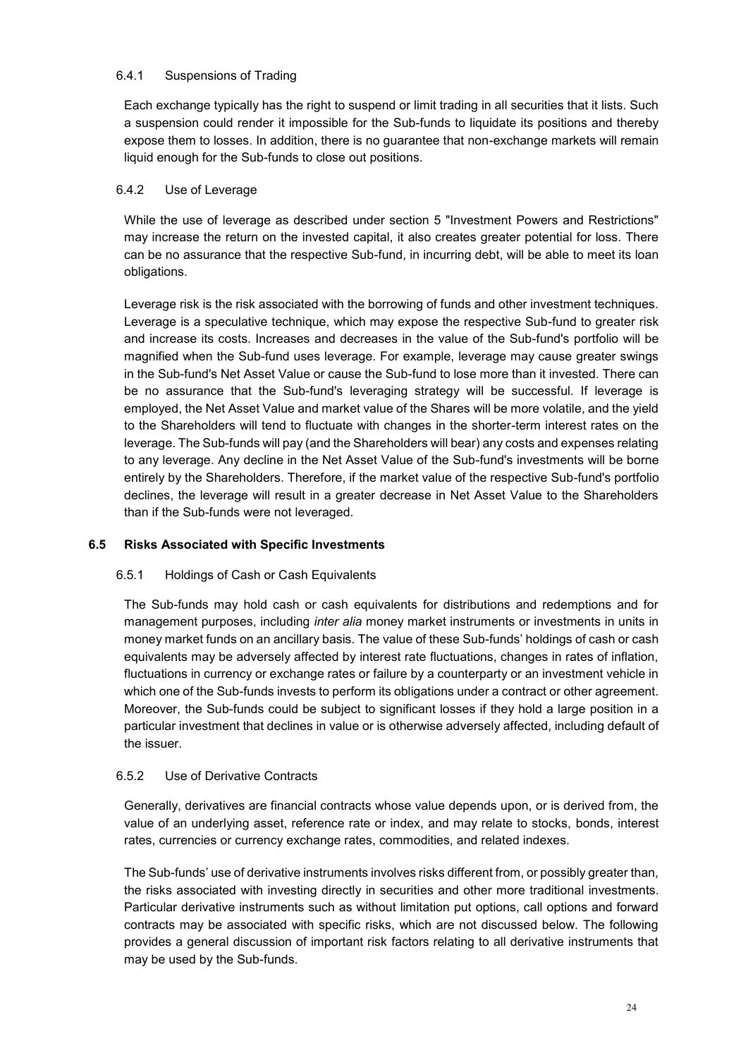#### 6.4.1 Suspensions of Trading

Each exchange typically has the right to suspend or limit trading in all securities that it lists. Such a suspension could render it impossible for the Sub-funds to liquidate its positions and thereby expose them to losses. In addition, there is no guarantee that non-exchange markets will remain liquid enough for the Sub-funds to close out positions.

#### 6.4.2 Use of Leverage

While the use of leverage as described under section 5 "Investment Powers and Restrictions" may increase the return on the invested capital, it also creates greater potential for loss. There can be no assurance that the respective Sub-fund, in incurring debt, will be able to meet its loan obligations.

Leverage risk is the risk associated with the borrowing of funds and other investment techniques. Leverage is a speculative technique, which may expose the respective Sub-fund to greater risk and increase its costs. Increases and decreases in the value of the Sub-fund's portfolio will be magnified when the Sub-fund uses leverage. For example, leverage may cause greater swings in the Sub-fund's Net Asset Value or cause the Sub-fund to lose more than it invested. There can be no assurance that the Sub-fund's leveraging strategy will be successful. If leverage is employed, the Net Asset Value and market value of the Shares will be more volatile, and the yield to the Shareholders will tend to fluctuate with changes in the shorter-term interest rates on the leverage. The Sub-funds will pay (and the Shareholders will bear) any costs and expenses relating to any leverage. Any decline in the Net Asset Value of the Sub-fund's investments will be borne entirely by the Shareholders. Therefore, if the market value of the respective Sub-fund's portfolio declines, the leverage will result in a greater decrease in Net Asset Value to the Shareholders than if the Sub-funds were not leveraged.

### 6.5 Risks Associated with Specific Investments

#### 6.5.1 Holdings of Cash or Cash Equivalents

The Sub-funds may hold cash or cash equivalents for distributions and redemptions and for management purposes, including *inter alia* money market instruments or investments in units in money market funds on an ancillary basis. The value of these Sub-funds' holdings of cash or cash equivalents may be adversely affected by interest rate fluctuations, changes in rates of inflation, fluctuations in currency or exchange rates or failure by a counterparty or an investment vehicle in which one of the Sub-funds invests to perform its obligations under a contract or other agreement. Moreover, the Sub-funds could be subject to significant losses if they hold a large position in a particular investment that declines in value or is otherwise adversely affected, including default of the issuer.

#### 6.5.2 Use of Derivative Contracts

Generally, derivatives are financial contracts whose value depends upon, or is derived from, the value of an underlying asset, reference rate or index, and may relate to stocks, bonds, interest rates, currencies or currency exchange rates, commodities, and related indexes.

The Sub-funds' use of derivative instruments involves risks different from, or possibly greater than, the risks associated with investing directly in securities and other more traditional investments. Particular derivative instruments such as without limitation put options, call options and forward contracts may be associated with specific risks, which are not discussed below. The following provides a general discussion of important risk factors relating to all derivative instruments that may be used by the Sub-funds.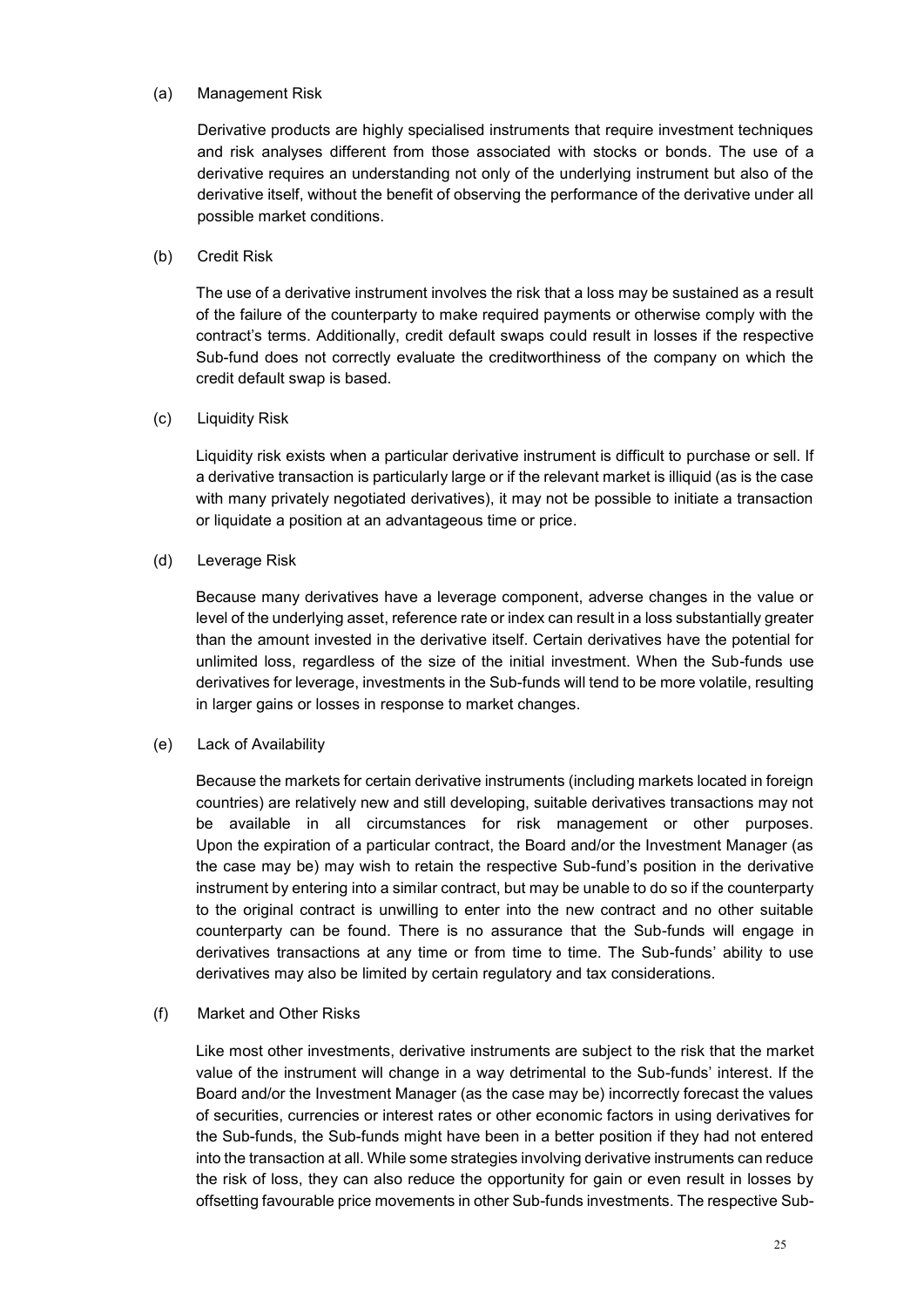(a) Management Risk

Derivative products are highly specialised instruments that require investment techniques and risk analyses different from those associated with stocks or bonds. The use of a derivative requires an understanding not only of the underlying instrument but also of the derivative itself, without the benefit of observing the performance of the derivative under all possible market conditions.

(b) Credit Risk

The use of a derivative instrument involves the risk that a loss may be sustained as a result of the failure of the counterparty to make required payments or otherwise comply with the contract's terms. Additionally, credit default swaps could result in losses if the respective Sub-fund does not correctly evaluate the creditworthiness of the company on which the credit default swap is based.

(c) Liquidity Risk

Liquidity risk exists when a particular derivative instrument is difficult to purchase or sell. If a derivative transaction is particularly large or if the relevant market is illiquid (as is the case with many privately negotiated derivatives), it may not be possible to initiate a transaction or liquidate a position at an advantageous time or price.

(d) Leverage Risk

Because many derivatives have a leverage component, adverse changes in the value or level of the underlying asset, reference rate or index can result in a loss substantially greater than the amount invested in the derivative itself. Certain derivatives have the potential for unlimited loss, regardless of the size of the initial investment. When the Sub-funds use derivatives for leverage, investments in the Sub-funds will tend to be more volatile, resulting in larger gains or losses in response to market changes.

(e) Lack of Availability

Because the markets for certain derivative instruments (including markets located in foreign countries) are relatively new and still developing, suitable derivatives transactions may not be available in all circumstances for risk management or other purposes. Upon the expiration of a particular contract, the Board and/or the Investment Manager (as the case may be) may wish to retain the respective Sub-fund's position in the derivative instrument by entering into a similar contract, but may be unable to do so if the counterparty to the original contract is unwilling to enter into the new contract and no other suitable counterparty can be found. There is no assurance that the Sub-funds will engage in derivatives transactions at any time or from time to time. The Sub-funds' ability to use derivatives may also be limited by certain regulatory and tax considerations.

(f) Market and Other Risks

Like most other investments, derivative instruments are subject to the risk that the market value of the instrument will change in a way detrimental to the Sub-funds' interest. If the Board and/or the Investment Manager (as the case may be) incorrectly forecast the values of securities, currencies or interest rates or other economic factors in using derivatives for the Sub-funds, the Sub-funds might have been in a better position if they had not entered into the transaction at all. While some strategies involving derivative instruments can reduce the risk of loss, they can also reduce the opportunity for gain or even result in losses by offsetting favourable price movements in other Sub-funds investments. The respective Sub-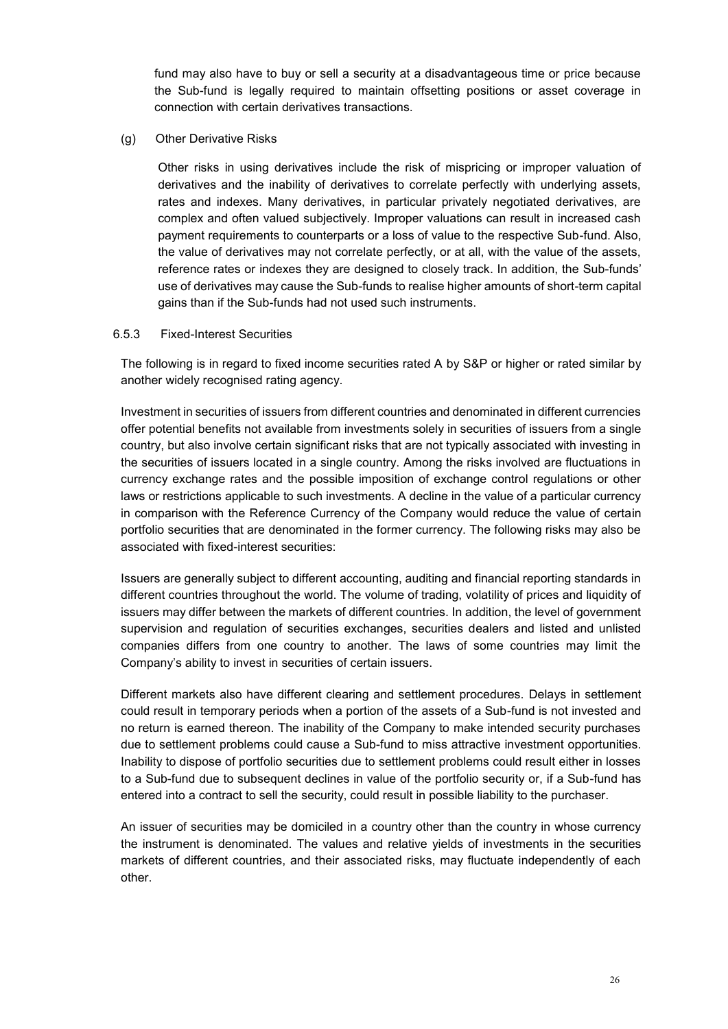fund may also have to buy or sell a security at a disadvantageous time or price because the Sub-fund is legally required to maintain offsetting positions or asset coverage in connection with certain derivatives transactions.

(g) Other Derivative Risks

Other risks in using derivatives include the risk of mispricing or improper valuation of derivatives and the inability of derivatives to correlate perfectly with underlying assets, rates and indexes. Many derivatives, in particular privately negotiated derivatives, are complex and often valued subjectively. Improper valuations can result in increased cash payment requirements to counterparts or a loss of value to the respective Sub-fund. Also, the value of derivatives may not correlate perfectly, or at all, with the value of the assets, reference rates or indexes they are designed to closely track. In addition, the Sub-funds' use of derivatives may cause the Sub-funds to realise higher amounts of short-term capital gains than if the Sub-funds had not used such instruments.

### 6.5.3 Fixed-Interest Securities

The following is in regard to fixed income securities rated A by S&P or higher or rated similar by another widely recognised rating agency.

Investment in securities of issuers from different countries and denominated in different currencies offer potential benefits not available from investments solely in securities of issuers from a single country, but also involve certain significant risks that are not typically associated with investing in the securities of issuers located in a single country. Among the risks involved are fluctuations in currency exchange rates and the possible imposition of exchange control regulations or other laws or restrictions applicable to such investments. A decline in the value of a particular currency in comparison with the Reference Currency of the Company would reduce the value of certain portfolio securities that are denominated in the former currency. The following risks may also be associated with fixed-interest securities:

Issuers are generally subject to different accounting, auditing and financial reporting standards in different countries throughout the world. The volume of trading, volatility of prices and liquidity of issuers may differ between the markets of different countries. In addition, the level of government supervision and regulation of securities exchanges, securities dealers and listed and unlisted companies differs from one country to another. The laws of some countries may limit the Company's ability to invest in securities of certain issuers.

Different markets also have different clearing and settlement procedures. Delays in settlement could result in temporary periods when a portion of the assets of a Sub-fund is not invested and no return is earned thereon. The inability of the Company to make intended security purchases due to settlement problems could cause a Sub-fund to miss attractive investment opportunities. Inability to dispose of portfolio securities due to settlement problems could result either in losses to a Sub-fund due to subsequent declines in value of the portfolio security or, if a Sub-fund has entered into a contract to sell the security, could result in possible liability to the purchaser.

An issuer of securities may be domiciled in a country other than the country in whose currency the instrument is denominated. The values and relative yields of investments in the securities markets of different countries, and their associated risks, may fluctuate independently of each other.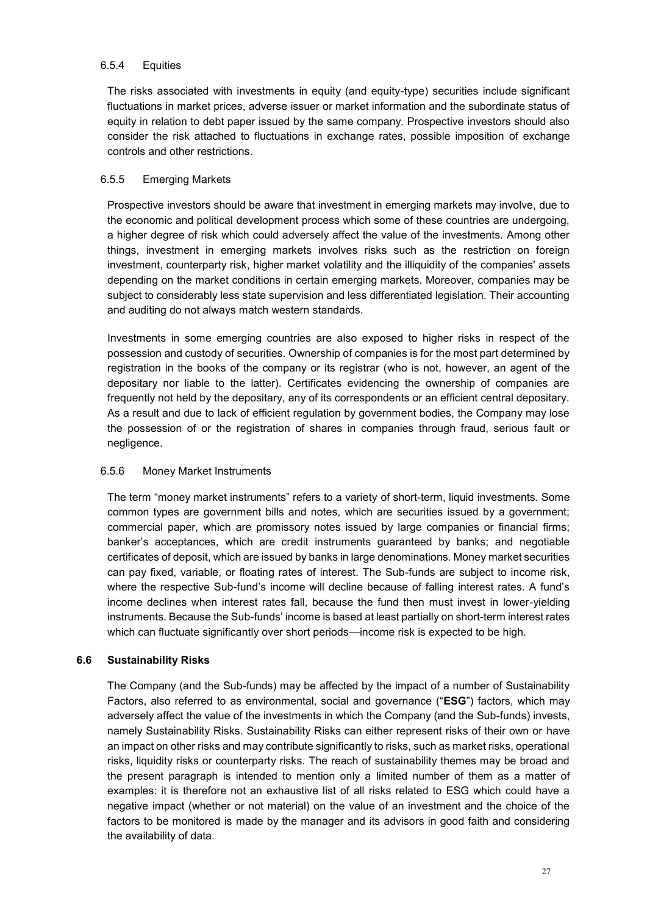#### 6.5.4 Equities

The risks associated with investments in equity (and equity-type) securities include significant fluctuations in market prices, adverse issuer or market information and the subordinate status of equity in relation to debt paper issued by the same company. Prospective investors should also consider the risk attached to fluctuations in exchange rates, possible imposition of exchange controls and other restrictions.

#### 6.5.5 Emerging Markets

Prospective investors should be aware that investment in emerging markets may involve, due to the economic and political development process which some of these countries are undergoing, a higher degree of risk which could adversely affect the value of the investments. Among other things, investment in emerging markets involves risks such as the restriction on foreign investment, counterparty risk, higher market volatility and the illiquidity of the companies' assets depending on the market conditions in certain emerging markets. Moreover, companies may be subject to considerably less state supervision and less differentiated legislation. Their accounting and auditing do not always match western standards.

Investments in some emerging countries are also exposed to higher risks in respect of the possession and custody of securities. Ownership of companies is for the most part determined by registration in the books of the company or its registrar (who is not, however, an agent of the depositary nor liable to the latter). Certificates evidencing the ownership of companies are frequently not held by the depositary, any of its correspondents or an efficient central depositary. As a result and due to lack of efficient regulation by government bodies, the Company may lose the possession of or the registration of shares in companies through fraud, serious fault or negligence.

#### 6.5.6 Money Market Instruments

The term "money market instruments" refers to a variety of short-term, liquid investments. Some common types are government bills and notes, which are securities issued by a government; commercial paper, which are promissory notes issued by large companies or financial firms; banker's acceptances, which are credit instruments guaranteed by banks; and negotiable certificates of deposit, which are issued by banks in large denominations. Money market securities can pay fixed, variable, or floating rates of interest. The Sub-funds are subject to income risk, where the respective Sub-fund's income will decline because of falling interest rates. A fund's income declines when interest rates fall, because the fund then must invest in lower-yielding instruments. Because the Sub-funds' income is based at least partially on short-term interest rates which can fluctuate significantly over short periods—income risk is expected to be high.

### 6.6 Sustainability Risks

The Company (and the Sub-funds) may be affected by the impact of a number of Sustainability Factors, also referred to as environmental, social and governance ("**ESG**") factors, which may adversely affect the value of the investments in which the Company (and the Sub-funds) invests, namely Sustainability Risks. Sustainability Risks can either represent risks of their own or have an impact on other risks and may contribute significantly to risks, such as market risks, operational risks, liquidity risks or counterparty risks. The reach of sustainability themes may be broad and the present paragraph is intended to mention only a limited number of them as a matter of examples: it is therefore not an exhaustive list of all risks related to ESG which could have a negative impact (whether or not material) on the value of an investment and the choice of the factors to be monitored is made by the manager and its advisors in good faith and considering the availability of data.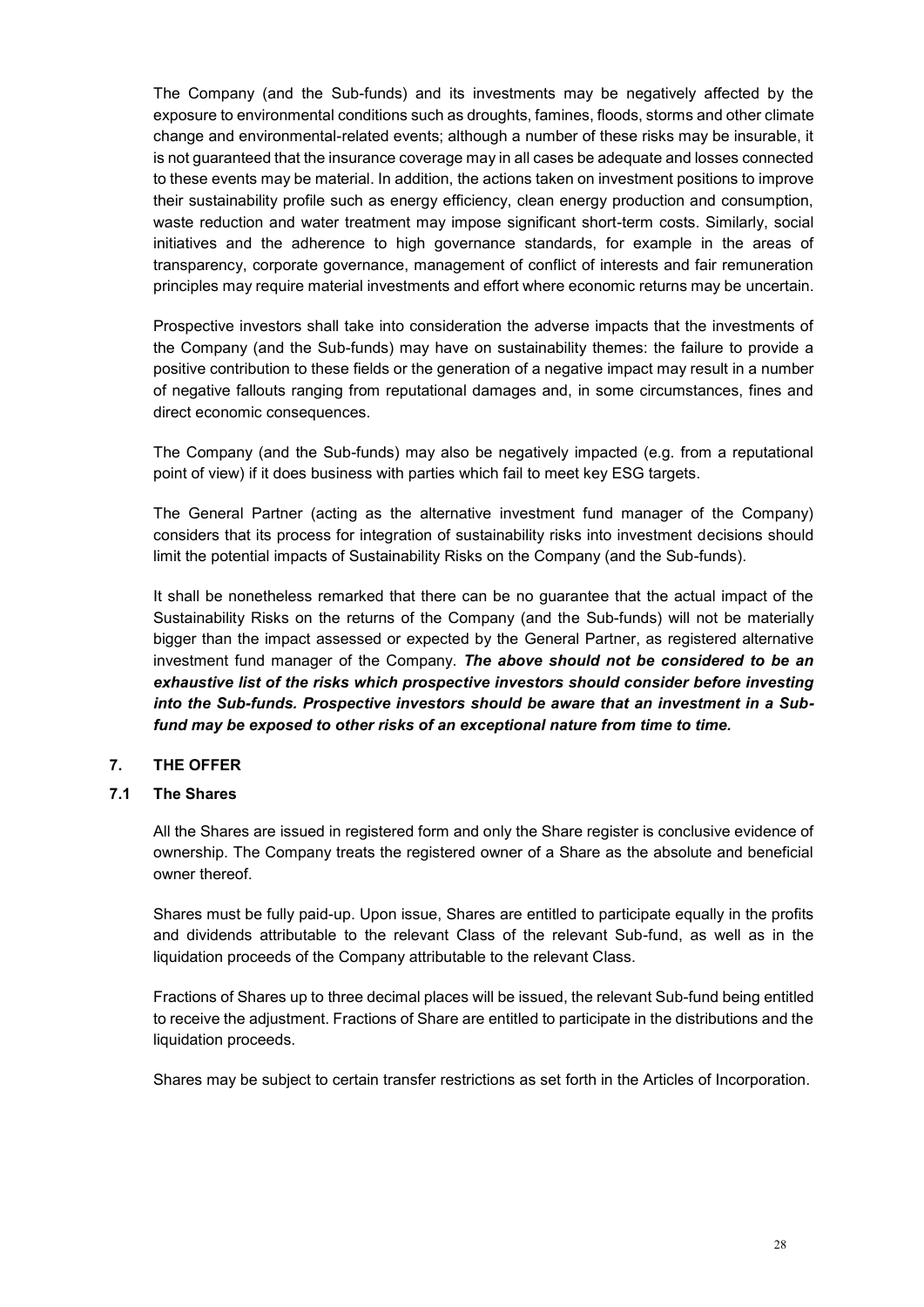The Company (and the Sub-funds) and its investments may be negatively affected by the exposure to environmental conditions such as droughts, famines, floods, storms and other climate change and environmental-related events; although a number of these risks may be insurable, it is not guaranteed that the insurance coverage may in all cases be adequate and losses connected to these events may be material. In addition, the actions taken on investment positions to improve their sustainability profile such as energy efficiency, clean energy production and consumption, waste reduction and water treatment may impose significant short-term costs. Similarly, social initiatives and the adherence to high governance standards, for example in the areas of transparency, corporate governance, management of conflict of interests and fair remuneration principles may require material investments and effort where economic returns may be uncertain.

Prospective investors shall take into consideration the adverse impacts that the investments of the Company (and the Sub-funds) may have on sustainability themes: the failure to provide a positive contribution to these fields or the generation of a negative impact may result in a number of negative fallouts ranging from reputational damages and, in some circumstances, fines and direct economic consequences.

The Company (and the Sub-funds) may also be negatively impacted (e.g. from a reputational point of view) if it does business with parties which fail to meet key ESG targets.

The General Partner (acting as the alternative investment fund manager of the Company) considers that its process for integration of sustainability risks into investment decisions should limit the potential impacts of Sustainability Risks on the Company (and the Sub-funds).

It shall be nonetheless remarked that there can be no guarantee that the actual impact of the Sustainability Risks on the returns of the Company (and the Sub-funds) will not be materially bigger than the impact assessed or expected by the General Partner, as registered alternative investment fund manager of the Company. ***The above should not be considered to be an exhaustive list of the risks which prospective investors should consider before investing into the Sub-funds. Prospective investors should be aware that an investment in a Sub-fund may be exposed to other risks of an exceptional nature from time to time.***

## 7. THE OFFER

### 7.1 The Shares

All the Shares are issued in registered form and only the Share register is conclusive evidence of ownership. The Company treats the registered owner of a Share as the absolute and beneficial owner thereof.

Shares must be fully paid-up. Upon issue, Shares are entitled to participate equally in the profits and dividends attributable to the relevant Class of the relevant Sub-fund, as well as in the liquidation proceeds of the Company attributable to the relevant Class.

Fractions of Shares up to three decimal places will be issued, the relevant Sub-fund being entitled to receive the adjustment. Fractions of Share are entitled to participate in the distributions and the liquidation proceeds.

Shares may be subject to certain transfer restrictions as set forth in the Articles of Incorporation.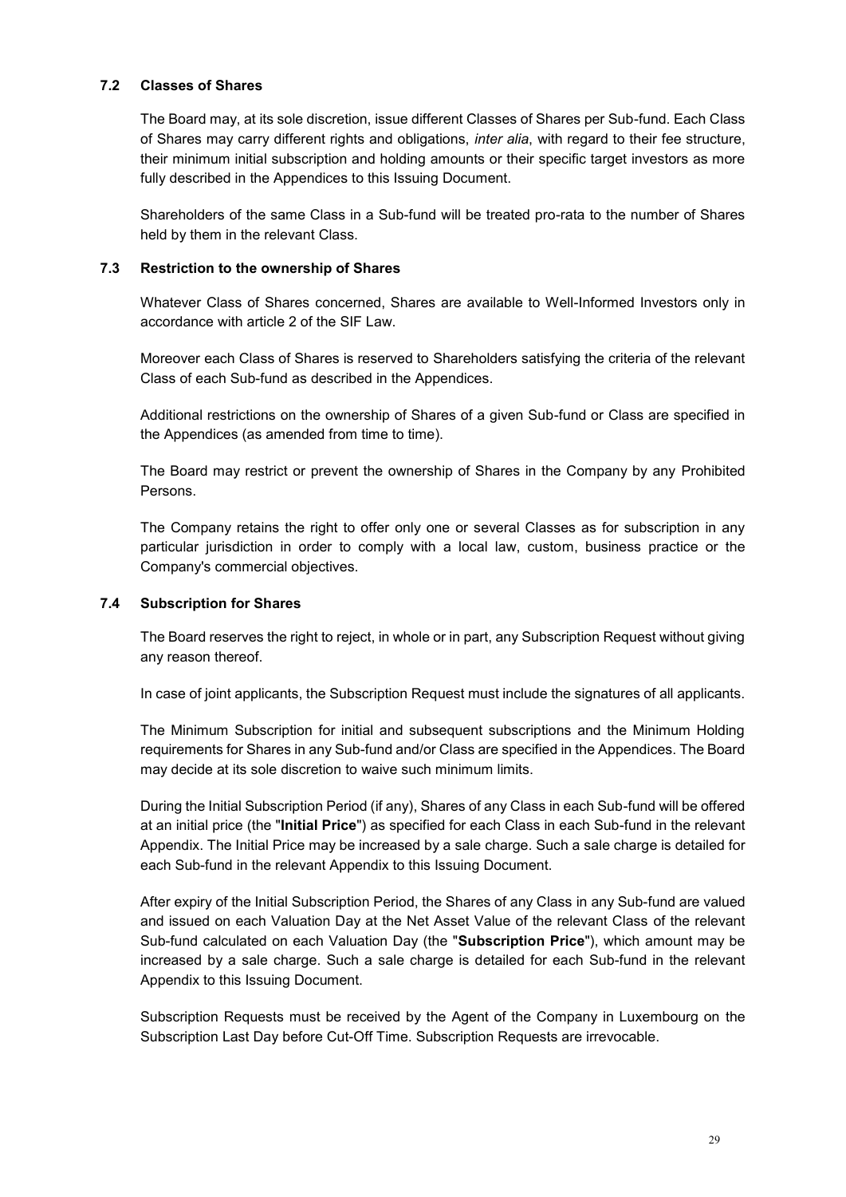### 7.2 Classes of Shares

The Board may, at its sole discretion, issue different Classes of Shares per Sub-fund. Each Class of Shares may carry different rights and obligations, *inter alia*, with regard to their fee structure, their minimum initial subscription and holding amounts or their specific target investors as more fully described in the Appendices to this Issuing Document.

Shareholders of the same Class in a Sub-fund will be treated pro-rata to the number of Shares held by them in the relevant Class.

### 7.3 Restriction to the ownership of Shares

Whatever Class of Shares concerned, Shares are available to Well-Informed Investors only in accordance with article 2 of the SIF Law.

Moreover each Class of Shares is reserved to Shareholders satisfying the criteria of the relevant Class of each Sub-fund as described in the Appendices.

Additional restrictions on the ownership of Shares of a given Sub-fund or Class are specified in the Appendices (as amended from time to time).

The Board may restrict or prevent the ownership of Shares in the Company by any Prohibited Persons.

The Company retains the right to offer only one or several Classes as for subscription in any particular jurisdiction in order to comply with a local law, custom, business practice or the Company's commercial objectives.

### 7.4 Subscription for Shares

The Board reserves the right to reject, in whole or in part, any Subscription Request without giving any reason thereof.

In case of joint applicants, the Subscription Request must include the signatures of all applicants.

The Minimum Subscription for initial and subsequent subscriptions and the Minimum Holding requirements for Shares in any Sub-fund and/or Class are specified in the Appendices. The Board may decide at its sole discretion to waive such minimum limits.

During the Initial Subscription Period (if any), Shares of any Class in each Sub-fund will be offered at an initial price (the "**Initial Price**") as specified for each Class in each Sub-fund in the relevant Appendix. The Initial Price may be increased by a sale charge. Such a sale charge is detailed for each Sub-fund in the relevant Appendix to this Issuing Document.

After expiry of the Initial Subscription Period, the Shares of any Class in any Sub-fund are valued and issued on each Valuation Day at the Net Asset Value of the relevant Class of the relevant Sub-fund calculated on each Valuation Day (the "**Subscription Price**"), which amount may be increased by a sale charge. Such a sale charge is detailed for each Sub-fund in the relevant Appendix to this Issuing Document.

Subscription Requests must be received by the Agent of the Company in Luxembourg on the Subscription Last Day before Cut-Off Time. Subscription Requests are irrevocable.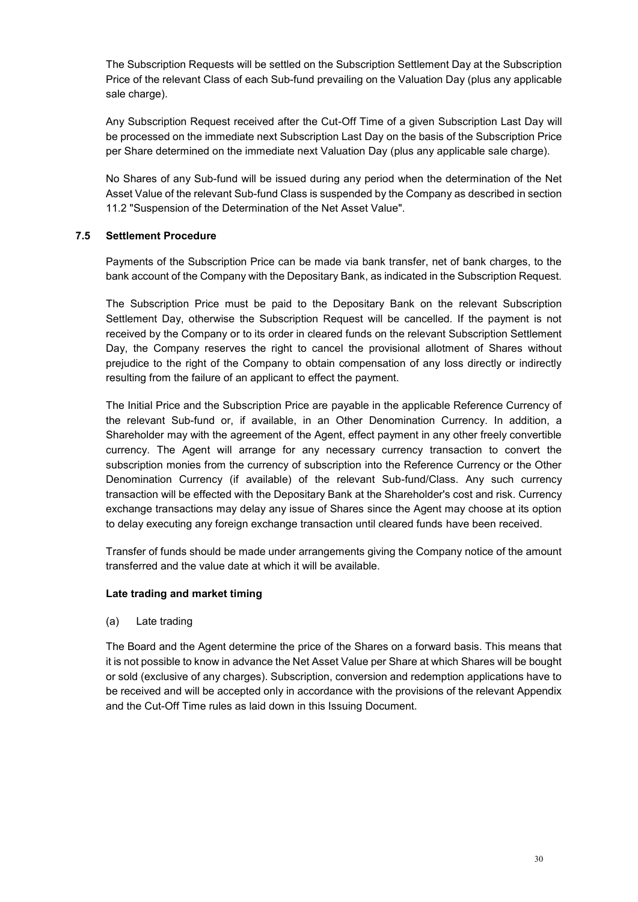The Subscription Requests will be settled on the Subscription Settlement Day at the Subscription Price of the relevant Class of each Sub-fund prevailing on the Valuation Day (plus any applicable sale charge).

Any Subscription Request received after the Cut-Off Time of a given Subscription Last Day will be processed on the immediate next Subscription Last Day on the basis of the Subscription Price per Share determined on the immediate next Valuation Day (plus any applicable sale charge).

No Shares of any Sub-fund will be issued during any period when the determination of the Net Asset Value of the relevant Sub-fund Class is suspended by the Company as described in section 11.2 "Suspension of the Determination of the Net Asset Value".

### 7.5 Settlement Procedure

Payments of the Subscription Price can be made via bank transfer, net of bank charges, to the bank account of the Company with the Depositary Bank, as indicated in the Subscription Request.

The Subscription Price must be paid to the Depositary Bank on the relevant Subscription Settlement Day, otherwise the Subscription Request will be cancelled. If the payment is not received by the Company or to its order in cleared funds on the relevant Subscription Settlement Day, the Company reserves the right to cancel the provisional allotment of Shares without prejudice to the right of the Company to obtain compensation of any loss directly or indirectly resulting from the failure of an applicant to effect the payment.

The Initial Price and the Subscription Price are payable in the applicable Reference Currency of the relevant Sub-fund or, if available, in an Other Denomination Currency. In addition, a Shareholder may with the agreement of the Agent, effect payment in any other freely convertible currency. The Agent will arrange for any necessary currency transaction to convert the subscription monies from the currency of subscription into the Reference Currency or the Other Denomination Currency (if available) of the relevant Sub-fund/Class. Any such currency transaction will be effected with the Depositary Bank at the Shareholder's cost and risk. Currency exchange transactions may delay any issue of Shares since the Agent may choose at its option to delay executing any foreign exchange transaction until cleared funds have been received.

Transfer of funds should be made under arrangements giving the Company notice of the amount transferred and the value date at which it will be available.

**Late trading and market timing**

(a) Late trading

The Board and the Agent determine the price of the Shares on a forward basis. This means that it is not possible to know in advance the Net Asset Value per Share at which Shares will be bought or sold (exclusive of any charges). Subscription, conversion and redemption applications have to be received and will be accepted only in accordance with the provisions of the relevant Appendix and the Cut-Off Time rules as laid down in this Issuing Document.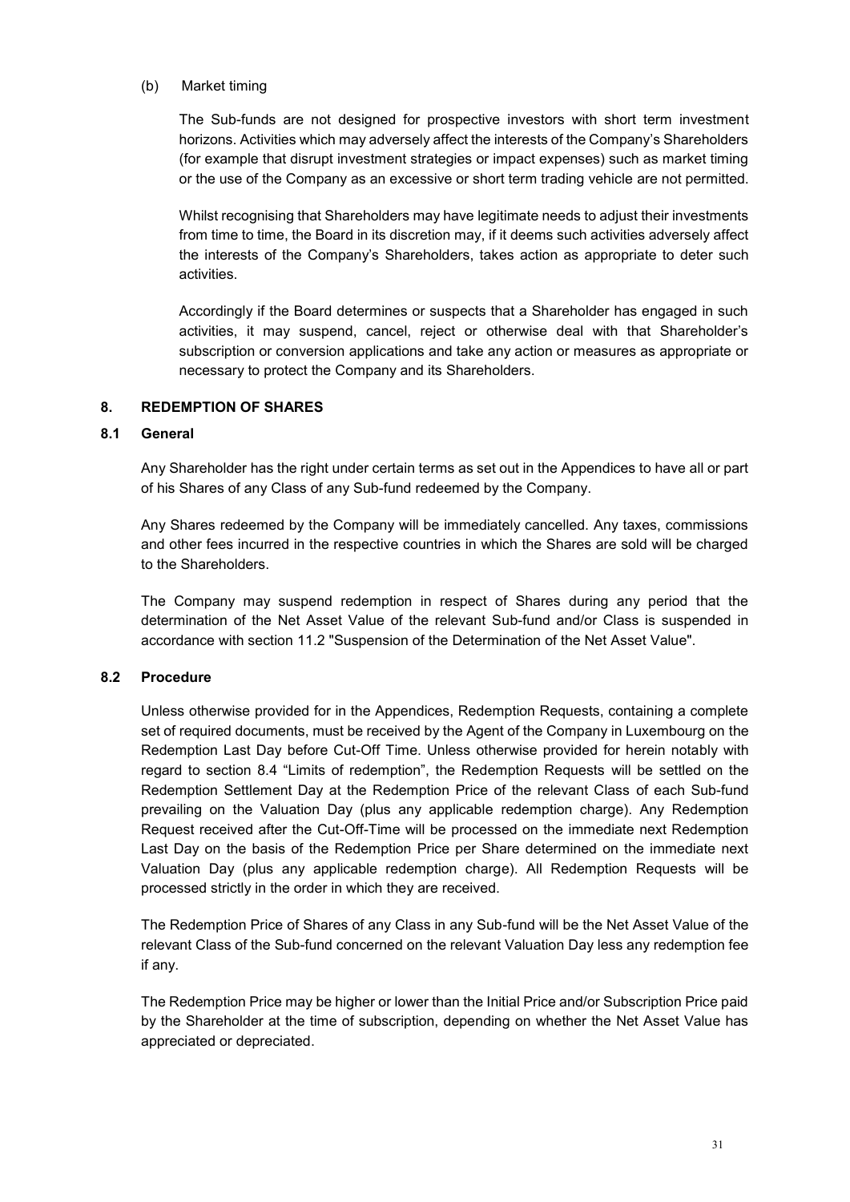(b) Market timing

The Sub-funds are not designed for prospective investors with short term investment horizons. Activities which may adversely affect the interests of the Company's Shareholders (for example that disrupt investment strategies or impact expenses) such as market timing or the use of the Company as an excessive or short term trading vehicle are not permitted.

Whilst recognising that Shareholders may have legitimate needs to adjust their investments from time to time, the Board in its discretion may, if it deems such activities adversely affect the interests of the Company's Shareholders, takes action as appropriate to deter such activities.

Accordingly if the Board determines or suspects that a Shareholder has engaged in such activities, it may suspend, cancel, reject or otherwise deal with that Shareholder's subscription or conversion applications and take any action or measures as appropriate or necessary to protect the Company and its Shareholders.

## 8. REDEMPTION OF SHARES

### 8.1 General

Any Shareholder has the right under certain terms as set out in the Appendices to have all or part of his Shares of any Class of any Sub-fund redeemed by the Company.

Any Shares redeemed by the Company will be immediately cancelled. Any taxes, commissions and other fees incurred in the respective countries in which the Shares are sold will be charged to the Shareholders.

The Company may suspend redemption in respect of Shares during any period that the determination of the Net Asset Value of the relevant Sub-fund and/or Class is suspended in accordance with section 11.2 "Suspension of the Determination of the Net Asset Value".

### 8.2 Procedure

Unless otherwise provided for in the Appendices, Redemption Requests, containing a complete set of required documents, must be received by the Agent of the Company in Luxembourg on the Redemption Last Day before Cut-Off Time. Unless otherwise provided for herein notably with regard to section 8.4 "Limits of redemption", the Redemption Requests will be settled on the Redemption Settlement Day at the Redemption Price of the relevant Class of each Sub-fund prevailing on the Valuation Day (plus any applicable redemption charge). Any Redemption Request received after the Cut-Off-Time will be processed on the immediate next Redemption Last Day on the basis of the Redemption Price per Share determined on the immediate next Valuation Day (plus any applicable redemption charge). All Redemption Requests will be processed strictly in the order in which they are received.

The Redemption Price of Shares of any Class in any Sub-fund will be the Net Asset Value of the relevant Class of the Sub-fund concerned on the relevant Valuation Day less any redemption fee if any.

The Redemption Price may be higher or lower than the Initial Price and/or Subscription Price paid by the Shareholder at the time of subscription, depending on whether the Net Asset Value has appreciated or depreciated.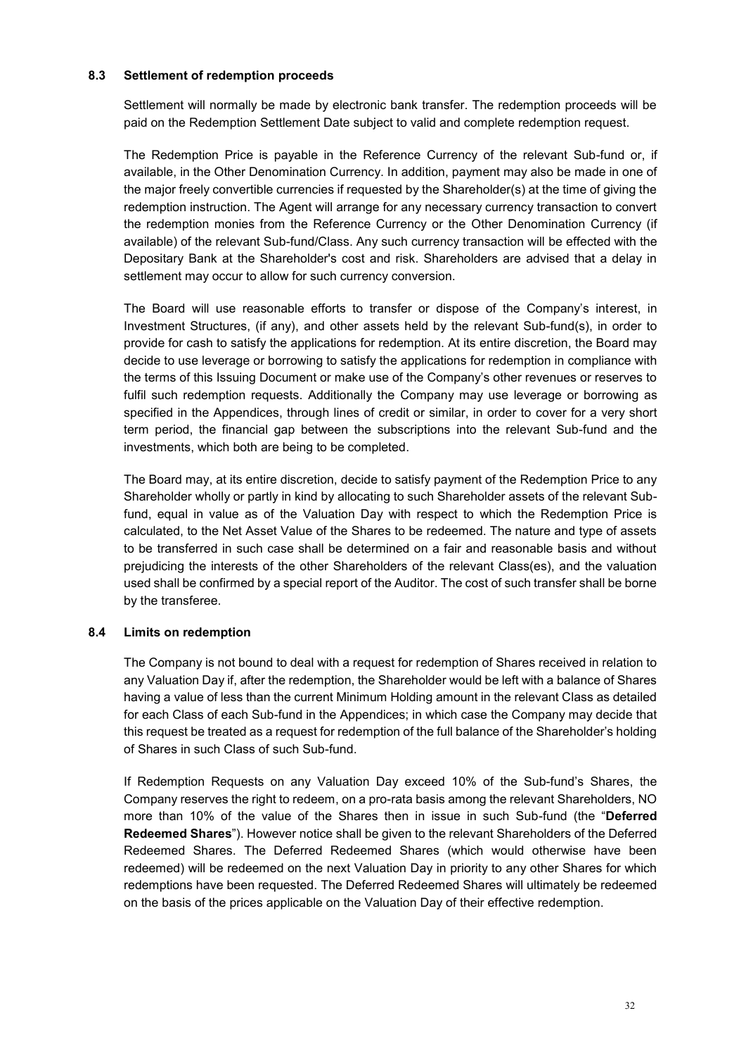### 8.3 Settlement of redemption proceeds

Settlement will normally be made by electronic bank transfer. The redemption proceeds will be paid on the Redemption Settlement Date subject to valid and complete redemption request.

The Redemption Price is payable in the Reference Currency of the relevant Sub-fund or, if available, in the Other Denomination Currency. In addition, payment may also be made in one of the major freely convertible currencies if requested by the Shareholder(s) at the time of giving the redemption instruction. The Agent will arrange for any necessary currency transaction to convert the redemption monies from the Reference Currency or the Other Denomination Currency (if available) of the relevant Sub-fund/Class. Any such currency transaction will be effected with the Depositary Bank at the Shareholder's cost and risk. Shareholders are advised that a delay in settlement may occur to allow for such currency conversion.

The Board will use reasonable efforts to transfer or dispose of the Company's interest, in Investment Structures, (if any), and other assets held by the relevant Sub-fund(s), in order to provide for cash to satisfy the applications for redemption. At its entire discretion, the Board may decide to use leverage or borrowing to satisfy the applications for redemption in compliance with the terms of this Issuing Document or make use of the Company's other revenues or reserves to fulfil such redemption requests. Additionally the Company may use leverage or borrowing as specified in the Appendices, through lines of credit or similar, in order to cover for a very short term period, the financial gap between the subscriptions into the relevant Sub-fund and the investments, which both are being to be completed.

The Board may, at its entire discretion, decide to satisfy payment of the Redemption Price to any Shareholder wholly or partly in kind by allocating to such Shareholder assets of the relevant Sub-fund, equal in value as of the Valuation Day with respect to which the Redemption Price is calculated, to the Net Asset Value of the Shares to be redeemed. The nature and type of assets to be transferred in such case shall be determined on a fair and reasonable basis and without prejudicing the interests of the other Shareholders of the relevant Class(es), and the valuation used shall be confirmed by a special report of the Auditor. The cost of such transfer shall be borne by the transferee.

### 8.4 Limits on redemption

The Company is not bound to deal with a request for redemption of Shares received in relation to any Valuation Day if, after the redemption, the Shareholder would be left with a balance of Shares having a value of less than the current Minimum Holding amount in the relevant Class as detailed for each Class of each Sub-fund in the Appendices; in which case the Company may decide that this request be treated as a request for redemption of the full balance of the Shareholder's holding of Shares in such Class of such Sub-fund.

If Redemption Requests on any Valuation Day exceed 10% of the Sub-fund's Shares, the Company reserves the right to redeem, on a pro-rata basis among the relevant Shareholders, NO more than 10% of the value of the Shares then in issue in such Sub-fund (the "**Deferred Redeemed Shares**"). However notice shall be given to the relevant Shareholders of the Deferred Redeemed Shares. The Deferred Redeemed Shares (which would otherwise have been redeemed) will be redeemed on the next Valuation Day in priority to any other Shares for which redemptions have been requested. The Deferred Redeemed Shares will ultimately be redeemed on the basis of the prices applicable on the Valuation Day of their effective redemption.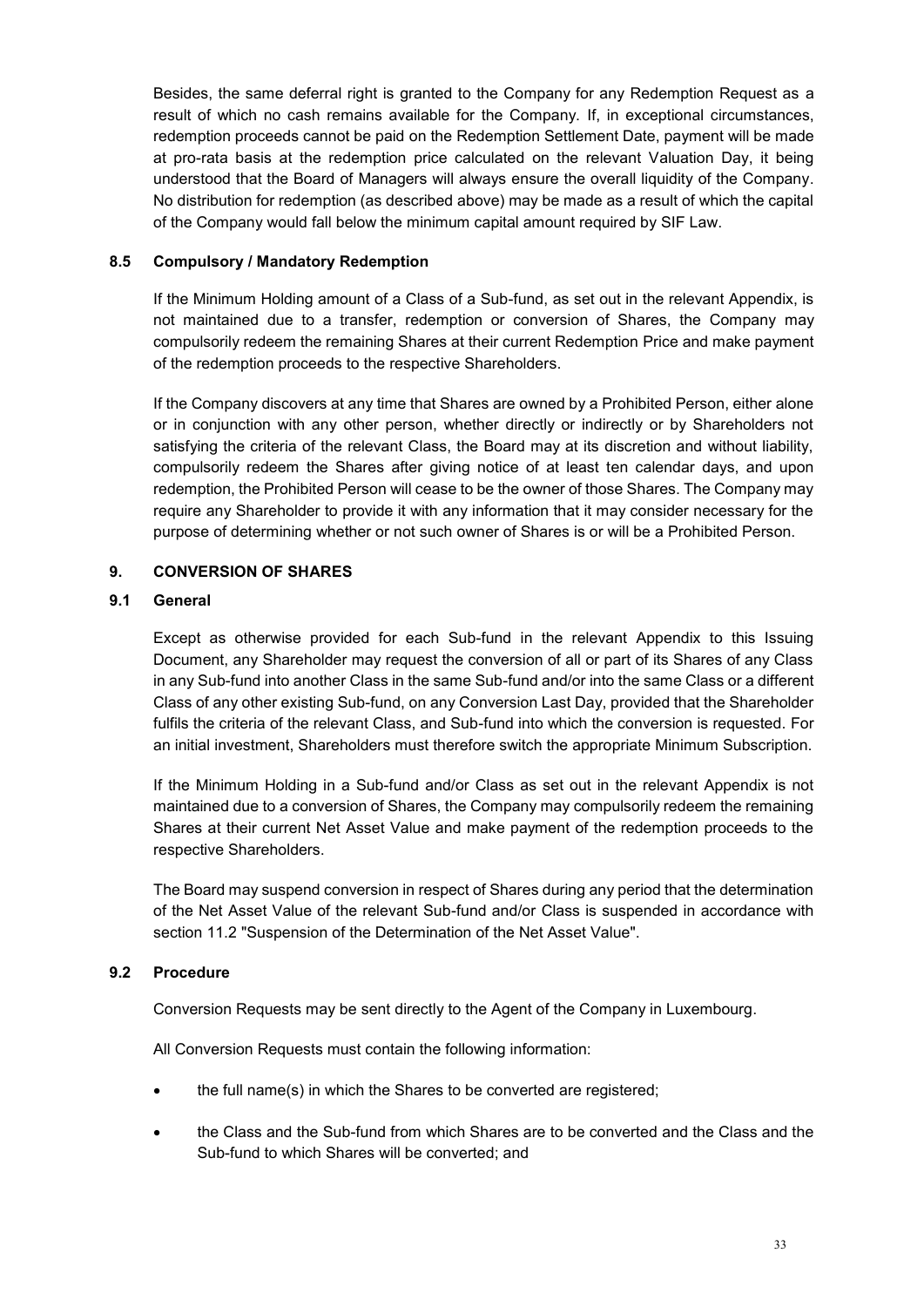Besides, the same deferral right is granted to the Company for any Redemption Request as a result of which no cash remains available for the Company. If, in exceptional circumstances, redemption proceeds cannot be paid on the Redemption Settlement Date, payment will be made at pro-rata basis at the redemption price calculated on the relevant Valuation Day, it being understood that the Board of Managers will always ensure the overall liquidity of the Company. No distribution for redemption (as described above) may be made as a result of which the capital of the Company would fall below the minimum capital amount required by SIF Law.

### 8.5 Compulsory / Mandatory Redemption

If the Minimum Holding amount of a Class of a Sub-fund, as set out in the relevant Appendix, is not maintained due to a transfer, redemption or conversion of Shares, the Company may compulsorily redeem the remaining Shares at their current Redemption Price and make payment of the redemption proceeds to the respective Shareholders.

If the Company discovers at any time that Shares are owned by a Prohibited Person, either alone or in conjunction with any other person, whether directly or indirectly or by Shareholders not satisfying the criteria of the relevant Class, the Board may at its discretion and without liability, compulsorily redeem the Shares after giving notice of at least ten calendar days, and upon redemption, the Prohibited Person will cease to be the owner of those Shares. The Company may require any Shareholder to provide it with any information that it may consider necessary for the purpose of determining whether or not such owner of Shares is or will be a Prohibited Person.

## 9. CONVERSION OF SHARES

### 9.1 General

Except as otherwise provided for each Sub-fund in the relevant Appendix to this Issuing Document, any Shareholder may request the conversion of all or part of its Shares of any Class in any Sub-fund into another Class in the same Sub-fund and/or into the same Class or a different Class of any other existing Sub-fund, on any Conversion Last Day, provided that the Shareholder fulfils the criteria of the relevant Class, and Sub-fund into which the conversion is requested. For an initial investment, Shareholders must therefore switch the appropriate Minimum Subscription.

If the Minimum Holding in a Sub-fund and/or Class as set out in the relevant Appendix is not maintained due to a conversion of Shares, the Company may compulsorily redeem the remaining Shares at their current Net Asset Value and make payment of the redemption proceeds to the respective Shareholders.

The Board may suspend conversion in respect of Shares during any period that the determination of the Net Asset Value of the relevant Sub-fund and/or Class is suspended in accordance with section 11.2 "Suspension of the Determination of the Net Asset Value".

### 9.2 Procedure

Conversion Requests may be sent directly to the Agent of the Company in Luxembourg.

All Conversion Requests must contain the following information:

- the full name(s) in which the Shares to be converted are registered;
- the Class and the Sub-fund from which Shares are to be converted and the Class and the Sub-fund to which Shares will be converted; and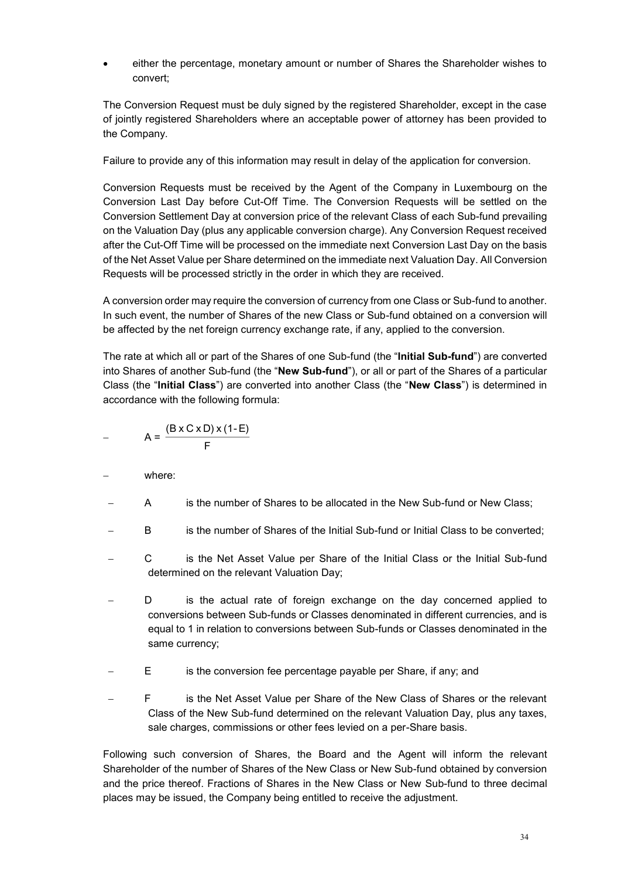- either the percentage, monetary amount or number of Shares the Shareholder wishes to convert;

The Conversion Request must be duly signed by the registered Shareholder, except in the case of jointly registered Shareholders where an acceptable power of attorney has been provided to the Company.

Failure to provide any of this information may result in delay of the application for conversion.

Conversion Requests must be received by the Agent of the Company in Luxembourg on the Conversion Last Day before Cut-Off Time. The Conversion Requests will be settled on the Conversion Settlement Day at conversion price of the relevant Class of each Sub-fund prevailing on the Valuation Day (plus any applicable conversion charge). Any Conversion Request received after the Cut-Off Time will be processed on the immediate next Conversion Last Day on the basis of the Net Asset Value per Share determined on the immediate next Valuation Day. All Conversion Requests will be processed strictly in the order in which they are received.

A conversion order may require the conversion of currency from one Class or Sub-fund to another. In such event, the number of Shares of the new Class or Sub-fund obtained on a conversion will be affected by the net foreign currency exchange rate, if any, applied to the conversion.

The rate at which all or part of the Shares of one Sub-fund (the "**Initial Sub-fund**") are converted into Shares of another Sub-fund (the "**New Sub-fund**"), or all or part of the Shares of a particular Class (the "**Initial Class**") are converted into another Class (the "**New Class**") is determined in accordance with the following formula:

$$A = \frac{(B \times C \times D) \times (1 - E)}{F}$$

– where:

– A is the number of Shares to be allocated in the New Sub-fund or New Class;

– B is the number of Shares of the Initial Sub-fund or Initial Class to be converted;

– C is the Net Asset Value per Share of the Initial Class or the Initial Sub-fund determined on the relevant Valuation Day;

– D is the actual rate of foreign exchange on the day concerned applied to conversions between Sub-funds or Classes denominated in different currencies, and is equal to 1 in relation to conversions between Sub-funds or Classes denominated in the same currency;

– E is the conversion fee percentage payable per Share, if any; and

– F is the Net Asset Value per Share of the New Class of Shares or the relevant Class of the New Sub-fund determined on the relevant Valuation Day, plus any taxes, sale charges, commissions or other fees levied on a per-Share basis.

Following such conversion of Shares, the Board and the Agent will inform the relevant Shareholder of the number of Shares of the New Class or New Sub-fund obtained by conversion and the price thereof. Fractions of Shares in the New Class or New Sub-fund to three decimal places may be issued, the Company being entitled to receive the adjustment.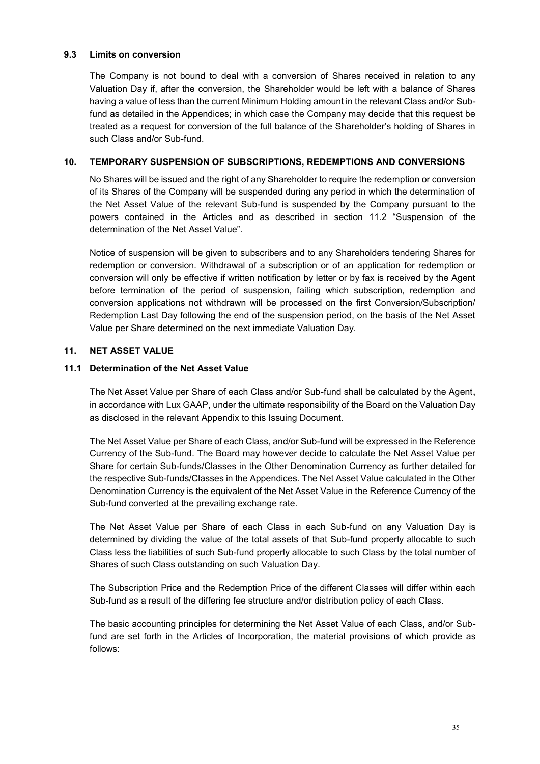### 9.3 Limits on conversion

The Company is not bound to deal with a conversion of Shares received in relation to any Valuation Day if, after the conversion, the Shareholder would be left with a balance of Shares having a value of less than the current Minimum Holding amount in the relevant Class and/or Sub-fund as detailed in the Appendices; in which case the Company may decide that this request be treated as a request for conversion of the full balance of the Shareholder's holding of Shares in such Class and/or Sub-fund.

## 10. TEMPORARY SUSPENSION OF SUBSCRIPTIONS, REDEMPTIONS AND CONVERSIONS

No Shares will be issued and the right of any Shareholder to require the redemption or conversion of its Shares of the Company will be suspended during any period in which the determination of the Net Asset Value of the relevant Sub-fund is suspended by the Company pursuant to the powers contained in the Articles and as described in section 11.2 "Suspension of the determination of the Net Asset Value".

Notice of suspension will be given to subscribers and to any Shareholders tendering Shares for redemption or conversion. Withdrawal of a subscription or of an application for redemption or conversion will only be effective if written notification by letter or by fax is received by the Agent before termination of the period of suspension, failing which subscription, redemption and conversion applications not withdrawn will be processed on the first Conversion/Subscription/ Redemption Last Day following the end of the suspension period, on the basis of the Net Asset Value per Share determined on the next immediate Valuation Day.

## 11. NET ASSET VALUE

### 11.1 Determination of the Net Asset Value

The Net Asset Value per Share of each Class and/or Sub-fund shall be calculated by the Agent, in accordance with Lux GAAP, under the ultimate responsibility of the Board on the Valuation Day as disclosed in the relevant Appendix to this Issuing Document.

The Net Asset Value per Share of each Class, and/or Sub-fund will be expressed in the Reference Currency of the Sub-fund. The Board may however decide to calculate the Net Asset Value per Share for certain Sub-funds/Classes in the Other Denomination Currency as further detailed for the respective Sub-funds/Classes in the Appendices. The Net Asset Value calculated in the Other Denomination Currency is the equivalent of the Net Asset Value in the Reference Currency of the Sub-fund converted at the prevailing exchange rate.

The Net Asset Value per Share of each Class in each Sub-fund on any Valuation Day is determined by dividing the value of the total assets of that Sub-fund properly allocable to such Class less the liabilities of such Sub-fund properly allocable to such Class by the total number of Shares of such Class outstanding on such Valuation Day.

The Subscription Price and the Redemption Price of the different Classes will differ within each Sub-fund as a result of the differing fee structure and/or distribution policy of each Class.

The basic accounting principles for determining the Net Asset Value of each Class, and/or Sub-fund are set forth in the Articles of Incorporation, the material provisions of which provide as follows: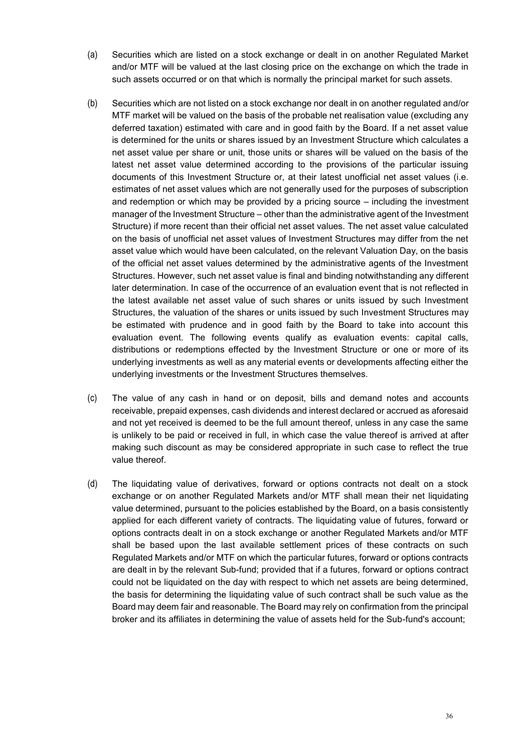(a) Securities which are listed on a stock exchange or dealt in on another Regulated Market and/or MTF will be valued at the last closing price on the exchange on which the trade in such assets occurred or on that which is normally the principal market for such assets.

(b) Securities which are not listed on a stock exchange nor dealt in on another regulated and/or MTF market will be valued on the basis of the probable net realisation value (excluding any deferred taxation) estimated with care and in good faith by the Board. If a net asset value is determined for the units or shares issued by an Investment Structure which calculates a net asset value per share or unit, those units or shares will be valued on the basis of the latest net asset value determined according to the provisions of the particular issuing documents of this Investment Structure or, at their latest unofficial net asset values (i.e. estimates of net asset values which are not generally used for the purposes of subscription and redemption or which may be provided by a pricing source – including the investment manager of the Investment Structure – other than the administrative agent of the Investment Structure) if more recent than their official net asset values. The net asset value calculated on the basis of unofficial net asset values of Investment Structures may differ from the net asset value which would have been calculated, on the relevant Valuation Day, on the basis of the official net asset values determined by the administrative agents of the Investment Structures. However, such net asset value is final and binding notwithstanding any different later determination. In case of the occurrence of an evaluation event that is not reflected in the latest available net asset value of such shares or units issued by such Investment Structures, the valuation of the shares or units issued by such Investment Structures may be estimated with prudence and in good faith by the Board to take into account this evaluation event. The following events qualify as evaluation events: capital calls, distributions or redemptions effected by the Investment Structure or one or more of its underlying investments as well as any material events or developments affecting either the underlying investments or the Investment Structures themselves.

(c) The value of any cash in hand or on deposit, bills and demand notes and accounts receivable, prepaid expenses, cash dividends and interest declared or accrued as aforesaid and not yet received is deemed to be the full amount thereof, unless in any case the same is unlikely to be paid or received in full, in which case the value thereof is arrived at after making such discount as may be considered appropriate in such case to reflect the true value thereof.

(d) The liquidating value of derivatives, forward or options contracts not dealt on a stock exchange or on another Regulated Markets and/or MTF shall mean their net liquidating value determined, pursuant to the policies established by the Board, on a basis consistently applied for each different variety of contracts. The liquidating value of futures, forward or options contracts dealt in on a stock exchange or another Regulated Markets and/or MTF shall be based upon the last available settlement prices of these contracts on such Regulated Markets and/or MTF on which the particular futures, forward or options contracts are dealt in by the relevant Sub-fund; provided that if a futures, forward or options contract could not be liquidated on the day with respect to which net assets are being determined, the basis for determining the liquidating value of such contract shall be such value as the Board may deem fair and reasonable. The Board may rely on confirmation from the principal broker and its affiliates in determining the value of assets held for the Sub-fund's account;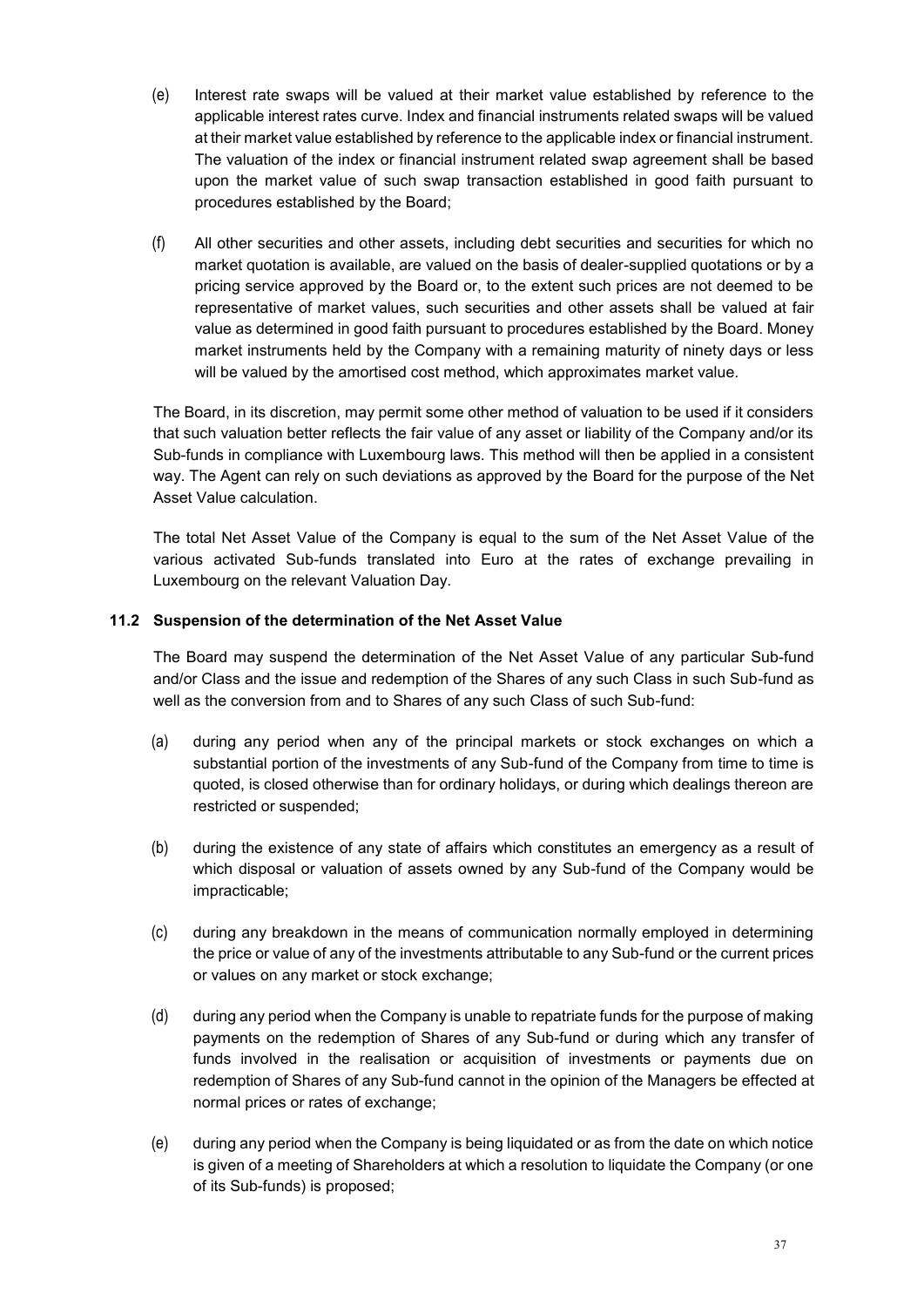(e) Interest rate swaps will be valued at their market value established by reference to the applicable interest rates curve. Index and financial instruments related swaps will be valued at their market value established by reference to the applicable index or financial instrument. The valuation of the index or financial instrument related swap agreement shall be based upon the market value of such swap transaction established in good faith pursuant to procedures established by the Board;

(f) All other securities and other assets, including debt securities and securities for which no market quotation is available, are valued on the basis of dealer-supplied quotations or by a pricing service approved by the Board or, to the extent such prices are not deemed to be representative of market values, such securities and other assets shall be valued at fair value as determined in good faith pursuant to procedures established by the Board. Money market instruments held by the Company with a remaining maturity of ninety days or less will be valued by the amortised cost method, which approximates market value.

The Board, in its discretion, may permit some other method of valuation to be used if it considers that such valuation better reflects the fair value of any asset or liability of the Company and/or its Sub-funds in compliance with Luxembourg laws. This method will then be applied in a consistent way. The Agent can rely on such deviations as approved by the Board for the purpose of the Net Asset Value calculation.

The total Net Asset Value of the Company is equal to the sum of the Net Asset Value of the various activated Sub-funds translated into Euro at the rates of exchange prevailing in Luxembourg on the relevant Valuation Day.

### 11.2 Suspension of the determination of the Net Asset Value

The Board may suspend the determination of the Net Asset Value of any particular Sub-fund and/or Class and the issue and redemption of the Shares of any such Class in such Sub-fund as well as the conversion from and to Shares of any such Class of such Sub-fund:

(a) during any period when any of the principal markets or stock exchanges on which a substantial portion of the investments of any Sub-fund of the Company from time to time is quoted, is closed otherwise than for ordinary holidays, or during which dealings thereon are restricted or suspended;

(b) during the existence of any state of affairs which constitutes an emergency as a result of which disposal or valuation of assets owned by any Sub-fund of the Company would be impracticable;

(c) during any breakdown in the means of communication normally employed in determining the price or value of any of the investments attributable to any Sub-fund or the current prices or values on any market or stock exchange;

(d) during any period when the Company is unable to repatriate funds for the purpose of making payments on the redemption of Shares of any Sub-fund or during which any transfer of funds involved in the realisation or acquisition of investments or payments due on redemption of Shares of any Sub-fund cannot in the opinion of the Managers be effected at normal prices or rates of exchange;

(e) during any period when the Company is being liquidated or as from the date on which notice is given of a meeting of Shareholders at which a resolution to liquidate the Company (or one of its Sub-funds) is proposed;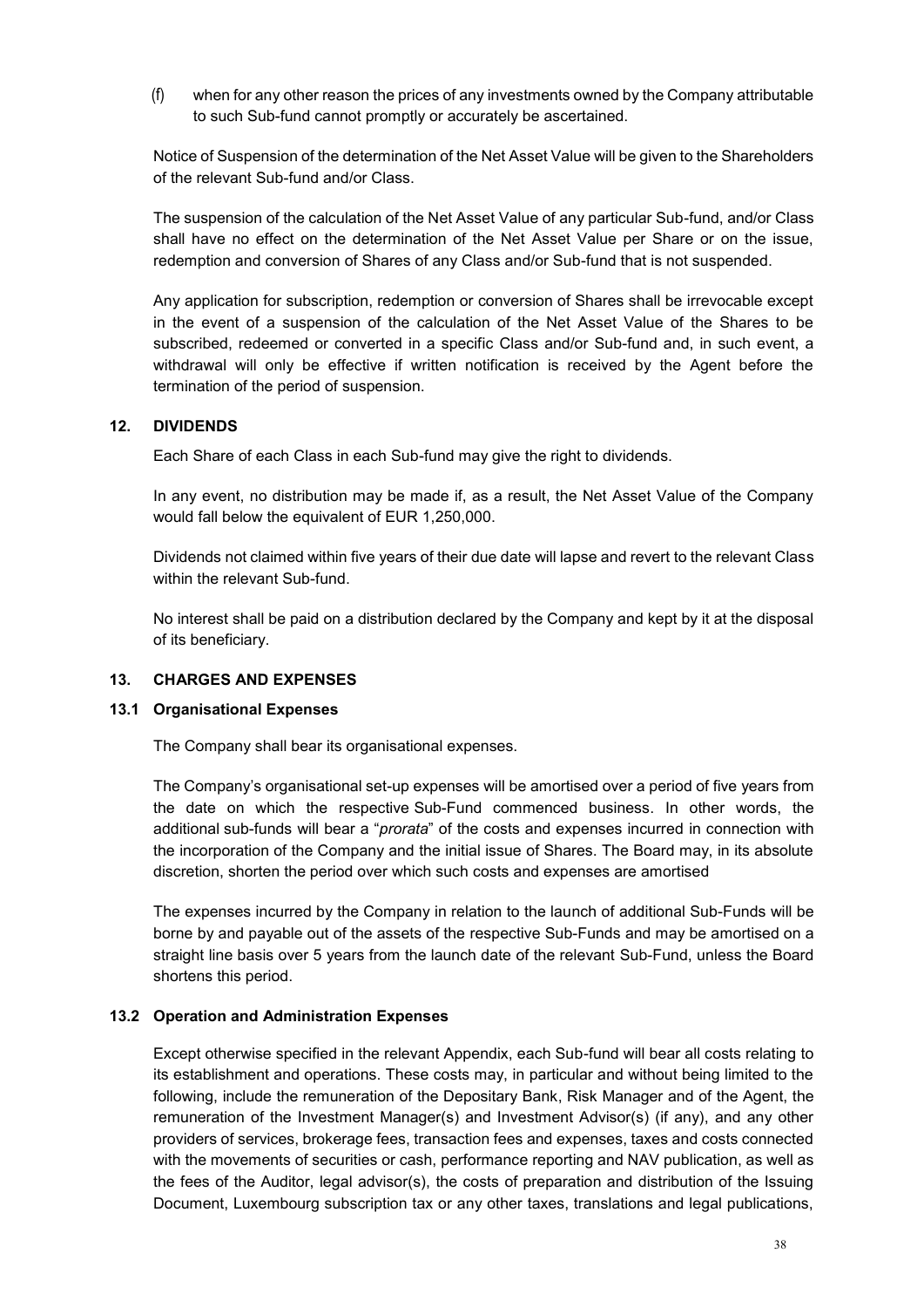(f) when for any other reason the prices of any investments owned by the Company attributable to such Sub-fund cannot promptly or accurately be ascertained.

Notice of Suspension of the determination of the Net Asset Value will be given to the Shareholders of the relevant Sub-fund and/or Class.

The suspension of the calculation of the Net Asset Value of any particular Sub-fund, and/or Class shall have no effect on the determination of the Net Asset Value per Share or on the issue, redemption and conversion of Shares of any Class and/or Sub-fund that is not suspended.

Any application for subscription, redemption or conversion of Shares shall be irrevocable except in the event of a suspension of the calculation of the Net Asset Value of the Shares to be subscribed, redeemed or converted in a specific Class and/or Sub-fund and, in such event, a withdrawal will only be effective if written notification is received by the Agent before the termination of the period of suspension.

## 12. DIVIDENDS

Each Share of each Class in each Sub-fund may give the right to dividends.

In any event, no distribution may be made if, as a result, the Net Asset Value of the Company would fall below the equivalent of EUR 1,250,000.

Dividends not claimed within five years of their due date will lapse and revert to the relevant Class within the relevant Sub-fund.

No interest shall be paid on a distribution declared by the Company and kept by it at the disposal of its beneficiary.

## 13. CHARGES AND EXPENSES

### 13.1 Organisational Expenses

The Company shall bear its organisational expenses.

The Company's organisational set-up expenses will be amortised over a period of five years from the date on which the respective Sub-Fund commenced business. In other words, the additional sub-funds will bear a "*prorata*" of the costs and expenses incurred in connection with the incorporation of the Company and the initial issue of Shares. The Board may, in its absolute discretion, shorten the period over which such costs and expenses are amortised

The expenses incurred by the Company in relation to the launch of additional Sub-Funds will be borne by and payable out of the assets of the respective Sub-Funds and may be amortised on a straight line basis over 5 years from the launch date of the relevant Sub-Fund, unless the Board shortens this period.

### 13.2 Operation and Administration Expenses

Except otherwise specified in the relevant Appendix, each Sub-fund will bear all costs relating to its establishment and operations. These costs may, in particular and without being limited to the following, include the remuneration of the Depositary Bank, Risk Manager and of the Agent, the remuneration of the Investment Manager(s) and Investment Advisor(s) (if any), and any other providers of services, brokerage fees, transaction fees and expenses, taxes and costs connected with the movements of securities or cash, performance reporting and NAV publication, as well as the fees of the Auditor, legal advisor(s), the costs of preparation and distribution of the Issuing Document, Luxembourg subscription tax or any other taxes, translations and legal publications,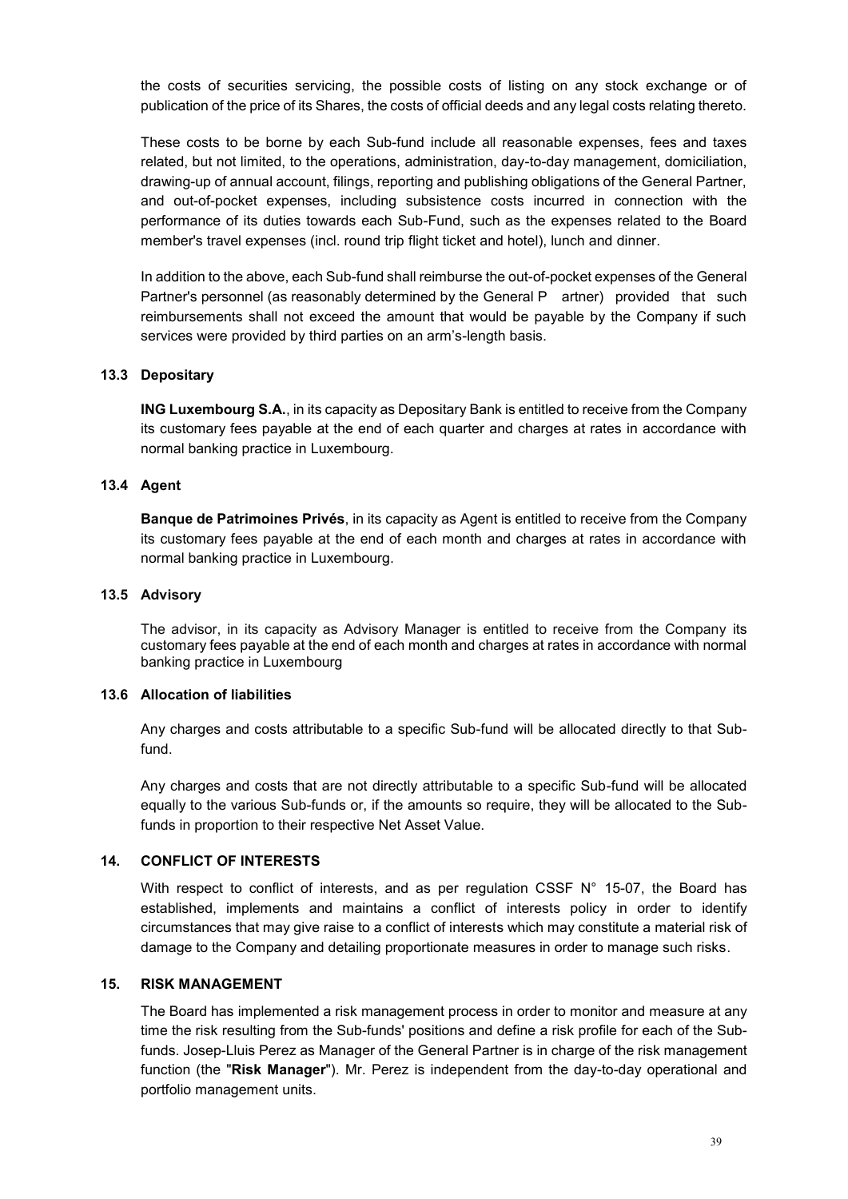the costs of securities servicing, the possible costs of listing on any stock exchange or of publication of the price of its Shares, the costs of official deeds and any legal costs relating thereto.

These costs to be borne by each Sub-fund include all reasonable expenses, fees and taxes related, but not limited, to the operations, administration, day-to-day management, domiciliation, drawing-up of annual account, filings, reporting and publishing obligations of the General Partner, and out-of-pocket expenses, including subsistence costs incurred in connection with the performance of its duties towards each Sub-Fund, such as the expenses related to the Board member's travel expenses (incl. round trip flight ticket and hotel), lunch and dinner.

In addition to the above, each Sub-fund shall reimburse the out-of-pocket expenses of the General Partner's personnel (as reasonably determined by the General P artner) provided that such reimbursements shall not exceed the amount that would be payable by the Company if such services were provided by third parties on an arm's-length basis.

### 13.3 Depositary

**ING Luxembourg S.A.**, in its capacity as Depositary Bank is entitled to receive from the Company its customary fees payable at the end of each quarter and charges at rates in accordance with normal banking practice in Luxembourg.

### 13.4 Agent

**Banque de Patrimoines Privés**, in its capacity as Agent is entitled to receive from the Company its customary fees payable at the end of each month and charges at rates in accordance with normal banking practice in Luxembourg.

### 13.5 Advisory

The advisor, in its capacity as Advisory Manager is entitled to receive from the Company its customary fees payable at the end of each month and charges at rates in accordance with normal banking practice in Luxembourg

### 13.6 Allocation of liabilities

Any charges and costs attributable to a specific Sub-fund will be allocated directly to that Sub-fund.

Any charges and costs that are not directly attributable to a specific Sub-fund will be allocated equally to the various Sub-funds or, if the amounts so require, they will be allocated to the Sub-funds in proportion to their respective Net Asset Value.

## 14. CONFLICT OF INTERESTS

With respect to conflict of interests, and as per regulation CSSF N° 15-07, the Board has established, implements and maintains a conflict of interests policy in order to identify circumstances that may give raise to a conflict of interests which may constitute a material risk of damage to the Company and detailing proportionate measures in order to manage such risks.

## 15. RISK MANAGEMENT

The Board has implemented a risk management process in order to monitor and measure at any time the risk resulting from the Sub-funds' positions and define a risk profile for each of the Sub-funds. Josep-Lluis Perez as Manager of the General Partner is in charge of the risk management function (the "**Risk Manager**"). Mr. Perez is independent from the day-to-day operational and portfolio management units.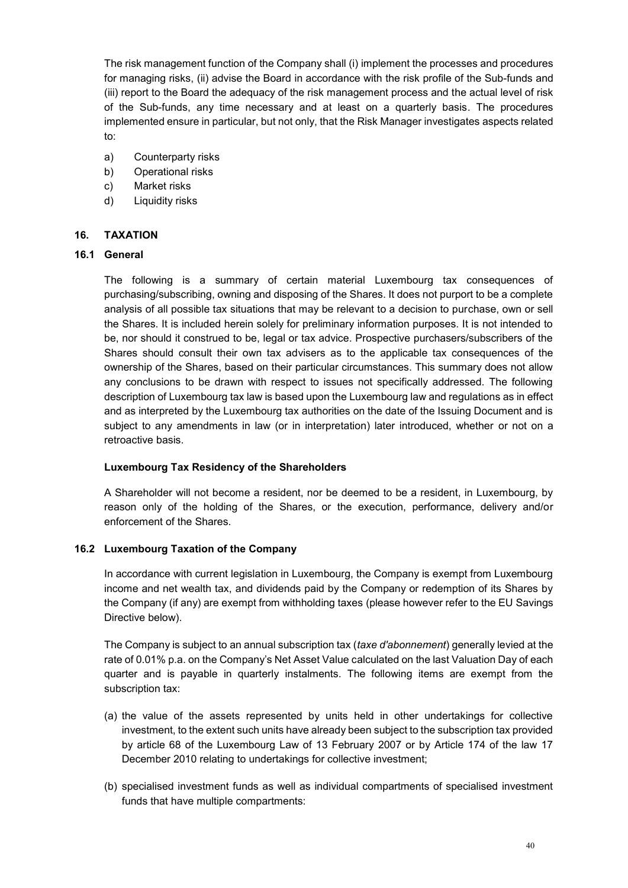The risk management function of the Company shall (i) implement the processes and procedures for managing risks, (ii) advise the Board in accordance with the risk profile of the Sub-funds and (iii) report to the Board the adequacy of the risk management process and the actual level of risk of the Sub-funds, any time necessary and at least on a quarterly basis. The procedures implemented ensure in particular, but not only, that the Risk Manager investigates aspects related to:

a) Counterparty risks
b) Operational risks
c) Market risks
d) Liquidity risks

## 16. TAXATION

### 16.1 General

The following is a summary of certain material Luxembourg tax consequences of purchasing/subscribing, owning and disposing of the Shares. It does not purport to be a complete analysis of all possible tax situations that may be relevant to a decision to purchase, own or sell the Shares. It is included herein solely for preliminary information purposes. It is not intended to be, nor should it construed to be, legal or tax advice. Prospective purchasers/subscribers of the Shares should consult their own tax advisers as to the applicable tax consequences of the ownership of the Shares, based on their particular circumstances. This summary does not allow any conclusions to be drawn with respect to issues not specifically addressed. The following description of Luxembourg tax law is based upon the Luxembourg law and regulations as in effect and as interpreted by the Luxembourg tax authorities on the date of the Issuing Document and is subject to any amendments in law (or in interpretation) later introduced, whether or not on a retroactive basis.

**Luxembourg Tax Residency of the Shareholders**

A Shareholder will not become a resident, nor be deemed to be a resident, in Luxembourg, by reason only of the holding of the Shares, or the execution, performance, delivery and/or enforcement of the Shares.

### 16.2 Luxembourg Taxation of the Company

In accordance with current legislation in Luxembourg, the Company is exempt from Luxembourg income and net wealth tax, and dividends paid by the Company or redemption of its Shares by the Company (if any) are exempt from withholding taxes (please however refer to the EU Savings Directive below).

The Company is subject to an annual subscription tax (*taxe d'abonnement*) generally levied at the rate of 0.01% p.a. on the Company's Net Asset Value calculated on the last Valuation Day of each quarter and is payable in quarterly instalments. The following items are exempt from the subscription tax:

(a) the value of the assets represented by units held in other undertakings for collective investment, to the extent such units have already been subject to the subscription tax provided by article 68 of the Luxembourg Law of 13 February 2007 or by Article 174 of the law 17 December 2010 relating to undertakings for collective investment;

(b) specialised investment funds as well as individual compartments of specialised investment funds that have multiple compartments: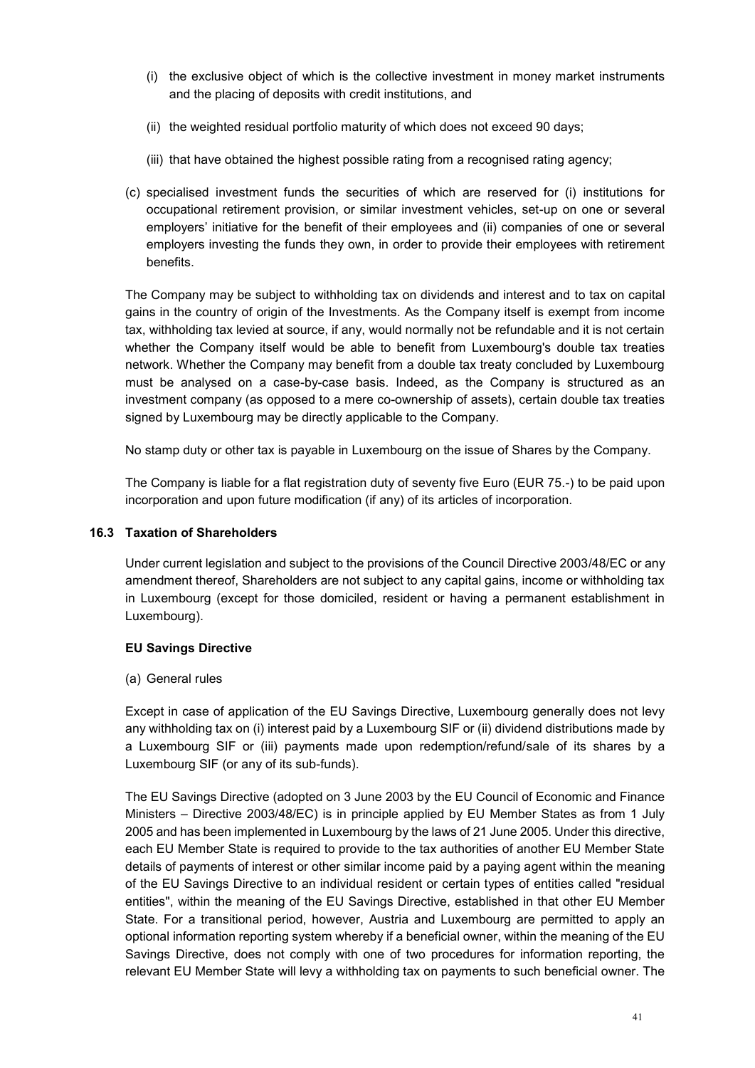(i) the exclusive object of which is the collective investment in money market instruments and the placing of deposits with credit institutions, and

(ii) the weighted residual portfolio maturity of which does not exceed 90 days;

(iii) that have obtained the highest possible rating from a recognised rating agency;

(c) specialised investment funds the securities of which are reserved for (i) institutions for occupational retirement provision, or similar investment vehicles, set-up on one or several employers' initiative for the benefit of their employees and (ii) companies of one or several employers investing the funds they own, in order to provide their employees with retirement benefits.

The Company may be subject to withholding tax on dividends and interest and to tax on capital gains in the country of origin of the Investments. As the Company itself is exempt from income tax, withholding tax levied at source, if any, would normally not be refundable and it is not certain whether the Company itself would be able to benefit from Luxembourg's double tax treaties network. Whether the Company may benefit from a double tax treaty concluded by Luxembourg must be analysed on a case-by-case basis. Indeed, as the Company is structured as an investment company (as opposed to a mere co-ownership of assets), certain double tax treaties signed by Luxembourg may be directly applicable to the Company.

No stamp duty or other tax is payable in Luxembourg on the issue of Shares by the Company.

The Company is liable for a flat registration duty of seventy five Euro (EUR 75.-) to be paid upon incorporation and upon future modification (if any) of its articles of incorporation.

### 16.3 Taxation of Shareholders

Under current legislation and subject to the provisions of the Council Directive 2003/48/EC or any amendment thereof, Shareholders are not subject to any capital gains, income or withholding tax in Luxembourg (except for those domiciled, resident or having a permanent establishment in Luxembourg).

**EU Savings Directive**

(a) General rules

Except in case of application of the EU Savings Directive, Luxembourg generally does not levy any withholding tax on (i) interest paid by a Luxembourg SIF or (ii) dividend distributions made by a Luxembourg SIF or (iii) payments made upon redemption/refund/sale of its shares by a Luxembourg SIF (or any of its sub-funds).

The EU Savings Directive (adopted on 3 June 2003 by the EU Council of Economic and Finance Ministers – Directive 2003/48/EC) is in principle applied by EU Member States as from 1 July 2005 and has been implemented in Luxembourg by the laws of 21 June 2005. Under this directive, each EU Member State is required to provide to the tax authorities of another EU Member State details of payments of interest or other similar income paid by a paying agent within the meaning of the EU Savings Directive to an individual resident or certain types of entities called "residual entities", within the meaning of the EU Savings Directive, established in that other EU Member State. For a transitional period, however, Austria and Luxembourg are permitted to apply an optional information reporting system whereby if a beneficial owner, within the meaning of the EU Savings Directive, does not comply with one of two procedures for information reporting, the relevant EU Member State will levy a withholding tax on payments to such beneficial owner. The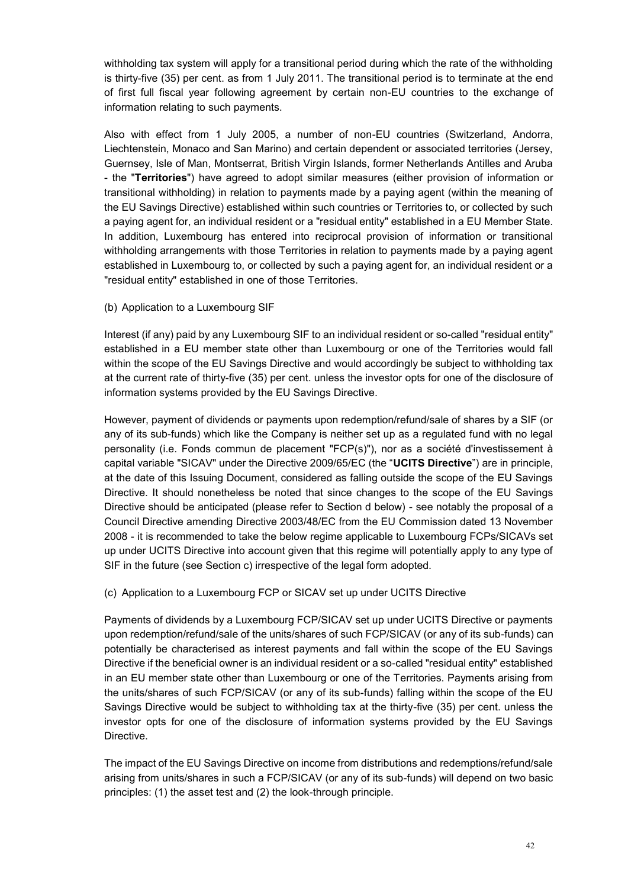withholding tax system will apply for a transitional period during which the rate of the withholding is thirty-five (35) per cent. as from 1 July 2011. The transitional period is to terminate at the end of first full fiscal year following agreement by certain non-EU countries to the exchange of information relating to such payments.

Also with effect from 1 July 2005, a number of non-EU countries (Switzerland, Andorra, Liechtenstein, Monaco and San Marino) and certain dependent or associated territories (Jersey, Guernsey, Isle of Man, Montserrat, British Virgin Islands, former Netherlands Antilles and Aruba - the "**Territories**") have agreed to adopt similar measures (either provision of information or transitional withholding) in relation to payments made by a paying agent (within the meaning of the EU Savings Directive) established within such countries or Territories to, or collected by such a paying agent for, an individual resident or a "residual entity" established in a EU Member State. In addition, Luxembourg has entered into reciprocal provision of information or transitional withholding arrangements with those Territories in relation to payments made by a paying agent established in Luxembourg to, or collected by such a paying agent for, an individual resident or a "residual entity" established in one of those Territories.

(b) Application to a Luxembourg SIF

Interest (if any) paid by any Luxembourg SIF to an individual resident or so-called "residual entity" established in a EU member state other than Luxembourg or one of the Territories would fall within the scope of the EU Savings Directive and would accordingly be subject to withholding tax at the current rate of thirty-five (35) per cent. unless the investor opts for one of the disclosure of information systems provided by the EU Savings Directive.

However, payment of dividends or payments upon redemption/refund/sale of shares by a SIF (or any of its sub-funds) which like the Company is neither set up as a regulated fund with no legal personality (i.e. Fonds commun de placement "FCP(s)"), nor as a société d'investissement à capital variable "SICAV" under the Directive 2009/65/EC (the "**UCITS Directive**") are in principle, at the date of this Issuing Document, considered as falling outside the scope of the EU Savings Directive. It should nonetheless be noted that since changes to the scope of the EU Savings Directive should be anticipated (please refer to Section d below) - see notably the proposal of a Council Directive amending Directive 2003/48/EC from the EU Commission dated 13 November 2008 - it is recommended to take the below regime applicable to Luxembourg FCPs/SICAVs set up under UCITS Directive into account given that this regime will potentially apply to any type of SIF in the future (see Section c) irrespective of the legal form adopted.

(c) Application to a Luxembourg FCP or SICAV set up under UCITS Directive

Payments of dividends by a Luxembourg FCP/SICAV set up under UCITS Directive or payments upon redemption/refund/sale of the units/shares of such FCP/SICAV (or any of its sub-funds) can potentially be characterised as interest payments and fall within the scope of the EU Savings Directive if the beneficial owner is an individual resident or a so-called "residual entity" established in an EU member state other than Luxembourg or one of the Territories. Payments arising from the units/shares of such FCP/SICAV (or any of its sub-funds) falling within the scope of the EU Savings Directive would be subject to withholding tax at the thirty-five (35) per cent. unless the investor opts for one of the disclosure of information systems provided by the EU Savings Directive.

The impact of the EU Savings Directive on income from distributions and redemptions/refund/sale arising from units/shares in such a FCP/SICAV (or any of its sub-funds) will depend on two basic principles: (1) the asset test and (2) the look-through principle.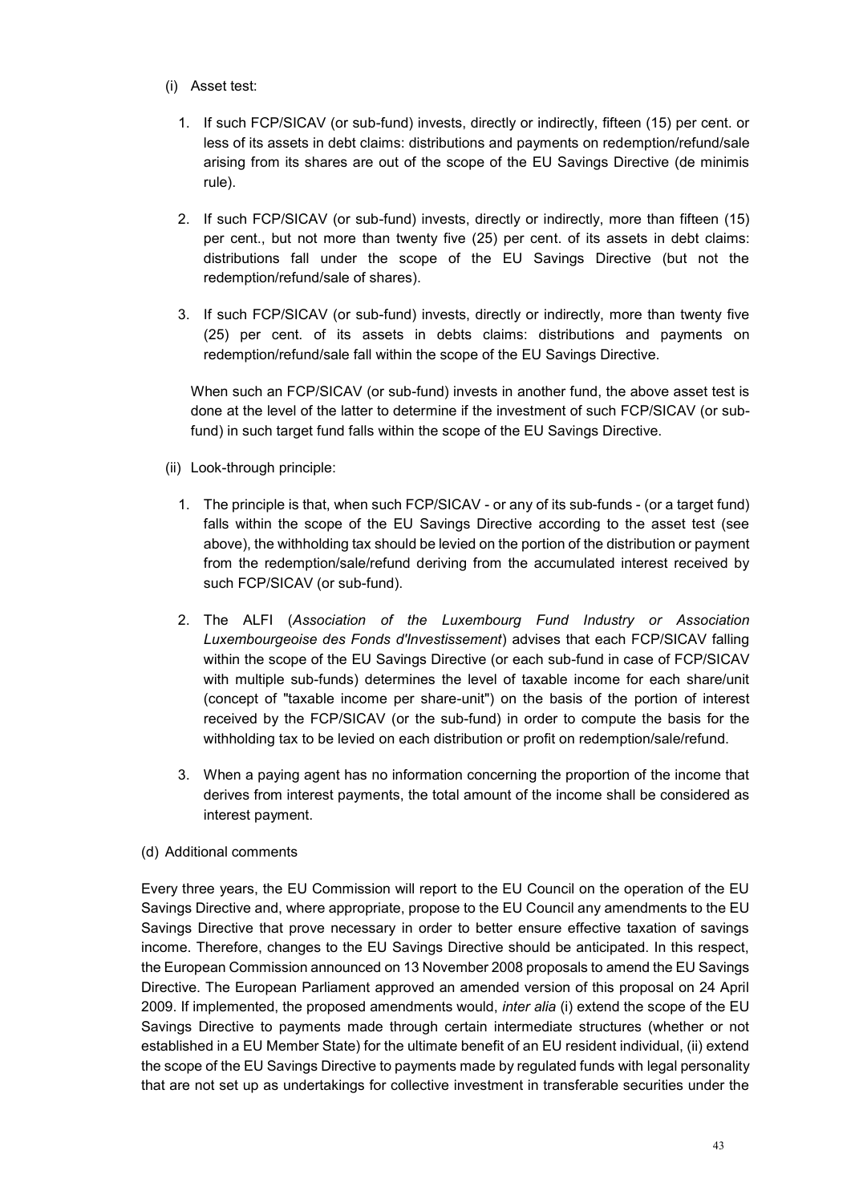(i) Asset test:

1. If such FCP/SICAV (or sub-fund) invests, directly or indirectly, fifteen (15) per cent. or less of its assets in debt claims: distributions and payments on redemption/refund/sale arising from its shares are out of the scope of the EU Savings Directive (de minimis rule).

2. If such FCP/SICAV (or sub-fund) invests, directly or indirectly, more than fifteen (15) per cent., but not more than twenty five (25) per cent. of its assets in debt claims: distributions fall under the scope of the EU Savings Directive (but not the redemption/refund/sale of shares).

3. If such FCP/SICAV (or sub-fund) invests, directly or indirectly, more than twenty five (25) per cent. of its assets in debts claims: distributions and payments on redemption/refund/sale fall within the scope of the EU Savings Directive.

When such an FCP/SICAV (or sub-fund) invests in another fund, the above asset test is done at the level of the latter to determine if the investment of such FCP/SICAV (or sub-fund) in such target fund falls within the scope of the EU Savings Directive.

(ii) Look-through principle:

1. The principle is that, when such FCP/SICAV - or any of its sub-funds - (or a target fund) falls within the scope of the EU Savings Directive according to the asset test (see above), the withholding tax should be levied on the portion of the distribution or payment from the redemption/sale/refund deriving from the accumulated interest received by such FCP/SICAV (or sub-fund).

2. The ALFI (*Association of the Luxembourg Fund Industry or Association Luxembourgeoise des Fonds d'Investissement*) advises that each FCP/SICAV falling within the scope of the EU Savings Directive (or each sub-fund in case of FCP/SICAV with multiple sub-funds) determines the level of taxable income for each share/unit (concept of "taxable income per share-unit") on the basis of the portion of interest received by the FCP/SICAV (or the sub-fund) in order to compute the basis for the withholding tax to be levied on each distribution or profit on redemption/sale/refund.

3. When a paying agent has no information concerning the proportion of the income that derives from interest payments, the total amount of the income shall be considered as interest payment.

(d) Additional comments

Every three years, the EU Commission will report to the EU Council on the operation of the EU Savings Directive and, where appropriate, propose to the EU Council any amendments to the EU Savings Directive that prove necessary in order to better ensure effective taxation of savings income. Therefore, changes to the EU Savings Directive should be anticipated. In this respect, the European Commission announced on 13 November 2008 proposals to amend the EU Savings Directive. The European Parliament approved an amended version of this proposal on 24 April 2009. If implemented, the proposed amendments would, *inter alia* (i) extend the scope of the EU Savings Directive to payments made through certain intermediate structures (whether or not established in a EU Member State) for the ultimate benefit of an EU resident individual, (ii) extend the scope of the EU Savings Directive to payments made by regulated funds with legal personality that are not set up as undertakings for collective investment in transferable securities under the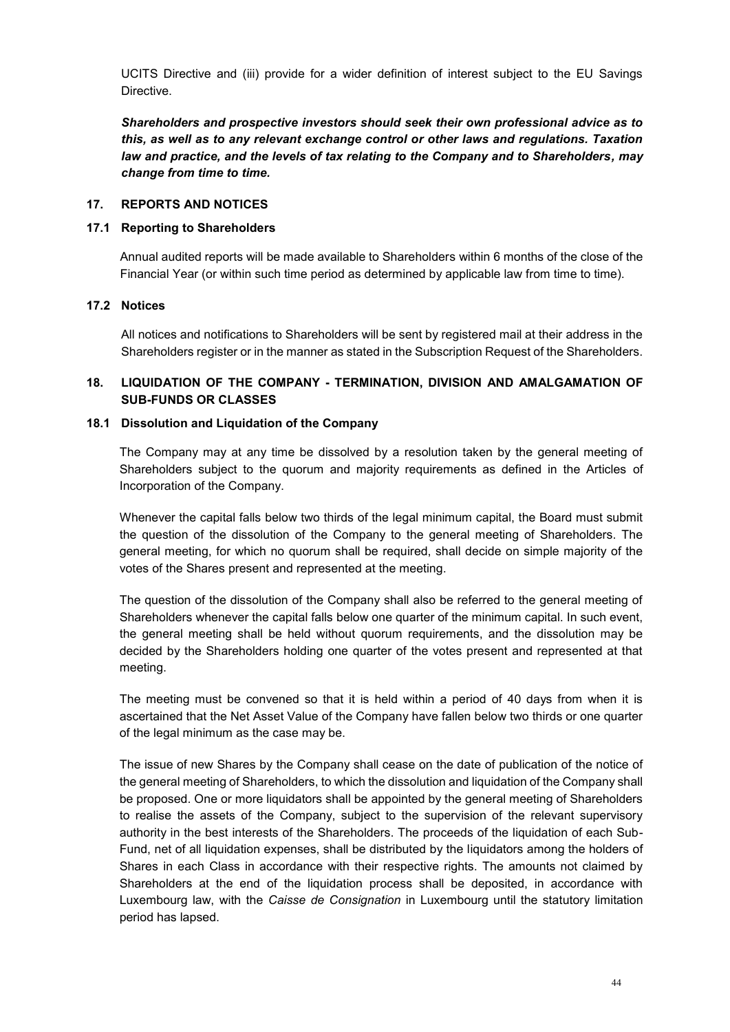UCITS Directive and (iii) provide for a wider definition of interest subject to the EU Savings Directive.

***Shareholders and prospective investors should seek their own professional advice as to this, as well as to any relevant exchange control or other laws and regulations. Taxation law and practice, and the levels of tax relating to the Company and to Shareholders, may change from time to time.***

## 17. REPORTS AND NOTICES

### 17.1 Reporting to Shareholders

Annual audited reports will be made available to Shareholders within 6 months of the close of the Financial Year (or within such time period as determined by applicable law from time to time).

### 17.2 Notices

All notices and notifications to Shareholders will be sent by registered mail at their address in the Shareholders register or in the manner as stated in the Subscription Request of the Shareholders.

## 18. LIQUIDATION OF THE COMPANY - TERMINATION, DIVISION AND AMALGAMATION OF SUB-FUNDS OR CLASSES

### 18.1 Dissolution and Liquidation of the Company

The Company may at any time be dissolved by a resolution taken by the general meeting of Shareholders subject to the quorum and majority requirements as defined in the Articles of Incorporation of the Company.

Whenever the capital falls below two thirds of the legal minimum capital, the Board must submit the question of the dissolution of the Company to the general meeting of Shareholders. The general meeting, for which no quorum shall be required, shall decide on simple majority of the votes of the Shares present and represented at the meeting.

The question of the dissolution of the Company shall also be referred to the general meeting of Shareholders whenever the capital falls below one quarter of the minimum capital. In such event, the general meeting shall be held without quorum requirements, and the dissolution may be decided by the Shareholders holding one quarter of the votes present and represented at that meeting.

The meeting must be convened so that it is held within a period of 40 days from when it is ascertained that the Net Asset Value of the Company have fallen below two thirds or one quarter of the legal minimum as the case may be.

The issue of new Shares by the Company shall cease on the date of publication of the notice of the general meeting of Shareholders, to which the dissolution and liquidation of the Company shall be proposed. One or more liquidators shall be appointed by the general meeting of Shareholders to realise the assets of the Company, subject to the supervision of the relevant supervisory authority in the best interests of the Shareholders. The proceeds of the liquidation of each Sub-Fund, net of all liquidation expenses, shall be distributed by the liquidators among the holders of Shares in each Class in accordance with their respective rights. The amounts not claimed by Shareholders at the end of the liquidation process shall be deposited, in accordance with Luxembourg law, with the *Caisse de Consignation* in Luxembourg until the statutory limitation period has lapsed.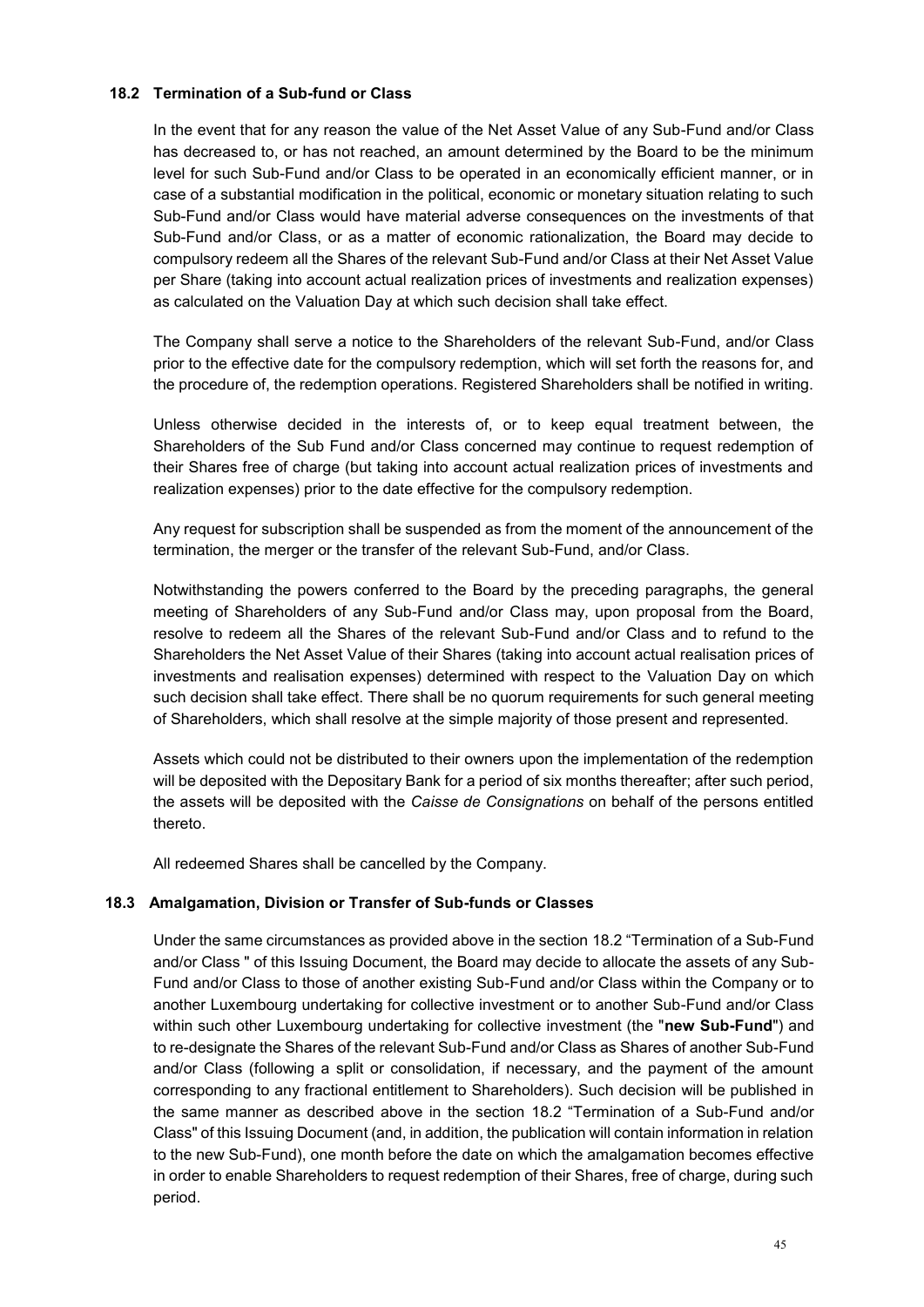### 18.2 Termination of a Sub-fund or Class

In the event that for any reason the value of the Net Asset Value of any Sub-Fund and/or Class has decreased to, or has not reached, an amount determined by the Board to be the minimum level for such Sub-Fund and/or Class to be operated in an economically efficient manner, or in case of a substantial modification in the political, economic or monetary situation relating to such Sub-Fund and/or Class would have material adverse consequences on the investments of that Sub-Fund and/or Class, or as a matter of economic rationalization, the Board may decide to compulsory redeem all the Shares of the relevant Sub-Fund and/or Class at their Net Asset Value per Share (taking into account actual realization prices of investments and realization expenses) as calculated on the Valuation Day at which such decision shall take effect.

The Company shall serve a notice to the Shareholders of the relevant Sub-Fund, and/or Class prior to the effective date for the compulsory redemption, which will set forth the reasons for, and the procedure of, the redemption operations. Registered Shareholders shall be notified in writing.

Unless otherwise decided in the interests of, or to keep equal treatment between, the Shareholders of the Sub Fund and/or Class concerned may continue to request redemption of their Shares free of charge (but taking into account actual realization prices of investments and realization expenses) prior to the date effective for the compulsory redemption.

Any request for subscription shall be suspended as from the moment of the announcement of the termination, the merger or the transfer of the relevant Sub-Fund, and/or Class.

Notwithstanding the powers conferred to the Board by the preceding paragraphs, the general meeting of Shareholders of any Sub-Fund and/or Class may, upon proposal from the Board, resolve to redeem all the Shares of the relevant Sub-Fund and/or Class and to refund to the Shareholders the Net Asset Value of their Shares (taking into account actual realisation prices of investments and realisation expenses) determined with respect to the Valuation Day on which such decision shall take effect. There shall be no quorum requirements for such general meeting of Shareholders, which shall resolve at the simple majority of those present and represented.

Assets which could not be distributed to their owners upon the implementation of the redemption will be deposited with the Depositary Bank for a period of six months thereafter; after such period, the assets will be deposited with the *Caisse de Consignations* on behalf of the persons entitled thereto.

All redeemed Shares shall be cancelled by the Company.

### 18.3 Amalgamation, Division or Transfer of Sub-funds or Classes

Under the same circumstances as provided above in the section 18.2 "Termination of a Sub-Fund and/or Class " of this Issuing Document, the Board may decide to allocate the assets of any Sub-Fund and/or Class to those of another existing Sub-Fund and/or Class within the Company or to another Luxembourg undertaking for collective investment or to another Sub-Fund and/or Class within such other Luxembourg undertaking for collective investment (the "**new Sub-Fund**") and to re-designate the Shares of the relevant Sub-Fund and/or Class as Shares of another Sub-Fund and/or Class (following a split or consolidation, if necessary, and the payment of the amount corresponding to any fractional entitlement to Shareholders). Such decision will be published in the same manner as described above in the section 18.2 "Termination of a Sub-Fund and/or Class" of this Issuing Document (and, in addition, the publication will contain information in relation to the new Sub-Fund), one month before the date on which the amalgamation becomes effective in order to enable Shareholders to request redemption of their Shares, free of charge, during such period.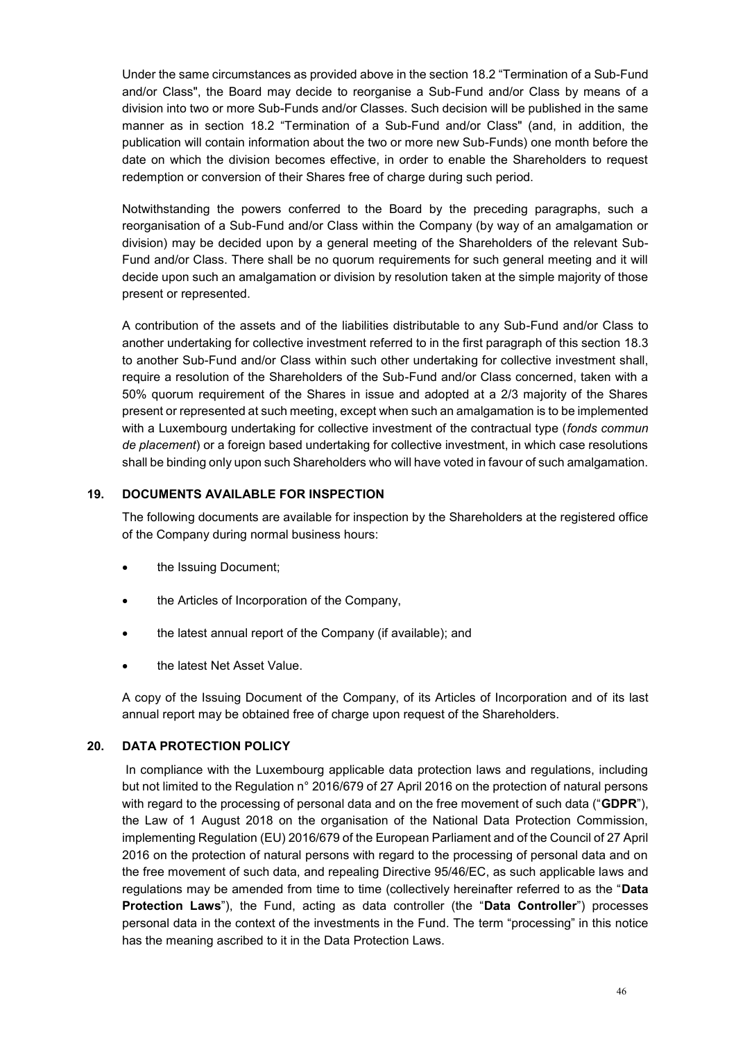Under the same circumstances as provided above in the section 18.2 "Termination of a Sub-Fund and/or Class", the Board may decide to reorganise a Sub-Fund and/or Class by means of a division into two or more Sub-Funds and/or Classes. Such decision will be published in the same manner as in section 18.2 "Termination of a Sub-Fund and/or Class" (and, in addition, the publication will contain information about the two or more new Sub-Funds) one month before the date on which the division becomes effective, in order to enable the Shareholders to request redemption or conversion of their Shares free of charge during such period.

Notwithstanding the powers conferred to the Board by the preceding paragraphs, such a reorganisation of a Sub-Fund and/or Class within the Company (by way of an amalgamation or division) may be decided upon by a general meeting of the Shareholders of the relevant Sub-Fund and/or Class. There shall be no quorum requirements for such general meeting and it will decide upon such an amalgamation or division by resolution taken at the simple majority of those present or represented.

A contribution of the assets and of the liabilities distributable to any Sub-Fund and/or Class to another undertaking for collective investment referred to in the first paragraph of this section 18.3 to another Sub-Fund and/or Class within such other undertaking for collective investment shall, require a resolution of the Shareholders of the Sub-Fund and/or Class concerned, taken with a 50% quorum requirement of the Shares in issue and adopted at a 2/3 majority of the Shares present or represented at such meeting, except when such an amalgamation is to be implemented with a Luxembourg undertaking for collective investment of the contractual type (*fonds commun de placement*) or a foreign based undertaking for collective investment, in which case resolutions shall be binding only upon such Shareholders who will have voted in favour of such amalgamation.

## 19. DOCUMENTS AVAILABLE FOR INSPECTION

The following documents are available for inspection by the Shareholders at the registered office of the Company during normal business hours:

- the Issuing Document;
- the Articles of Incorporation of the Company,
- the latest annual report of the Company (if available); and
- the latest Net Asset Value.

A copy of the Issuing Document of the Company, of its Articles of Incorporation and of its last annual report may be obtained free of charge upon request of the Shareholders.

## 20. DATA PROTECTION POLICY

In compliance with the Luxembourg applicable data protection laws and regulations, including but not limited to the Regulation n° 2016/679 of 27 April 2016 on the protection of natural persons with regard to the processing of personal data and on the free movement of such data ("**GDPR**"), the Law of 1 August 2018 on the organisation of the National Data Protection Commission, implementing Regulation (EU) 2016/679 of the European Parliament and of the Council of 27 April 2016 on the protection of natural persons with regard to the processing of personal data and on the free movement of such data, and repealing Directive 95/46/EC, as such applicable laws and regulations may be amended from time to time (collectively hereinafter referred to as the "**Data Protection Laws**"), the Fund, acting as data controller (the "**Data Controller**") processes personal data in the context of the investments in the Fund. The term "processing" in this notice has the meaning ascribed to it in the Data Protection Laws.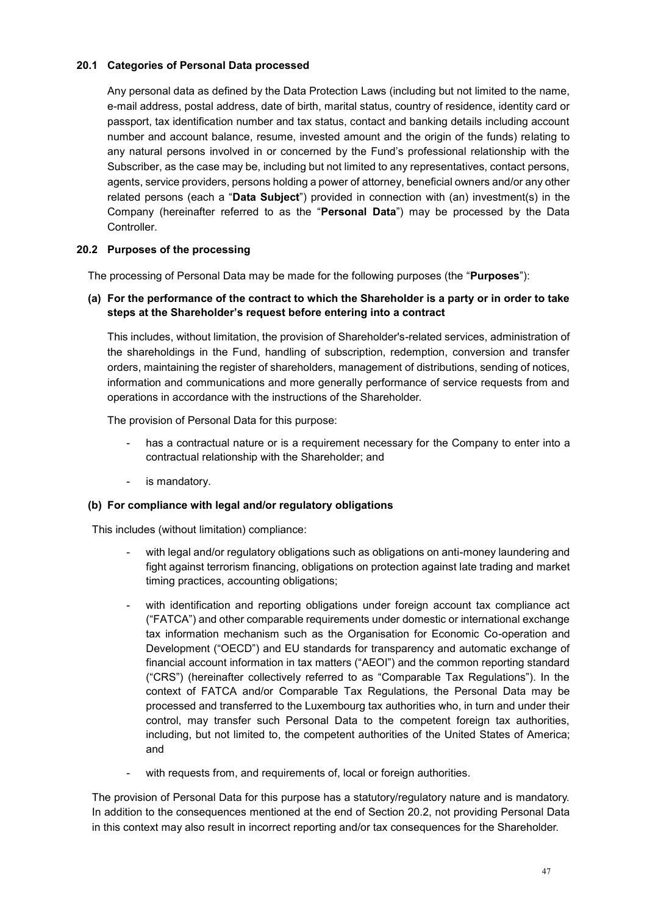### 20.1 Categories of Personal Data processed

Any personal data as defined by the Data Protection Laws (including but not limited to the name, e-mail address, postal address, date of birth, marital status, country of residence, identity card or passport, tax identification number and tax status, contact and banking details including account number and account balance, resume, invested amount and the origin of the funds) relating to any natural persons involved in or concerned by the Fund's professional relationship with the Subscriber, as the case may be, including but not limited to any representatives, contact persons, agents, service providers, persons holding a power of attorney, beneficial owners and/or any other related persons (each a "**Data Subject**") provided in connection with (an) investment(s) in the Company (hereinafter referred to as the "**Personal Data**") may be processed by the Data Controller.

### 20.2 Purposes of the processing

The processing of Personal Data may be made for the following purposes (the "**Purposes**"):

**(a) For the performance of the contract to which the Shareholder is a party or in order to take steps at the Shareholder's request before entering into a contract**

This includes, without limitation, the provision of Shareholder's-related services, administration of the shareholdings in the Fund, handling of subscription, redemption, conversion and transfer orders, maintaining the register of shareholders, management of distributions, sending of notices, information and communications and more generally performance of service requests from and operations in accordance with the instructions of the Shareholder.

The provision of Personal Data for this purpose:

- has a contractual nature or is a requirement necessary for the Company to enter into a contractual relationship with the Shareholder; and
- is mandatory.

**(b) For compliance with legal and/or regulatory obligations**

This includes (without limitation) compliance:

- with legal and/or regulatory obligations such as obligations on anti-money laundering and fight against terrorism financing, obligations on protection against late trading and market timing practices, accounting obligations;
- with identification and reporting obligations under foreign account tax compliance act ("FATCA") and other comparable requirements under domestic or international exchange tax information mechanism such as the Organisation for Economic Co-operation and Development ("OECD") and EU standards for transparency and automatic exchange of financial account information in tax matters ("AEOI") and the common reporting standard ("CRS") (hereinafter collectively referred to as "Comparable Tax Regulations"). In the context of FATCA and/or Comparable Tax Regulations, the Personal Data may be processed and transferred to the Luxembourg tax authorities who, in turn and under their control, may transfer such Personal Data to the competent foreign tax authorities, including, but not limited to, the competent authorities of the United States of America; and
- with requests from, and requirements of, local or foreign authorities.

The provision of Personal Data for this purpose has a statutory/regulatory nature and is mandatory. In addition to the consequences mentioned at the end of Section 20.2, not providing Personal Data in this context may also result in incorrect reporting and/or tax consequences for the Shareholder.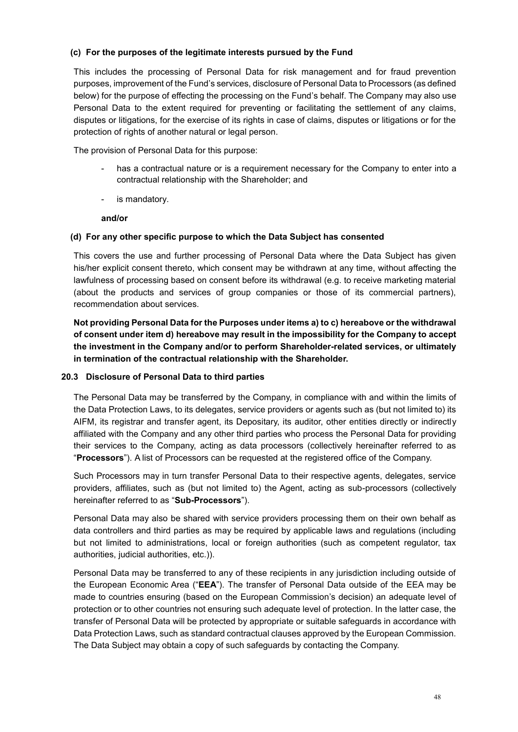**(c) For the purposes of the legitimate interests pursued by the Fund**

This includes the processing of Personal Data for risk management and for fraud prevention purposes, improvement of the Fund's services, disclosure of Personal Data to Processors (as defined below) for the purpose of effecting the processing on the Fund's behalf. The Company may also use Personal Data to the extent required for preventing or facilitating the settlement of any claims, disputes or litigations, for the exercise of its rights in case of claims, disputes or litigations or for the protection of rights of another natural or legal person.

The provision of Personal Data for this purpose:

- has a contractual nature or is a requirement necessary for the Company to enter into a contractual relationship with the Shareholder; and
- is mandatory.

**and/or**

**(d) For any other specific purpose to which the Data Subject has consented**

This covers the use and further processing of Personal Data where the Data Subject has given his/her explicit consent thereto, which consent may be withdrawn at any time, without affecting the lawfulness of processing based on consent before its withdrawal (e.g. to receive marketing material (about the products and services of group companies or those of its commercial partners), recommendation about services.

**Not providing Personal Data for the Purposes under items a) to c) hereabove or the withdrawal of consent under item d) hereabove may result in the impossibility for the Company to accept the investment in the Company and/or to perform Shareholder-related services, or ultimately in termination of the contractual relationship with the Shareholder.**

### 20.3 Disclosure of Personal Data to third parties

The Personal Data may be transferred by the Company, in compliance with and within the limits of the Data Protection Laws, to its delegates, service providers or agents such as (but not limited to) its AIFM, its registrar and transfer agent, its Depositary, its auditor, other entities directly or indirectly affiliated with the Company and any other third parties who process the Personal Data for providing their services to the Company, acting as data processors (collectively hereinafter referred to as "**Processors**"). A list of Processors can be requested at the registered office of the Company.

Such Processors may in turn transfer Personal Data to their respective agents, delegates, service providers, affiliates, such as (but not limited to) the Agent, acting as sub-processors (collectively hereinafter referred to as "**Sub-Processors**").

Personal Data may also be shared with service providers processing them on their own behalf as data controllers and third parties as may be required by applicable laws and regulations (including but not limited to administrations, local or foreign authorities (such as competent regulator, tax authorities, judicial authorities, etc.)).

Personal Data may be transferred to any of these recipients in any jurisdiction including outside of the European Economic Area ("**EEA**"). The transfer of Personal Data outside of the EEA may be made to countries ensuring (based on the European Commission's decision) an adequate level of protection or to other countries not ensuring such adequate level of protection. In the latter case, the transfer of Personal Data will be protected by appropriate or suitable safeguards in accordance with Data Protection Laws, such as standard contractual clauses approved by the European Commission. The Data Subject may obtain a copy of such safeguards by contacting the Company.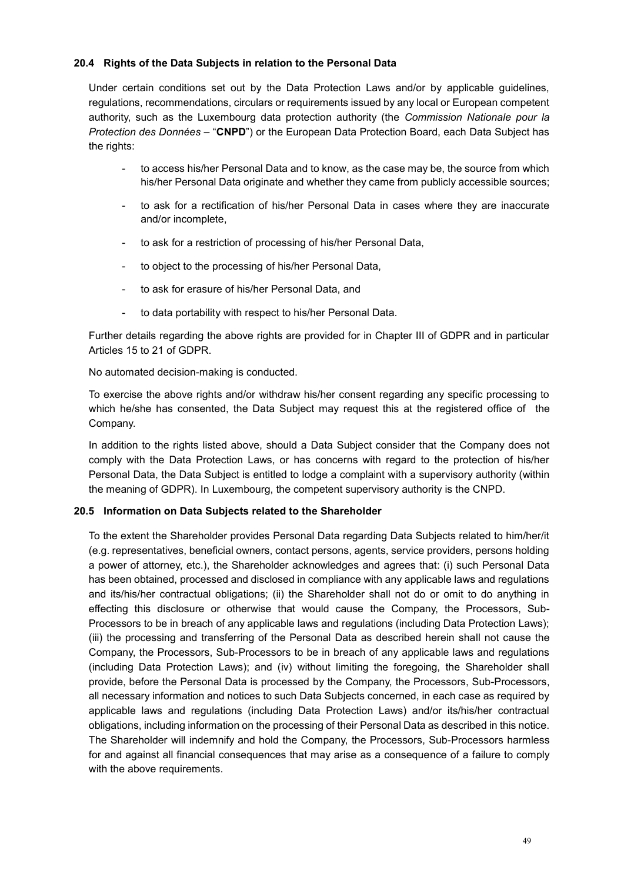### 20.4 Rights of the Data Subjects in relation to the Personal Data

Under certain conditions set out by the Data Protection Laws and/or by applicable guidelines, regulations, recommendations, circulars or requirements issued by any local or European competent authority, such as the Luxembourg data protection authority (the *Commission Nationale pour la Protection des Données* – "**CNPD**") or the European Data Protection Board, each Data Subject has the rights:

- to access his/her Personal Data and to know, as the case may be, the source from which his/her Personal Data originate and whether they came from publicly accessible sources;
- to ask for a rectification of his/her Personal Data in cases where they are inaccurate and/or incomplete,
- to ask for a restriction of processing of his/her Personal Data,
- to object to the processing of his/her Personal Data,
- to ask for erasure of his/her Personal Data, and
- to data portability with respect to his/her Personal Data.

Further details regarding the above rights are provided for in Chapter III of GDPR and in particular Articles 15 to 21 of GDPR.

No automated decision-making is conducted.

To exercise the above rights and/or withdraw his/her consent regarding any specific processing to which he/she has consented, the Data Subject may request this at the registered office of the Company.

In addition to the rights listed above, should a Data Subject consider that the Company does not comply with the Data Protection Laws, or has concerns with regard to the protection of his/her Personal Data, the Data Subject is entitled to lodge a complaint with a supervisory authority (within the meaning of GDPR). In Luxembourg, the competent supervisory authority is the CNPD.

### 20.5 Information on Data Subjects related to the Shareholder

To the extent the Shareholder provides Personal Data regarding Data Subjects related to him/her/it (e.g. representatives, beneficial owners, contact persons, agents, service providers, persons holding a power of attorney, etc.), the Shareholder acknowledges and agrees that: (i) such Personal Data has been obtained, processed and disclosed in compliance with any applicable laws and regulations and its/his/her contractual obligations; (ii) the Shareholder shall not do or omit to do anything in effecting this disclosure or otherwise that would cause the Company, the Processors, Sub-Processors to be in breach of any applicable laws and regulations (including Data Protection Laws); (iii) the processing and transferring of the Personal Data as described herein shall not cause the Company, the Processors, Sub-Processors to be in breach of any applicable laws and regulations (including Data Protection Laws); and (iv) without limiting the foregoing, the Shareholder shall provide, before the Personal Data is processed by the Company, the Processors, Sub-Processors, all necessary information and notices to such Data Subjects concerned, in each case as required by applicable laws and regulations (including Data Protection Laws) and/or its/his/her contractual obligations, including information on the processing of their Personal Data as described in this notice. The Shareholder will indemnify and hold the Company, the Processors, Sub-Processors harmless for and against all financial consequences that may arise as a consequence of a failure to comply with the above requirements.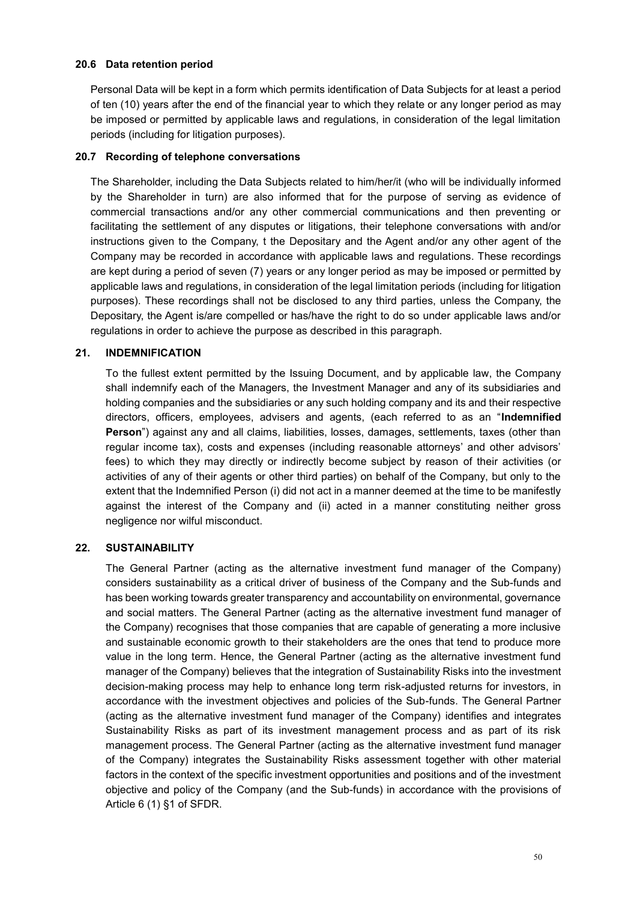### 20.6 Data retention period

Personal Data will be kept in a form which permits identification of Data Subjects for at least a period of ten (10) years after the end of the financial year to which they relate or any longer period as may be imposed or permitted by applicable laws and regulations, in consideration of the legal limitation periods (including for litigation purposes).

### 20.7 Recording of telephone conversations

The Shareholder, including the Data Subjects related to him/her/it (who will be individually informed by the Shareholder in turn) are also informed that for the purpose of serving as evidence of commercial transactions and/or any other commercial communications and then preventing or facilitating the settlement of any disputes or litigations, their telephone conversations with and/or instructions given to the Company, t the Depositary and the Agent and/or any other agent of the Company may be recorded in accordance with applicable laws and regulations. These recordings are kept during a period of seven (7) years or any longer period as may be imposed or permitted by applicable laws and regulations, in consideration of the legal limitation periods (including for litigation purposes). These recordings shall not be disclosed to any third parties, unless the Company, the Depositary, the Agent is/are compelled or has/have the right to do so under applicable laws and/or regulations in order to achieve the purpose as described in this paragraph.

## 21. INDEMNIFICATION

To the fullest extent permitted by the Issuing Document, and by applicable law, the Company shall indemnify each of the Managers, the Investment Manager and any of its subsidiaries and holding companies and the subsidiaries or any such holding company and its and their respective directors, officers, employees, advisers and agents, (each referred to as an "**Indemnified Person**") against any and all claims, liabilities, losses, damages, settlements, taxes (other than regular income tax), costs and expenses (including reasonable attorneys' and other advisors' fees) to which they may directly or indirectly become subject by reason of their activities (or activities of any of their agents or other third parties) on behalf of the Company, but only to the extent that the Indemnified Person (i) did not act in a manner deemed at the time to be manifestly against the interest of the Company and (ii) acted in a manner constituting neither gross negligence nor wilful misconduct.

## 22. SUSTAINABILITY

The General Partner (acting as the alternative investment fund manager of the Company) considers sustainability as a critical driver of business of the Company and the Sub-funds and has been working towards greater transparency and accountability on environmental, governance and social matters. The General Partner (acting as the alternative investment fund manager of the Company) recognises that those companies that are capable of generating a more inclusive and sustainable economic growth to their stakeholders are the ones that tend to produce more value in the long term. Hence, the General Partner (acting as the alternative investment fund manager of the Company) believes that the integration of Sustainability Risks into the investment decision-making process may help to enhance long term risk-adjusted returns for investors, in accordance with the investment objectives and policies of the Sub-funds. The General Partner (acting as the alternative investment fund manager of the Company) identifies and integrates Sustainability Risks as part of its investment management process and as part of its risk management process. The General Partner (acting as the alternative investment fund manager of the Company) integrates the Sustainability Risks assessment together with other material factors in the context of the specific investment opportunities and positions and of the investment objective and policy of the Company (and the Sub-funds) in accordance with the provisions of Article 6 (1) §1 of SFDR.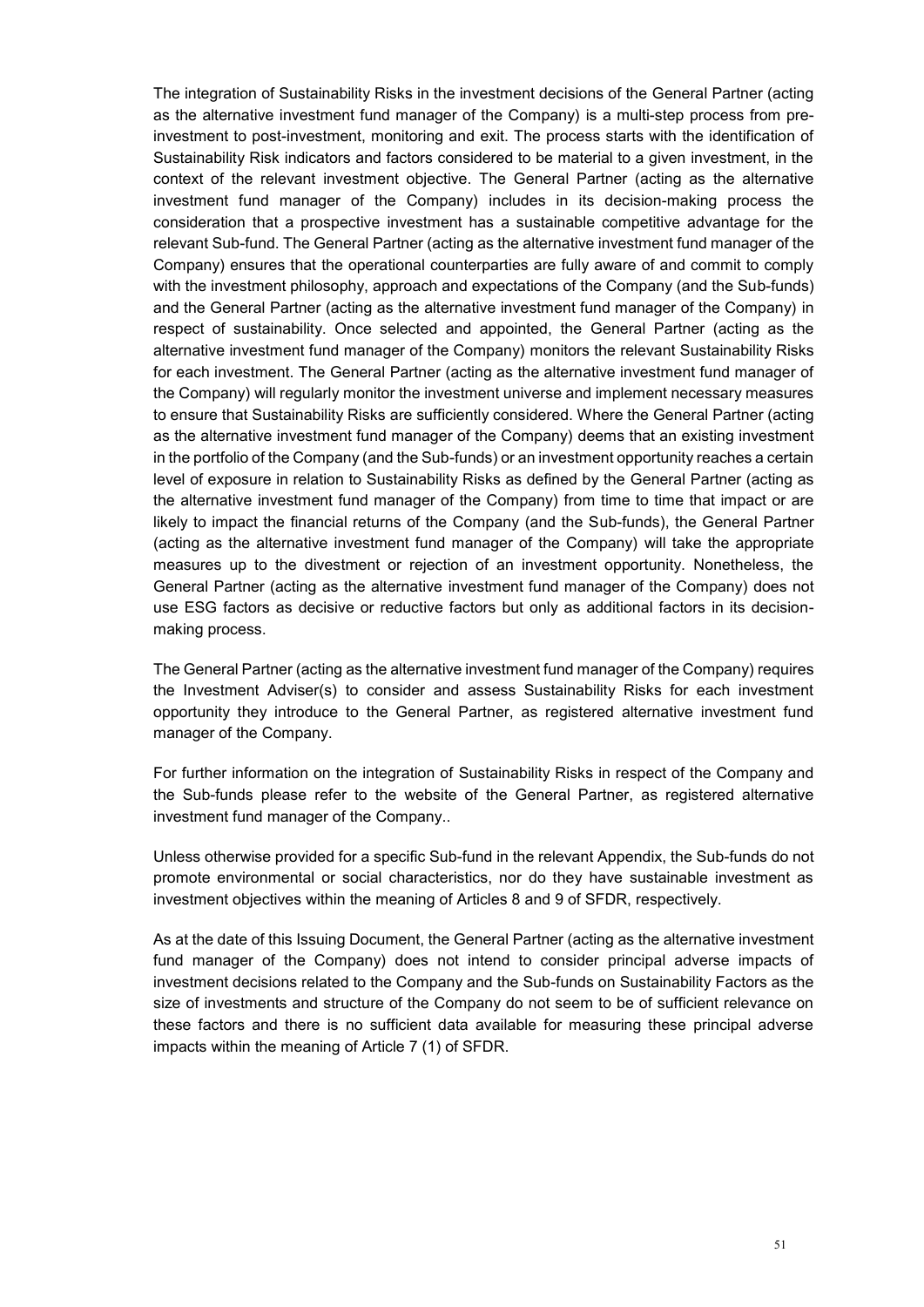The integration of Sustainability Risks in the investment decisions of the General Partner (acting as the alternative investment fund manager of the Company) is a multi-step process from pre-investment to post-investment, monitoring and exit. The process starts with the identification of Sustainability Risk indicators and factors considered to be material to a given investment, in the context of the relevant investment objective. The General Partner (acting as the alternative investment fund manager of the Company) includes in its decision-making process the consideration that a prospective investment has a sustainable competitive advantage for the relevant Sub-fund. The General Partner (acting as the alternative investment fund manager of the Company) ensures that the operational counterparties are fully aware of and commit to comply with the investment philosophy, approach and expectations of the Company (and the Sub-funds) and the General Partner (acting as the alternative investment fund manager of the Company) in respect of sustainability. Once selected and appointed, the General Partner (acting as the alternative investment fund manager of the Company) monitors the relevant Sustainability Risks for each investment. The General Partner (acting as the alternative investment fund manager of the Company) will regularly monitor the investment universe and implement necessary measures to ensure that Sustainability Risks are sufficiently considered. Where the General Partner (acting as the alternative investment fund manager of the Company) deems that an existing investment in the portfolio of the Company (and the Sub-funds) or an investment opportunity reaches a certain level of exposure in relation to Sustainability Risks as defined by the General Partner (acting as the alternative investment fund manager of the Company) from time to time that impact or are likely to impact the financial returns of the Company (and the Sub-funds), the General Partner (acting as the alternative investment fund manager of the Company) will take the appropriate measures up to the divestment or rejection of an investment opportunity. Nonetheless, the General Partner (acting as the alternative investment fund manager of the Company) does not use ESG factors as decisive or reductive factors but only as additional factors in its decision-making process.

The General Partner (acting as the alternative investment fund manager of the Company) requires the Investment Adviser(s) to consider and assess Sustainability Risks for each investment opportunity they introduce to the General Partner, as registered alternative investment fund manager of the Company.

For further information on the integration of Sustainability Risks in respect of the Company and the Sub-funds please refer to the website of the General Partner, as registered alternative investment fund manager of the Company..

Unless otherwise provided for a specific Sub-fund in the relevant Appendix, the Sub-funds do not promote environmental or social characteristics, nor do they have sustainable investment as investment objectives within the meaning of Articles 8 and 9 of SFDR, respectively.

As at the date of this Issuing Document, the General Partner (acting as the alternative investment fund manager of the Company) does not intend to consider principal adverse impacts of investment decisions related to the Company and the Sub-funds on Sustainability Factors as the size of investments and structure of the Company do not seem to be of sufficient relevance on these factors and there is no sufficient data available for measuring these principal adverse impacts within the meaning of Article 7 (1) of SFDR.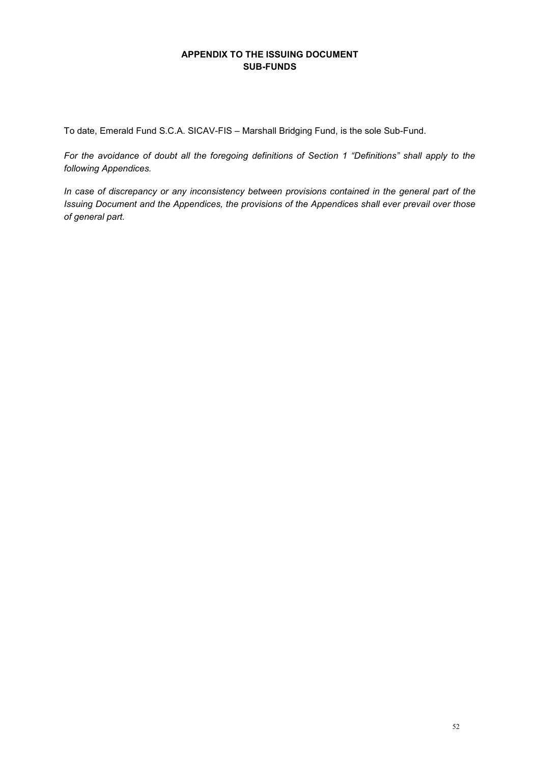# APPENDIX TO THE ISSUING DOCUMENT
## SUB-FUNDS

To date, Emerald Fund S.C.A. SICAV-FIS – Marshall Bridging Fund, is the sole Sub-Fund.

*For the avoidance of doubt all the foregoing definitions of Section 1 "Definitions" shall apply to the following Appendices.*

*In case of discrepancy or any inconsistency between provisions contained in the general part of the Issuing Document and the Appendices, the provisions of the Appendices shall ever prevail over those of general part.*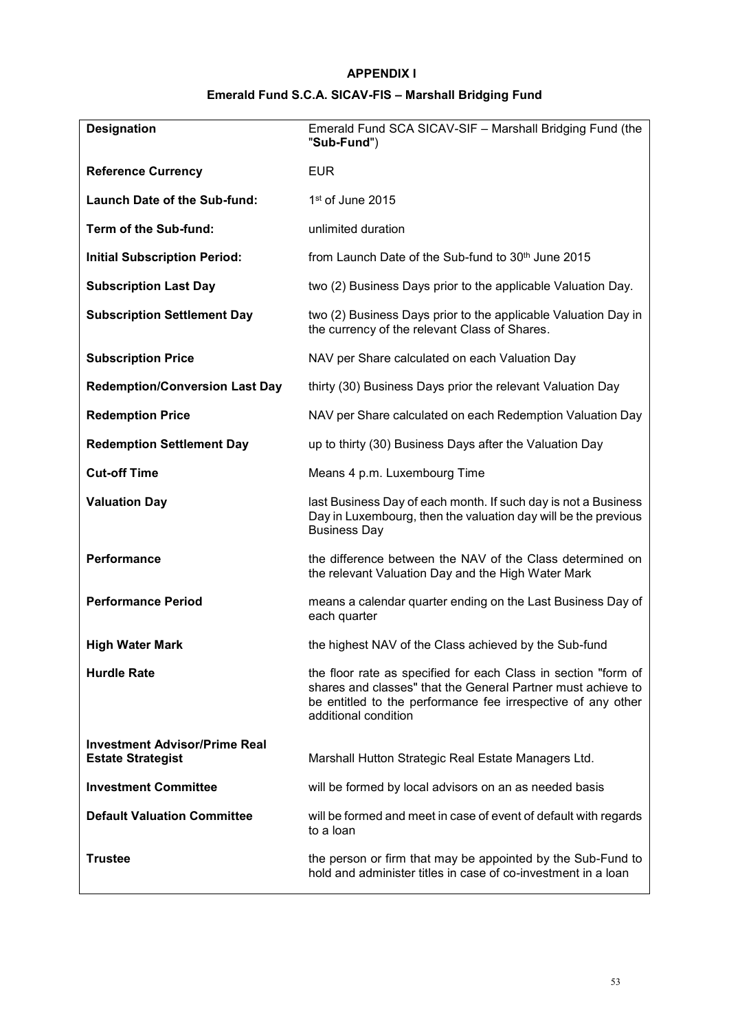# APPENDIX I

## Emerald Fund S.C.A. SICAV-FIS – Marshall Bridging Fund

| | |
|---|---|
| **Designation** | Emerald Fund SCA SICAV-SIF – Marshall Bridging Fund (the "**Sub-Fund**") |
| **Reference Currency** | EUR |
| **Launch Date of the Sub-fund:** | 1st of June 2015 |
| **Term of the Sub-fund:** | unlimited duration |
| **Initial Subscription Period:** | from Launch Date of the Sub-fund to 30th June 2015 |
| **Subscription Last Day** | two (2) Business Days prior to the applicable Valuation Day. |
| **Subscription Settlement Day** | two (2) Business Days prior to the applicable Valuation Day in the currency of the relevant Class of Shares. |
| **Subscription Price** | NAV per Share calculated on each Valuation Day |
| **Redemption/Conversion Last Day** | thirty (30) Business Days prior the relevant Valuation Day |
| **Redemption Price** | NAV per Share calculated on each Redemption Valuation Day |
| **Redemption Settlement Day** | up to thirty (30) Business Days after the Valuation Day |
| **Cut-off Time** | Means 4 p.m. Luxembourg Time |
| **Valuation Day** | last Business Day of each month. If such day is not a Business Day in Luxembourg, then the valuation day will be the previous Business Day |
| **Performance** | the difference between the NAV of the Class determined on the relevant Valuation Day and the High Water Mark |
| **Performance Period** | means a calendar quarter ending on the Last Business Day of each quarter |
| **High Water Mark** | the highest NAV of the Class achieved by the Sub-fund |
| **Hurdle Rate** | the floor rate as specified for each Class in section "form of shares and classes" that the General Partner must achieve to be entitled to the performance fee irrespective of any other additional condition |
| **Investment Advisor/Prime Real Estate Strategist** | Marshall Hutton Strategic Real Estate Managers Ltd. |
| **Investment Committee** | will be formed by local advisors on an as needed basis |
| **Default Valuation Committee** | will be formed and meet in case of event of default with regards to a loan |
| **Trustee** | the person or firm that may be appointed by the Sub-Fund to hold and administer titles in case of co-investment in a loan |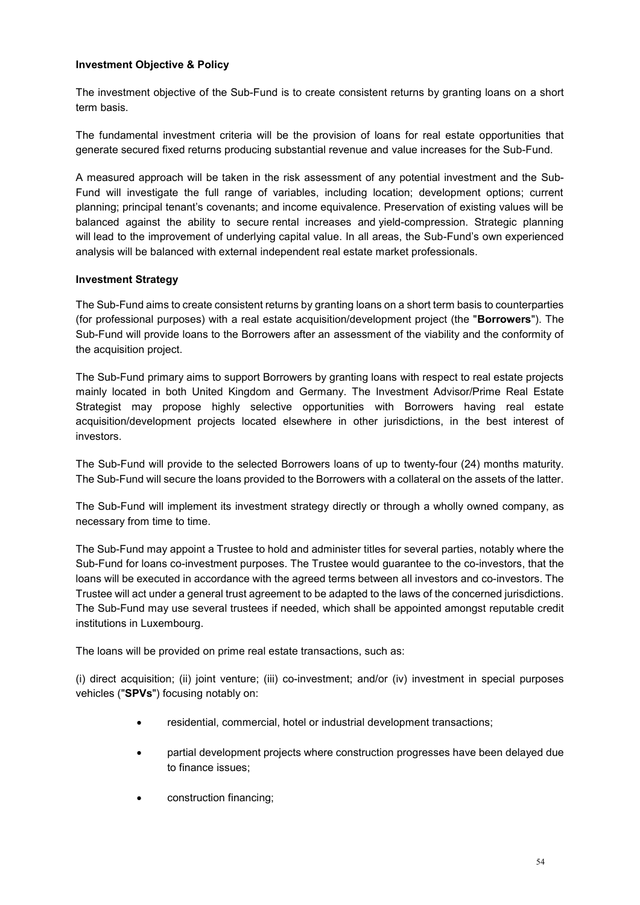**Investment Objective & Policy**

The investment objective of the Sub-Fund is to create consistent returns by granting loans on a short term basis.

The fundamental investment criteria will be the provision of loans for real estate opportunities that generate secured fixed returns producing substantial revenue and value increases for the Sub-Fund.

A measured approach will be taken in the risk assessment of any potential investment and the Sub-Fund will investigate the full range of variables, including location; development options; current planning; principal tenant's covenants; and income equivalence. Preservation of existing values will be balanced against the ability to secure rental increases and yield-compression. Strategic planning will lead to the improvement of underlying capital value. In all areas, the Sub-Fund's own experienced analysis will be balanced with external independent real estate market professionals.

**Investment Strategy**

The Sub-Fund aims to create consistent returns by granting loans on a short term basis to counterparties (for professional purposes) with a real estate acquisition/development project (the "**Borrowers**"). The Sub-Fund will provide loans to the Borrowers after an assessment of the viability and the conformity of the acquisition project.

The Sub-Fund primary aims to support Borrowers by granting loans with respect to real estate projects mainly located in both United Kingdom and Germany. The Investment Advisor/Prime Real Estate Strategist may propose highly selective opportunities with Borrowers having real estate acquisition/development projects located elsewhere in other jurisdictions, in the best interest of investors.

The Sub-Fund will provide to the selected Borrowers loans of up to twenty-four (24) months maturity. The Sub-Fund will secure the loans provided to the Borrowers with a collateral on the assets of the latter.

The Sub-Fund will implement its investment strategy directly or through a wholly owned company, as necessary from time to time.

The Sub-Fund may appoint a Trustee to hold and administer titles for several parties, notably where the Sub-Fund for loans co-investment purposes. The Trustee would guarantee to the co-investors, that the loans will be executed in accordance with the agreed terms between all investors and co-investors. The Trustee will act under a general trust agreement to be adapted to the laws of the concerned jurisdictions. The Sub-Fund may use several trustees if needed, which shall be appointed amongst reputable credit institutions in Luxembourg.

The loans will be provided on prime real estate transactions, such as:

(i) direct acquisition; (ii) joint venture; (iii) co-investment; and/or (iv) investment in special purposes vehicles ("**SPVs**") focusing notably on:

- residential, commercial, hotel or industrial development transactions;
- partial development projects where construction progresses have been delayed due to finance issues;
- construction financing;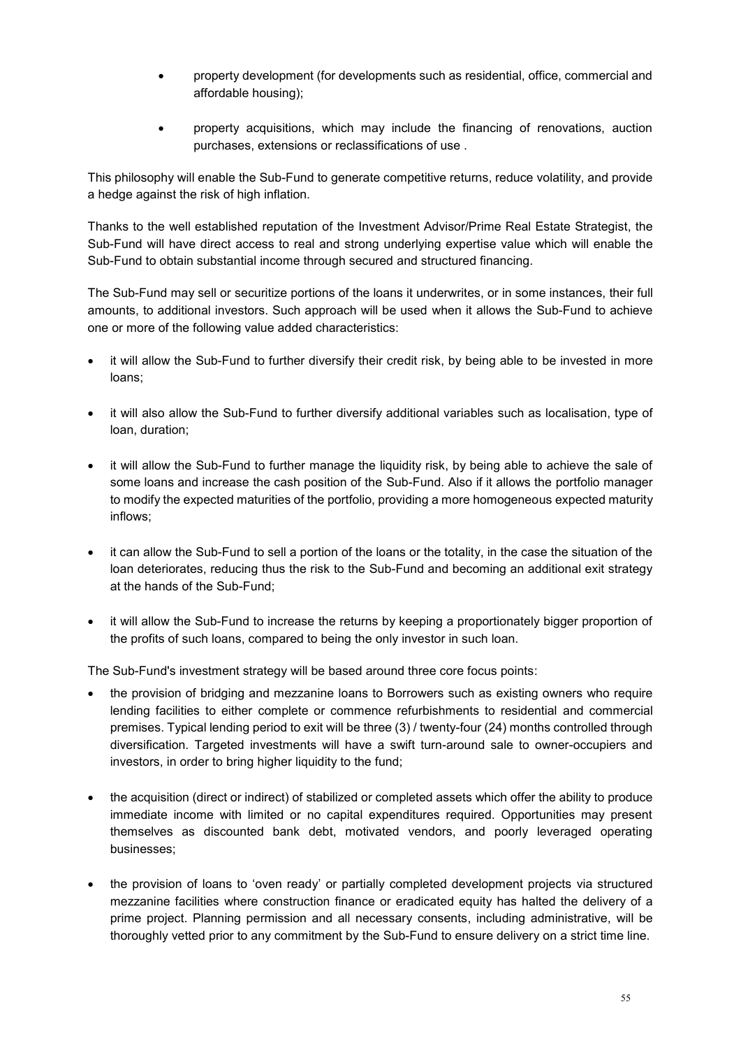- property development (for developments such as residential, office, commercial and affordable housing);
- property acquisitions, which may include the financing of renovations, auction purchases, extensions or reclassifications of use .

This philosophy will enable the Sub-Fund to generate competitive returns, reduce volatility, and provide a hedge against the risk of high inflation.

Thanks to the well established reputation of the Investment Advisor/Prime Real Estate Strategist, the Sub-Fund will have direct access to real and strong underlying expertise value which will enable the Sub-Fund to obtain substantial income through secured and structured financing.

The Sub-Fund may sell or securitize portions of the loans it underwrites, or in some instances, their full amounts, to additional investors. Such approach will be used when it allows the Sub-Fund to achieve one or more of the following value added characteristics:

- it will allow the Sub-Fund to further diversify their credit risk, by being able to be invested in more loans;
- it will also allow the Sub-Fund to further diversify additional variables such as localisation, type of loan, duration;
- it will allow the Sub-Fund to further manage the liquidity risk, by being able to achieve the sale of some loans and increase the cash position of the Sub-Fund. Also if it allows the portfolio manager to modify the expected maturities of the portfolio, providing a more homogeneous expected maturity inflows;
- it can allow the Sub-Fund to sell a portion of the loans or the totality, in the case the situation of the loan deteriorates, reducing thus the risk to the Sub-Fund and becoming an additional exit strategy at the hands of the Sub-Fund;
- it will allow the Sub-Fund to increase the returns by keeping a proportionately bigger proportion of the profits of such loans, compared to being the only investor in such loan.

The Sub-Fund's investment strategy will be based around three core focus points:

- the provision of bridging and mezzanine loans to Borrowers such as existing owners who require lending facilities to either complete or commence refurbishments to residential and commercial premises. Typical lending period to exit will be three (3) / twenty-four (24) months controlled through diversification. Targeted investments will have a swift turn-around sale to owner-occupiers and investors, in order to bring higher liquidity to the fund;
- the acquisition (direct or indirect) of stabilized or completed assets which offer the ability to produce immediate income with limited or no capital expenditures required. Opportunities may present themselves as discounted bank debt, motivated vendors, and poorly leveraged operating businesses;
- the provision of loans to 'oven ready' or partially completed development projects via structured mezzanine facilities where construction finance or eradicated equity has halted the delivery of a prime project. Planning permission and all necessary consents, including administrative, will be thoroughly vetted prior to any commitment by the Sub-Fund to ensure delivery on a strict time line.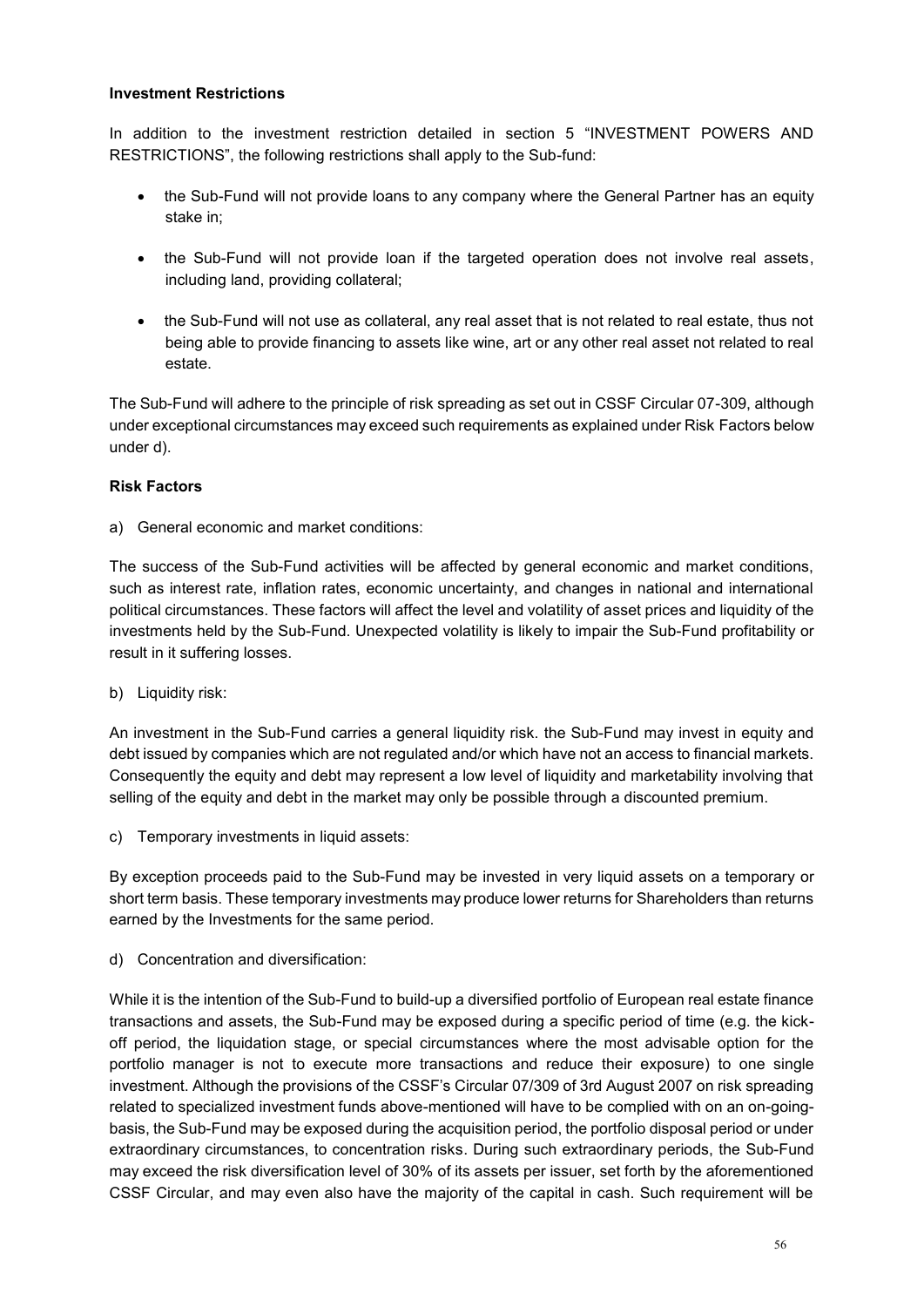**Investment Restrictions**

In addition to the investment restriction detailed in section 5 “INVESTMENT POWERS AND RESTRICTIONS”, the following restrictions shall apply to the Sub-fund:

- the Sub-Fund will not provide loans to any company where the General Partner has an equity stake in;
- the Sub-Fund will not provide loan if the targeted operation does not involve real assets, including land, providing collateral;
- the Sub-Fund will not use as collateral, any real asset that is not related to real estate, thus not being able to provide financing to assets like wine, art or any other real asset not related to real estate.

The Sub-Fund will adhere to the principle of risk spreading as set out in CSSF Circular 07-309, although under exceptional circumstances may exceed such requirements as explained under Risk Factors below under d).

**Risk Factors**

a) General economic and market conditions:

The success of the Sub-Fund activities will be affected by general economic and market conditions, such as interest rate, inflation rates, economic uncertainty, and changes in national and international political circumstances. These factors will affect the level and volatility of asset prices and liquidity of the investments held by the Sub-Fund. Unexpected volatility is likely to impair the Sub-Fund profitability or result in it suffering losses.

b) Liquidity risk:

An investment in the Sub-Fund carries a general liquidity risk. the Sub-Fund may invest in equity and debt issued by companies which are not regulated and/or which have not an access to financial markets. Consequently the equity and debt may represent a low level of liquidity and marketability involving that selling of the equity and debt in the market may only be possible through a discounted premium.

c) Temporary investments in liquid assets:

By exception proceeds paid to the Sub-Fund may be invested in very liquid assets on a temporary or short term basis. These temporary investments may produce lower returns for Shareholders than returns earned by the Investments for the same period.

d) Concentration and diversification:

While it is the intention of the Sub-Fund to build-up a diversified portfolio of European real estate finance transactions and assets, the Sub-Fund may be exposed during a specific period of time (e.g. the kick-off period, the liquidation stage, or special circumstances where the most advisable option for the portfolio manager is not to execute more transactions and reduce their exposure) to one single investment. Although the provisions of the CSSF’s Circular 07/309 of 3rd August 2007 on risk spreading related to specialized investment funds above-mentioned will have to be complied with on an on-going-basis, the Sub-Fund may be exposed during the acquisition period, the portfolio disposal period or under extraordinary circumstances, to concentration risks. During such extraordinary periods, the Sub-Fund may exceed the risk diversification level of 30% of its assets per issuer, set forth by the aforementioned CSSF Circular, and may even also have the majority of the capital in cash. Such requirement will be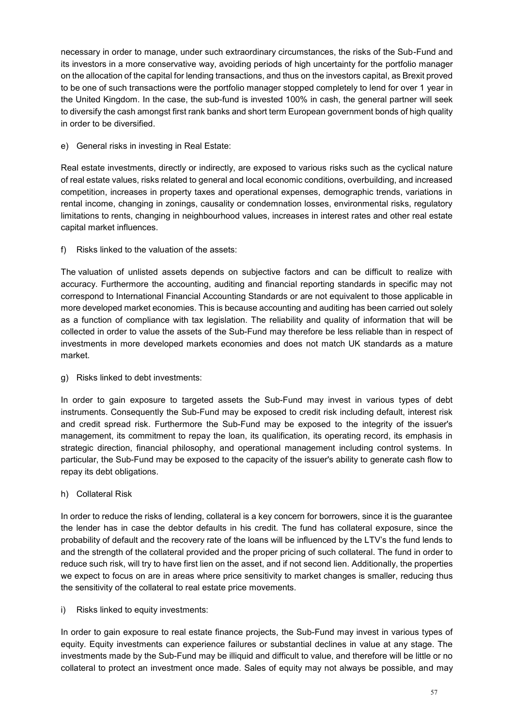necessary in order to manage, under such extraordinary circumstances, the risks of the Sub-Fund and its investors in a more conservative way, avoiding periods of high uncertainty for the portfolio manager on the allocation of the capital for lending transactions, and thus on the investors capital, as Brexit proved to be one of such transactions were the portfolio manager stopped completely to lend for over 1 year in the United Kingdom. In the case, the sub-fund is invested 100% in cash, the general partner will seek to diversify the cash amongst first rank banks and short term European government bonds of high quality in order to be diversified.

e) General risks in investing in Real Estate:

Real estate investments, directly or indirectly, are exposed to various risks such as the cyclical nature of real estate values, risks related to general and local economic conditions, overbuilding, and increased competition, increases in property taxes and operational expenses, demographic trends, variations in rental income, changing in zonings, causality or condemnation losses, environmental risks, regulatory limitations to rents, changing in neighbourhood values, increases in interest rates and other real estate capital market influences.

f) Risks linked to the valuation of the assets:

The valuation of unlisted assets depends on subjective factors and can be difficult to realize with accuracy. Furthermore the accounting, auditing and financial reporting standards in specific may not correspond to International Financial Accounting Standards or are not equivalent to those applicable in more developed market economies. This is because accounting and auditing has been carried out solely as a function of compliance with tax legislation. The reliability and quality of information that will be collected in order to value the assets of the Sub-Fund may therefore be less reliable than in respect of investments in more developed markets economies and does not match UK standards as a mature market.

g) Risks linked to debt investments:

In order to gain exposure to targeted assets the Sub-Fund may invest in various types of debt instruments. Consequently the Sub-Fund may be exposed to credit risk including default, interest risk and credit spread risk. Furthermore the Sub-Fund may be exposed to the integrity of the issuer's management, its commitment to repay the loan, its qualification, its operating record, its emphasis in strategic direction, financial philosophy, and operational management including control systems. In particular, the Sub-Fund may be exposed to the capacity of the issuer's ability to generate cash flow to repay its debt obligations.

h) Collateral Risk

In order to reduce the risks of lending, collateral is a key concern for borrowers, since it is the guarantee the lender has in case the debtor defaults in his credit. The fund has collateral exposure, since the probability of default and the recovery rate of the loans will be influenced by the LTV's the fund lends to and the strength of the collateral provided and the proper pricing of such collateral. The fund in order to reduce such risk, will try to have first lien on the asset, and if not second lien. Additionally, the properties we expect to focus on are in areas where price sensitivity to market changes is smaller, reducing thus the sensitivity of the collateral to real estate price movements.

i) Risks linked to equity investments:

In order to gain exposure to real estate finance projects, the Sub-Fund may invest in various types of equity. Equity investments can experience failures or substantial declines in value at any stage. The investments made by the Sub-Fund may be illiquid and difficult to value, and therefore will be little or no collateral to protect an investment once made. Sales of equity may not always be possible, and may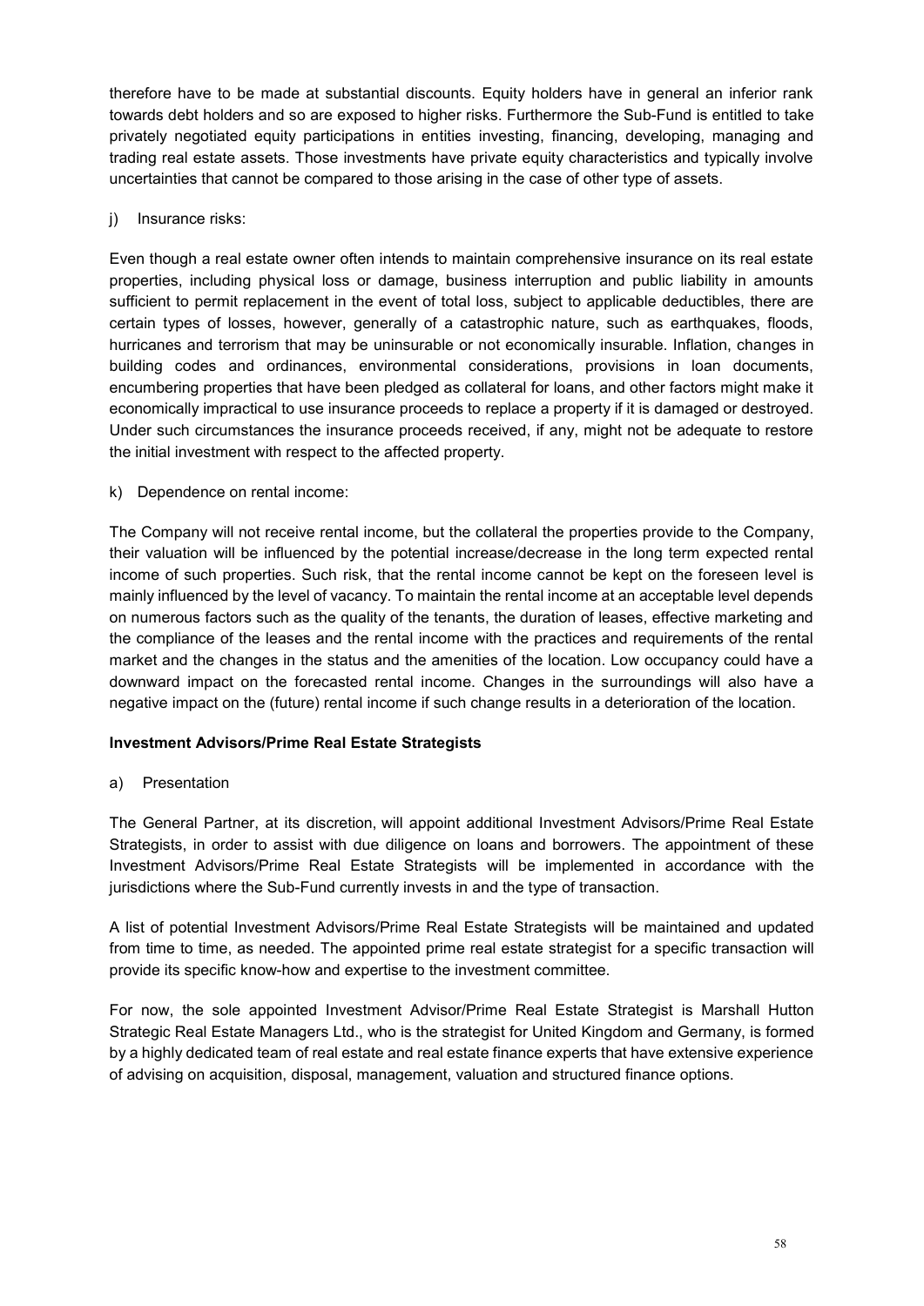therefore have to be made at substantial discounts. Equity holders have in general an inferior rank towards debt holders and so are exposed to higher risks. Furthermore the Sub-Fund is entitled to take privately negotiated equity participations in entities investing, financing, developing, managing and trading real estate assets. Those investments have private equity characteristics and typically involve uncertainties that cannot be compared to those arising in the case of other type of assets.

j) Insurance risks:

Even though a real estate owner often intends to maintain comprehensive insurance on its real estate properties, including physical loss or damage, business interruption and public liability in amounts sufficient to permit replacement in the event of total loss, subject to applicable deductibles, there are certain types of losses, however, generally of a catastrophic nature, such as earthquakes, floods, hurricanes and terrorism that may be uninsurable or not economically insurable. Inflation, changes in building codes and ordinances, environmental considerations, provisions in loan documents, encumbering properties that have been pledged as collateral for loans, and other factors might make it economically impractical to use insurance proceeds to replace a property if it is damaged or destroyed. Under such circumstances the insurance proceeds received, if any, might not be adequate to restore the initial investment with respect to the affected property.

k) Dependence on rental income:

The Company will not receive rental income, but the collateral the properties provide to the Company, their valuation will be influenced by the potential increase/decrease in the long term expected rental income of such properties. Such risk, that the rental income cannot be kept on the foreseen level is mainly influenced by the level of vacancy. To maintain the rental income at an acceptable level depends on numerous factors such as the quality of the tenants, the duration of leases, effective marketing and the compliance of the leases and the rental income with the practices and requirements of the rental market and the changes in the status and the amenities of the location. Low occupancy could have a downward impact on the forecasted rental income. Changes in the surroundings will also have a negative impact on the (future) rental income if such change results in a deterioration of the location.

**Investment Advisors/Prime Real Estate Strategists**

a) Presentation

The General Partner, at its discretion, will appoint additional Investment Advisors/Prime Real Estate Strategists, in order to assist with due diligence on loans and borrowers. The appointment of these Investment Advisors/Prime Real Estate Strategists will be implemented in accordance with the jurisdictions where the Sub-Fund currently invests in and the type of transaction.

A list of potential Investment Advisors/Prime Real Estate Strategists will be maintained and updated from time to time, as needed. The appointed prime real estate strategist for a specific transaction will provide its specific know-how and expertise to the investment committee.

For now, the sole appointed Investment Advisor/Prime Real Estate Strategist is Marshall Hutton Strategic Real Estate Managers Ltd., who is the strategist for United Kingdom and Germany, is formed by a highly dedicated team of real estate and real estate finance experts that have extensive experience of advising on acquisition, disposal, management, valuation and structured finance options.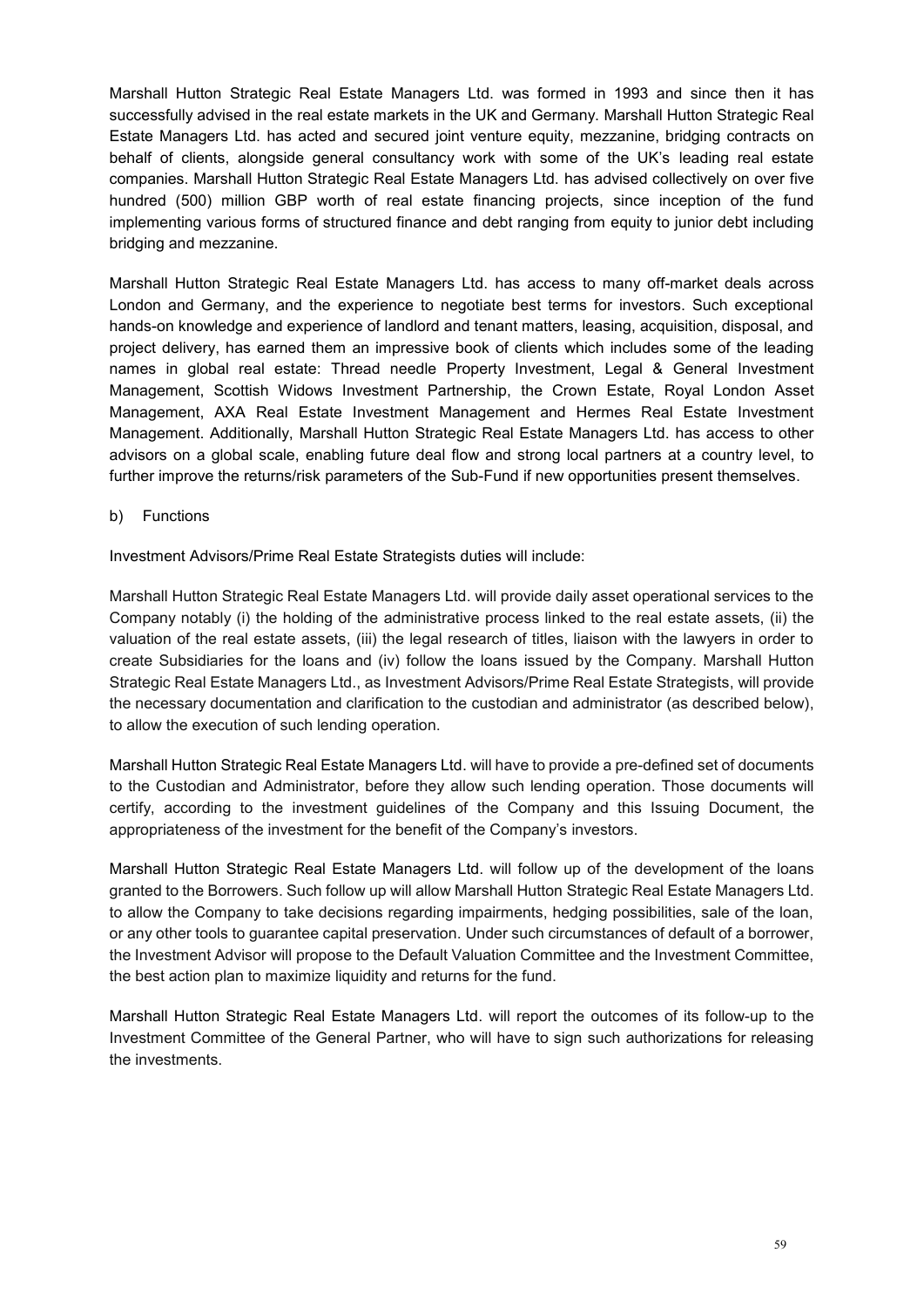Marshall Hutton Strategic Real Estate Managers Ltd. was formed in 1993 and since then it has successfully advised in the real estate markets in the UK and Germany. Marshall Hutton Strategic Real Estate Managers Ltd. has acted and secured joint venture equity, mezzanine, bridging contracts on behalf of clients, alongside general consultancy work with some of the UK's leading real estate companies. Marshall Hutton Strategic Real Estate Managers Ltd. has advised collectively on over five hundred (500) million GBP worth of real estate financing projects, since inception of the fund implementing various forms of structured finance and debt ranging from equity to junior debt including bridging and mezzanine.

Marshall Hutton Strategic Real Estate Managers Ltd. has access to many off-market deals across London and Germany, and the experience to negotiate best terms for investors. Such exceptional hands-on knowledge and experience of landlord and tenant matters, leasing, acquisition, disposal, and project delivery, has earned them an impressive book of clients which includes some of the leading names in global real estate: Thread needle Property Investment, Legal & General Investment Management, Scottish Widows Investment Partnership, the Crown Estate, Royal London Asset Management, AXA Real Estate Investment Management and Hermes Real Estate Investment Management. Additionally, Marshall Hutton Strategic Real Estate Managers Ltd. has access to other advisors on a global scale, enabling future deal flow and strong local partners at a country level, to further improve the returns/risk parameters of the Sub-Fund if new opportunities present themselves.

b) Functions

Investment Advisors/Prime Real Estate Strategists duties will include:

Marshall Hutton Strategic Real Estate Managers Ltd. will provide daily asset operational services to the Company notably (i) the holding of the administrative process linked to the real estate assets, (ii) the valuation of the real estate assets, (iii) the legal research of titles, liaison with the lawyers in order to create Subsidiaries for the loans and (iv) follow the loans issued by the Company. Marshall Hutton Strategic Real Estate Managers Ltd., as Investment Advisors/Prime Real Estate Strategists, will provide the necessary documentation and clarification to the custodian and administrator (as described below), to allow the execution of such lending operation.

Marshall Hutton Strategic Real Estate Managers Ltd. will have to provide a pre-defined set of documents to the Custodian and Administrator, before they allow such lending operation. Those documents will certify, according to the investment guidelines of the Company and this Issuing Document, the appropriateness of the investment for the benefit of the Company's investors.

Marshall Hutton Strategic Real Estate Managers Ltd. will follow up of the development of the loans granted to the Borrowers. Such follow up will allow Marshall Hutton Strategic Real Estate Managers Ltd. to allow the Company to take decisions regarding impairments, hedging possibilities, sale of the loan, or any other tools to guarantee capital preservation. Under such circumstances of default of a borrower, the Investment Advisor will propose to the Default Valuation Committee and the Investment Committee, the best action plan to maximize liquidity and returns for the fund.

Marshall Hutton Strategic Real Estate Managers Ltd. will report the outcomes of its follow-up to the Investment Committee of the General Partner, who will have to sign such authorizations for releasing the investments.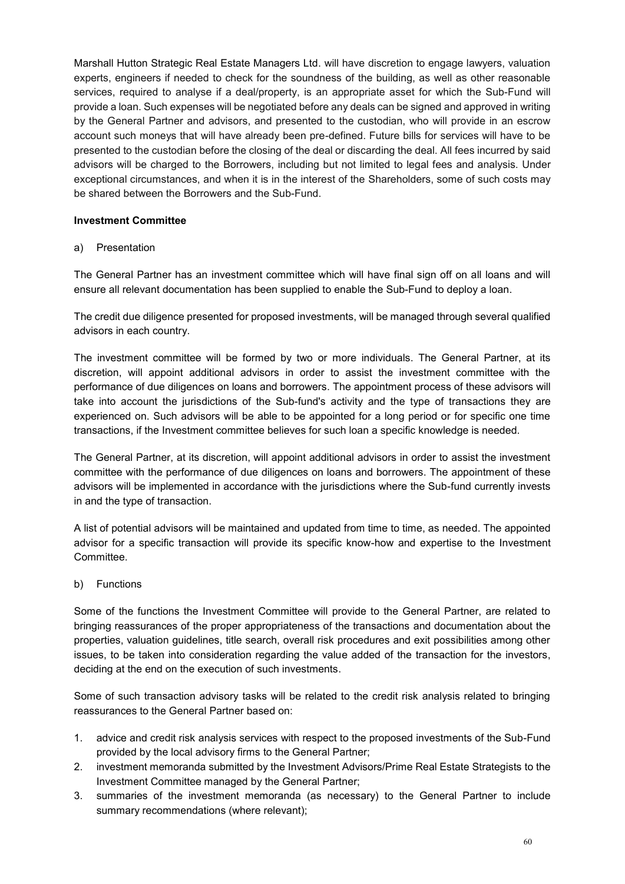Marshall Hutton Strategic Real Estate Managers Ltd. will have discretion to engage lawyers, valuation experts, engineers if needed to check for the soundness of the building, as well as other reasonable services, required to analyse if a deal/property, is an appropriate asset for which the Sub-Fund will provide a loan. Such expenses will be negotiated before any deals can be signed and approved in writing by the General Partner and advisors, and presented to the custodian, who will provide in an escrow account such moneys that will have already been pre-defined. Future bills for services will have to be presented to the custodian before the closing of the deal or discarding the deal. All fees incurred by said advisors will be charged to the Borrowers, including but not limited to legal fees and analysis. Under exceptional circumstances, and when it is in the interest of the Shareholders, some of such costs may be shared between the Borrowers and the Sub-Fund.

**Investment Committee**

a) Presentation

The General Partner has an investment committee which will have final sign off on all loans and will ensure all relevant documentation has been supplied to enable the Sub-Fund to deploy a loan.

The credit due diligence presented for proposed investments, will be managed through several qualified advisors in each country.

The investment committee will be formed by two or more individuals. The General Partner, at its discretion, will appoint additional advisors in order to assist the investment committee with the performance of due diligences on loans and borrowers. The appointment process of these advisors will take into account the jurisdictions of the Sub-fund's activity and the type of transactions they are experienced on. Such advisors will be able to be appointed for a long period or for specific one time transactions, if the Investment committee believes for such loan a specific knowledge is needed.

The General Partner, at its discretion, will appoint additional advisors in order to assist the investment committee with the performance of due diligences on loans and borrowers. The appointment of these advisors will be implemented in accordance with the jurisdictions where the Sub-fund currently invests in and the type of transaction.

A list of potential advisors will be maintained and updated from time to time, as needed. The appointed advisor for a specific transaction will provide its specific know-how and expertise to the Investment Committee.

b) Functions

Some of the functions the Investment Committee will provide to the General Partner, are related to bringing reassurances of the proper appropriateness of the transactions and documentation about the properties, valuation guidelines, title search, overall risk procedures and exit possibilities among other issues, to be taken into consideration regarding the value added of the transaction for the investors, deciding at the end on the execution of such investments.

Some of such transaction advisory tasks will be related to the credit risk analysis related to bringing reassurances to the General Partner based on:

1. advice and credit risk analysis services with respect to the proposed investments of the Sub-Fund provided by the local advisory firms to the General Partner;
2. investment memoranda submitted by the Investment Advisors/Prime Real Estate Strategists to the Investment Committee managed by the General Partner;
3. summaries of the investment memoranda (as necessary) to the General Partner to include summary recommendations (where relevant);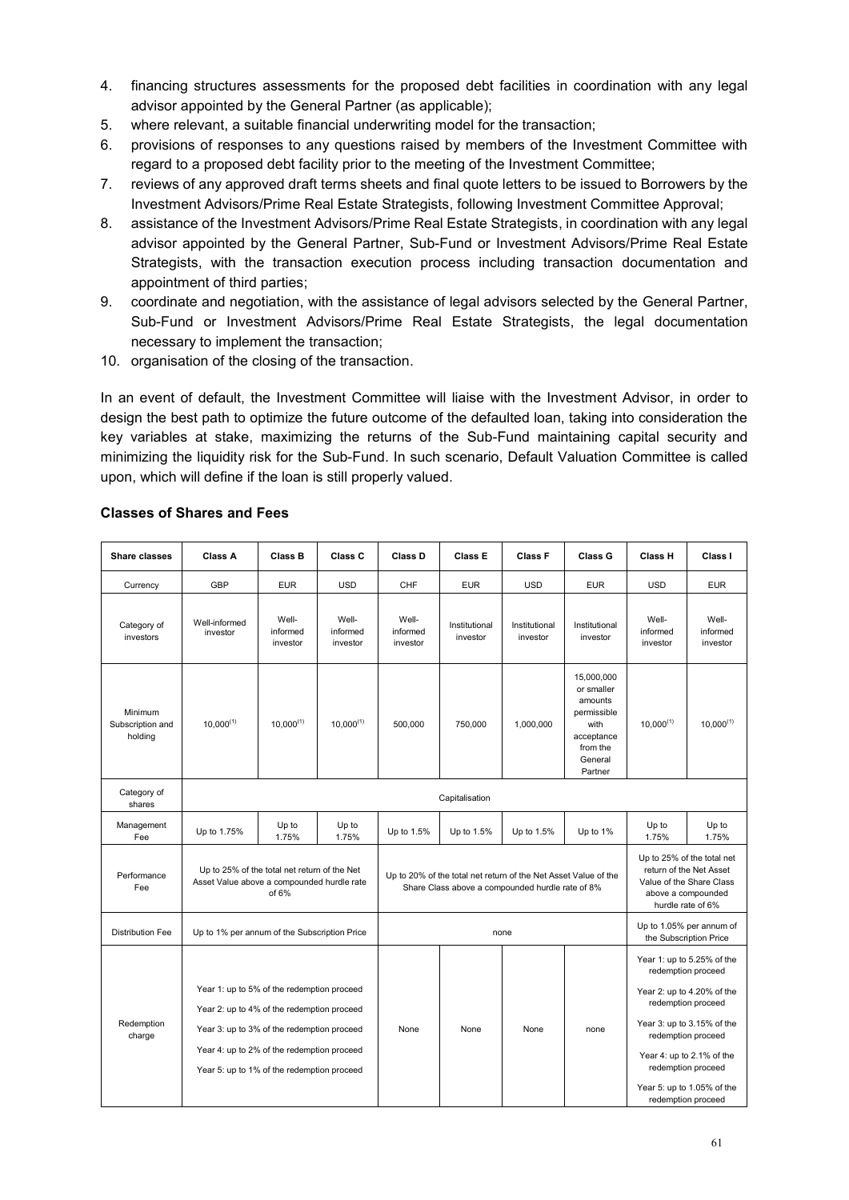4. financing structures assessments for the proposed debt facilities in coordination with any legal advisor appointed by the General Partner (as applicable);
5. where relevant, a suitable financial underwriting model for the transaction;
6. provisions of responses to any questions raised by members of the Investment Committee with regard to a proposed debt facility prior to the meeting of the Investment Committee;
7. reviews of any approved draft terms sheets and final quote letters to be issued to Borrowers by the Investment Advisors/Prime Real Estate Strategists, following Investment Committee Approval;
8. assistance of the Investment Advisors/Prime Real Estate Strategists, in coordination with any legal advisor appointed by the General Partner, Sub-Fund or Investment Advisors/Prime Real Estate Strategists, with the transaction execution process including transaction documentation and appointment of third parties;
9. coordinate and negotiation, with the assistance of legal advisors selected by the General Partner, Sub-Fund or Investment Advisors/Prime Real Estate Strategists, the legal documentation necessary to implement the transaction;
10. organisation of the closing of the transaction.

In an event of default, the Investment Committee will liaise with the Investment Advisor, in order to design the best path to optimize the future outcome of the defaulted loan, taking into consideration the key variables at stake, maximizing the returns of the Sub-Fund maintaining capital security and minimizing the liquidity risk for the Sub-Fund. In such scenario, Default Valuation Committee is called upon, which will define if the loan is still properly valued.

**Classes of Shares and Fees**

| Share classes | Class A | Class B | Class C | Class D | Class E | Class F | Class G | Class H | Class I |
|---|---|---|---|---|---|---|---|---|---|
| Currency | GBP | EUR | USD | CHF | EUR | USD | EUR | USD | EUR |
| Category of investors | Well-informed investor | Well-informed investor | Well-informed investor | Well-informed investor | Institutional investor | Institutional investor | Institutional investor | Well-informed investor | Well-informed investor |
| Minimum Subscription and holding | 10,000[(1)] | 10,000[(1)] | 10,000[(1)] | 500,000 | 750,000 | 1,000,000 | 15,000,000 or smaller amounts permissible with acceptance from the General Partner | 10,000[(1)] | 10,000[(1)] |
| Category of shares | Capitalisation | | | | | | | | |
| Management Fee | Up to 1.75% | Up to 1.75% | Up to 1.75% | Up to 1.5% | Up to 1.5% | Up to 1.5% | Up to 1% | Up to 1.75% | Up to 1.75% |
| Performance Fee | Up to 25% of the total net return of the Net Asset Value above a compounded hurdle rate of 6% | | | Up to 20% of the total net return of the Net Asset Value of the Share Class above a compounded hurdle rate of 8% | | | | Up to 25% of the total net return of the Net Asset Value of the Share Class above a compounded hurdle rate of 6% | |
| Distribution Fee | Up to 1% per annum of the Subscription Price | | | none | | | | Up to 1.05% per annum of the Subscription Price | |
| Redemption charge | Year 1: up to 5% of the redemption proceed<br>Year 2: up to 4% of the redemption proceed<br>Year 3: up to 3% of the redemption proceed<br>Year 4: up to 2% of the redemption proceed<br>Year 5: up to 1% of the redemption proceed | | | None | None | None | none | Year 1: up to 5.25% of the redemption proceed<br>Year 2: up to 4.20% of the redemption proceed<br>Year 3: up to 3.15% of the redemption proceed<br>Year 4: up to 2.1% of the redemption proceed<br>Year 5: up to 1.05% of the redemption proceed | |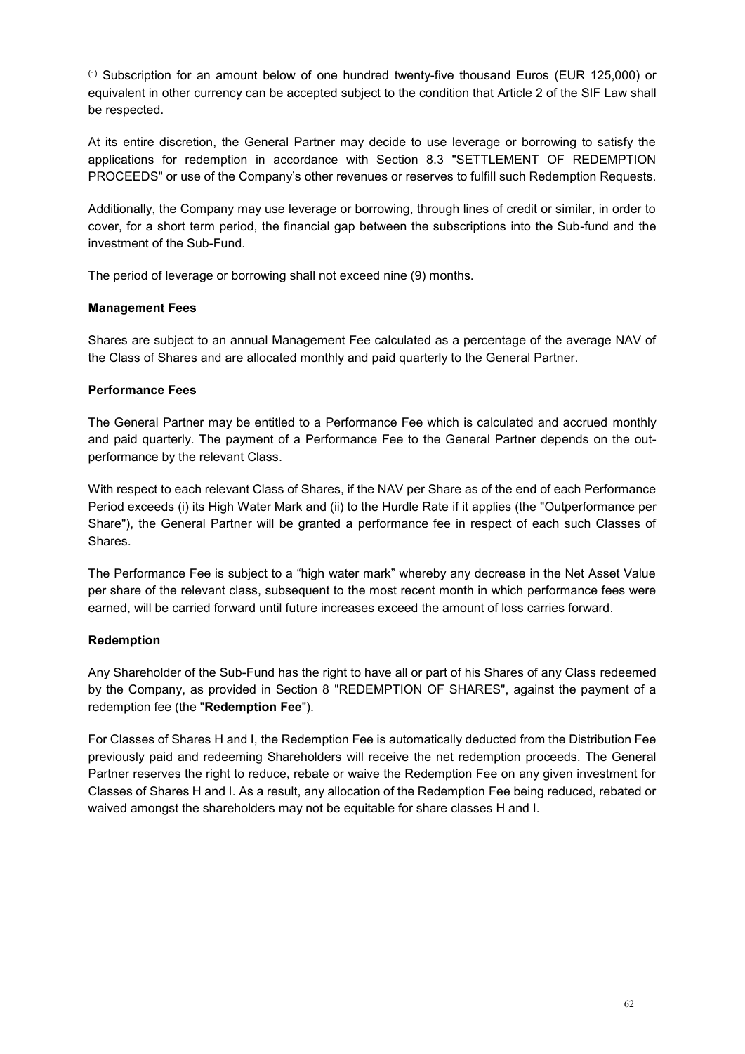[(1)] Subscription for an amount below of one hundred twenty-five thousand Euros (EUR 125,000) or equivalent in other currency can be accepted subject to the condition that Article 2 of the SIF Law shall be respected.

At its entire discretion, the General Partner may decide to use leverage or borrowing to satisfy the applications for redemption in accordance with Section 8.3 "SETTLEMENT OF REDEMPTION PROCEEDS" or use of the Company's other revenues or reserves to fulfill such Redemption Requests.

Additionally, the Company may use leverage or borrowing, through lines of credit or similar, in order to cover, for a short term period, the financial gap between the subscriptions into the Sub-fund and the investment of the Sub-Fund.

The period of leverage or borrowing shall not exceed nine (9) months.

**Management Fees**

Shares are subject to an annual Management Fee calculated as a percentage of the average NAV of the Class of Shares and are allocated monthly and paid quarterly to the General Partner.

**Performance Fees**

The General Partner may be entitled to a Performance Fee which is calculated and accrued monthly and paid quarterly. The payment of a Performance Fee to the General Partner depends on the out-performance by the relevant Class.

With respect to each relevant Class of Shares, if the NAV per Share as of the end of each Performance Period exceeds (i) its High Water Mark and (ii) to the Hurdle Rate if it applies (the "Outperformance per Share"), the General Partner will be granted a performance fee in respect of each such Classes of Shares.

The Performance Fee is subject to a "high water mark" whereby any decrease in the Net Asset Value per share of the relevant class, subsequent to the most recent month in which performance fees were earned, will be carried forward until future increases exceed the amount of loss carries forward.

**Redemption**

Any Shareholder of the Sub-Fund has the right to have all or part of his Shares of any Class redeemed by the Company, as provided in Section 8 "REDEMPTION OF SHARES", against the payment of a redemption fee (the "**Redemption Fee**").

For Classes of Shares H and I, the Redemption Fee is automatically deducted from the Distribution Fee previously paid and redeeming Shareholders will receive the net redemption proceeds. The General Partner reserves the right to reduce, rebate or waive the Redemption Fee on any given investment for Classes of Shares H and I. As a result, any allocation of the Redemption Fee being reduced, rebated or waived amongst the shareholders may not be equitable for share classes H and I.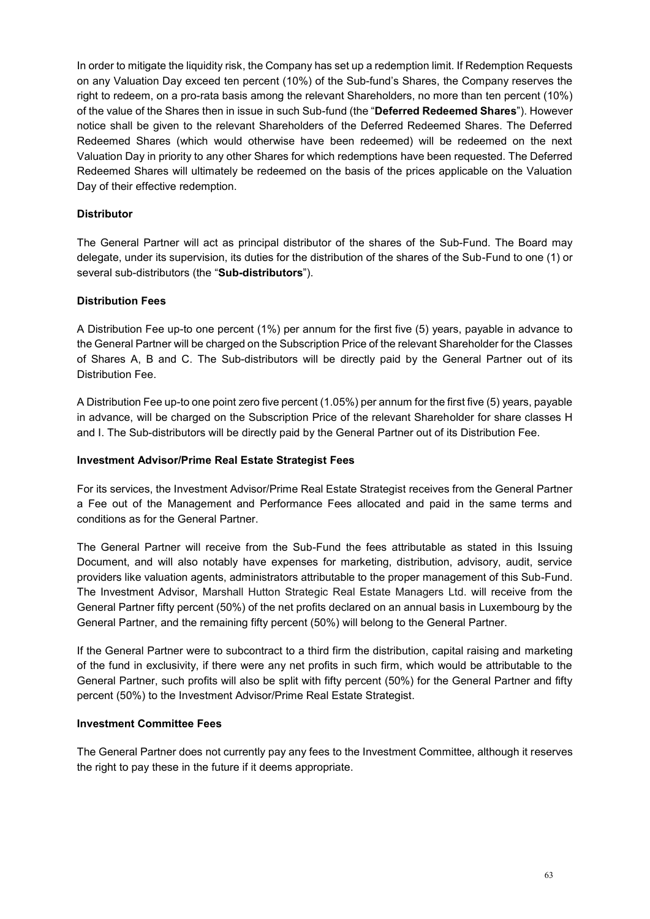In order to mitigate the liquidity risk, the Company has set up a redemption limit. If Redemption Requests on any Valuation Day exceed ten percent (10%) of the Sub-fund's Shares, the Company reserves the right to redeem, on a pro-rata basis among the relevant Shareholders, no more than ten percent (10%) of the value of the Shares then in issue in such Sub-fund (the "**Deferred Redeemed Shares**"). However notice shall be given to the relevant Shareholders of the Deferred Redeemed Shares. The Deferred Redeemed Shares (which would otherwise have been redeemed) will be redeemed on the next Valuation Day in priority to any other Shares for which redemptions have been requested. The Deferred Redeemed Shares will ultimately be redeemed on the basis of the prices applicable on the Valuation Day of their effective redemption.

**Distributor**

The General Partner will act as principal distributor of the shares of the Sub-Fund. The Board may delegate, under its supervision, its duties for the distribution of the shares of the Sub-Fund to one (1) or several sub-distributors (the "**Sub-distributors**").

**Distribution Fees**

A Distribution Fee up-to one percent (1%) per annum for the first five (5) years, payable in advance to the General Partner will be charged on the Subscription Price of the relevant Shareholder for the Classes of Shares A, B and C. The Sub-distributors will be directly paid by the General Partner out of its Distribution Fee.

A Distribution Fee up-to one point zero five percent (1.05%) per annum for the first five (5) years, payable in advance, will be charged on the Subscription Price of the relevant Shareholder for share classes H and I. The Sub-distributors will be directly paid by the General Partner out of its Distribution Fee.

**Investment Advisor/Prime Real Estate Strategist Fees**

For its services, the Investment Advisor/Prime Real Estate Strategist receives from the General Partner a Fee out of the Management and Performance Fees allocated and paid in the same terms and conditions as for the General Partner.

The General Partner will receive from the Sub-Fund the fees attributable as stated in this Issuing Document, and will also notably have expenses for marketing, distribution, advisory, audit, service providers like valuation agents, administrators attributable to the proper management of this Sub-Fund. The Investment Advisor, Marshall Hutton Strategic Real Estate Managers Ltd. will receive from the General Partner fifty percent (50%) of the net profits declared on an annual basis in Luxembourg by the General Partner, and the remaining fifty percent (50%) will belong to the General Partner.

If the General Partner were to subcontract to a third firm the distribution, capital raising and marketing of the fund in exclusivity, if there were any net profits in such firm, which would be attributable to the General Partner, such profits will also be split with fifty percent (50%) for the General Partner and fifty percent (50%) to the Investment Advisor/Prime Real Estate Strategist.

**Investment Committee Fees**

The General Partner does not currently pay any fees to the Investment Committee, although it reserves the right to pay these in the future if it deems appropriate.